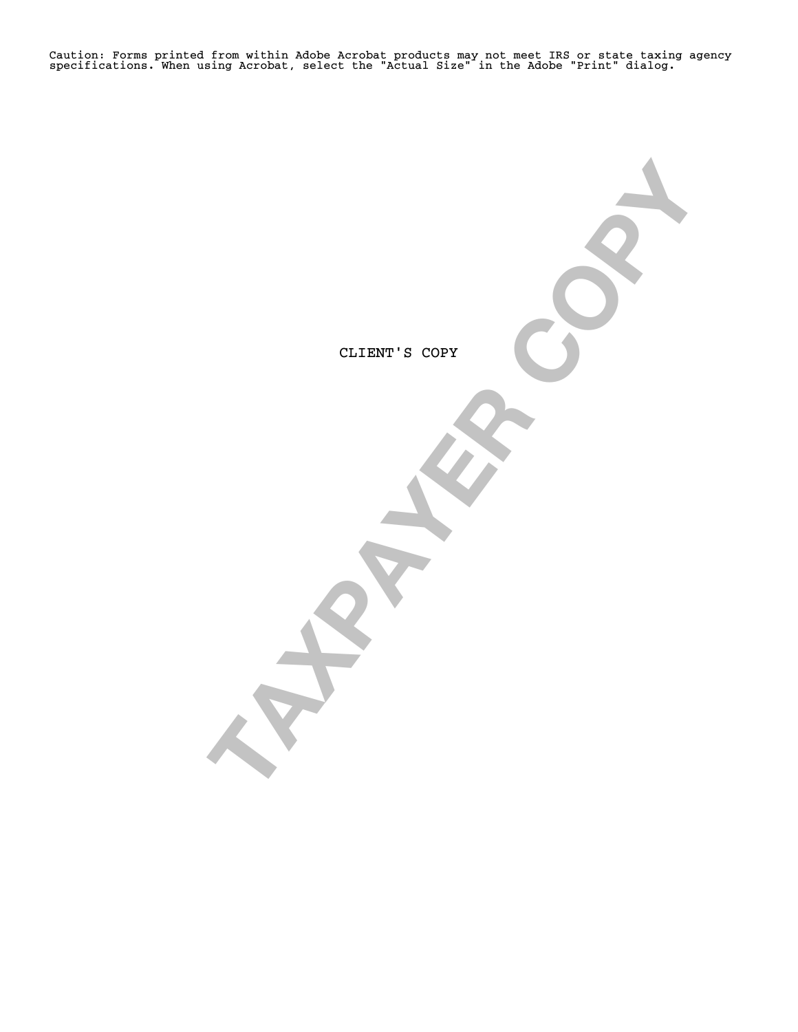Caution: Forms printed from within Adobe Acrobat products may not meet IRS or state taxing agency specifications. When using Acrobat, select the "Actual Size" in the Adobe "Print" dialog.

CLIENT'S COPY

TAXPAYER COPY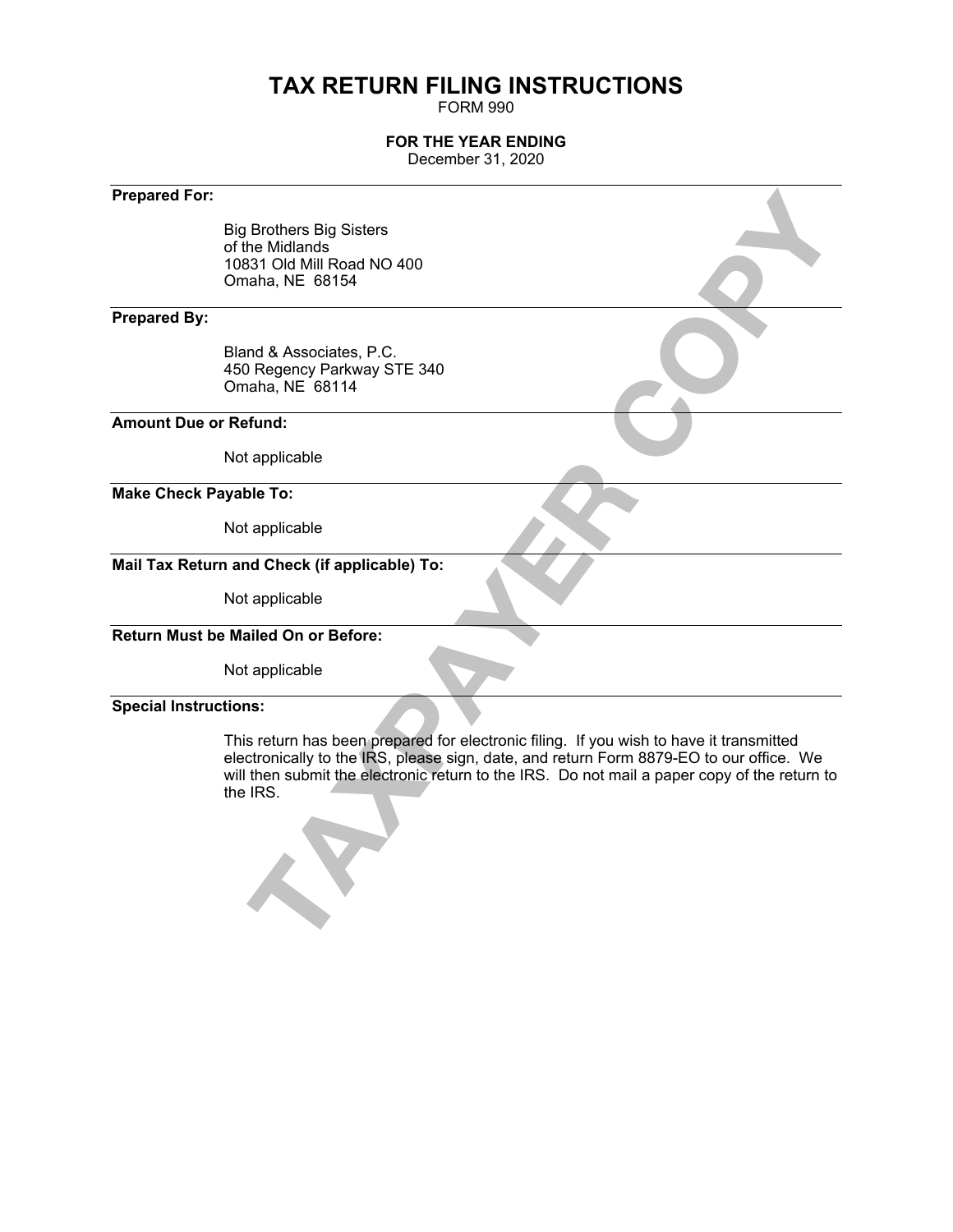# TAX RETURN FILING INSTRUCTIONS

FORM 990

**FOR THE YEAR ENDING**

December 31, 2020

**Prepared For:**

Big Brothers Big Sisters
of the Midlands
10831 Old Mill Road NO 400
Omaha, NE 68154

**Prepared By:**

Bland & Associates, P.C.
450 Regency Parkway STE 340
Omaha, NE 68114

**Amount Due or Refund:**

Not applicable

**Make Check Payable To:**

Not applicable

**Mail Tax Return and Check (if applicable) To:**

Not applicable

**Return Must be Mailed On or Before:**

Not applicable

**Special Instructions:**

This return has been prepared for electronic filing. If you wish to have it transmitted electronically to the IRS, please sign, date, and return Form 8879-EO to our office. We will then submit the electronic return to the IRS. Do not mail a paper copy of the return to the IRS.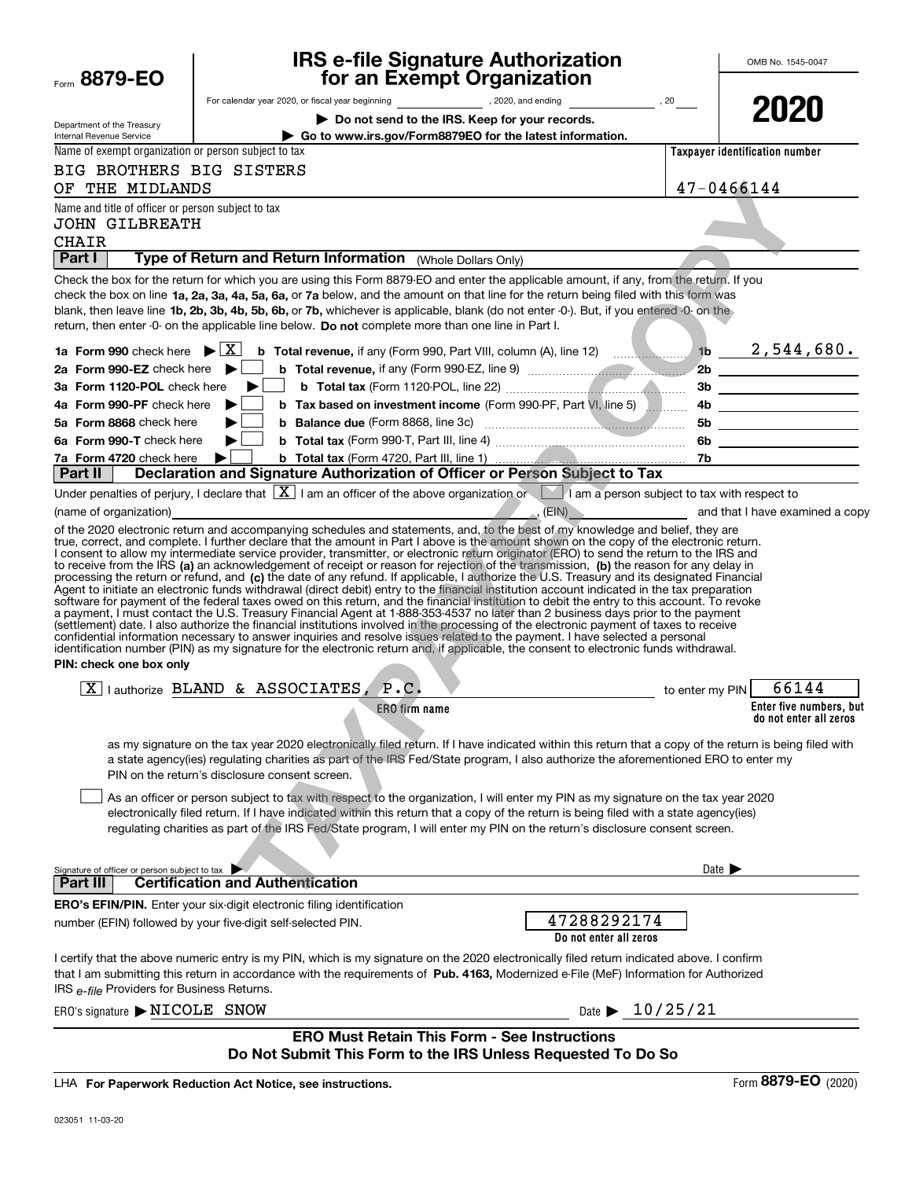Form **8879-EO**

Department of the Treasury
Internal Revenue Service

# IRS e-file Signature Authorization for an Exempt Organization

For calendar year 2020, or fiscal year beginning \_\_\_\_\_\_\_\_, 2020, and ending \_\_\_\_\_\_\_\_, 20\_\_

▶ **Do not send to the IRS. Keep for your records.**

▶ **Go to www.irs.gov/Form8879EO for the latest information.**

OMB No. 1545-0047

**2020**

Name of exempt organization or person subject to tax: BIG BROTHERS BIG SISTERS OF THE MIDLANDS

**Taxpayer identification number:** 47-0466144

Name and title of officer or person subject to tax: JOHN GILBREATH, CHAIR

TAXPAYER COPY

## Part I Type of Return and Return Information (Whole Dollars Only)

Check the box for the return for which you are using this Form 8879-EO and enter the applicable amount, if any, from the return. If you check the box on line **1a, 2a, 3a, 4a, 5a, 6a,** or **7a** below, and the amount on that line for the return being filed with this form was blank, then leave line **1b, 2b, 3b, 4b, 5b, 6b,** or **7b,** whichever is applicable, blank (do not enter -0-). But, if you entered -0- on the return, then enter -0- on the applicable line below. **Do not** complete more than one line in Part I.

| | | | |
|---|---|---|---|
| **1a Form 990** check here ▶ [X] | **b Total revenue,** if any (Form 990, Part VIII, column (A), line 12) | **1b** | 2,544,680. |
| **2a Form 990-EZ** check here ▶ [ ] | **b Total revenue,** if any (Form 990-EZ, line 9) | **2b** | |
| **3a Form 1120-POL** check here ▶ [ ] | **b Total tax** (Form 1120-POL, line 22) | **3b** | |
| **4a Form 990-PF** check here ▶ [ ] | **b Tax based on investment income** (Form 990-PF, Part VI, line 5) | **4b** | |
| **5a Form 8868** check here ▶ [ ] | **b Balance due** (Form 8868, line 3c) | **5b** | |
| **6a Form 990-T** check here ▶ [ ] | **b Total tax** (Form 990-T, Part III, line 4) | **6b** | |
| **7a Form 4720** check here ▶ [ ] | **b Total tax** (Form 4720, Part III, line 1) | **7b** | |

## Part II Declaration and Signature Authorization of Officer or Person Subject to Tax

Under penalties of perjury, I declare that [X] I am an officer of the above organization or [ ] I am a person subject to tax with respect to (name of organization) \_\_\_\_\_\_\_\_, (EIN) \_\_\_\_\_\_\_\_ and that I have examined a copy of the 2020 electronic return and accompanying schedules and statements, and, to the best of my knowledge and belief, they are true, correct, and complete. I further declare that the amount in Part I above is the amount shown on the copy of the electronic return. I consent to allow my intermediate service provider, transmitter, or electronic return originator (ERO) to send the return to the IRS and to receive from the IRS **(a)** an acknowledgement of receipt or reason for rejection of the transmission, **(b)** the reason for any delay in processing the return or refund, and **(c)** the date of any refund. If applicable, I authorize the U.S. Treasury and its designated Financial Agent to initiate an electronic funds withdrawal (direct debit) entry to the financial institution account indicated in the tax preparation software for payment of the federal taxes owed on this return, and the financial institution to debit the entry to this account. To revoke a payment, I must contact the U.S. Treasury Financial Agent at 1-888-353-4537 no later than 2 business days prior to the payment (settlement) date. I also authorize the financial institutions involved in the processing of the electronic payment of taxes to receive confidential information necessary to answer inquiries and resolve issues related to the payment. I have selected a personal identification number (PIN) as my signature for the electronic return and, if applicable, the consent to electronic funds withdrawal.

**PIN: check one box only**

[X] I authorize BLAND & ASSOCIATES, P.C. (**ERO firm name**) to enter my PIN 66144 (**Enter five numbers, but do not enter all zeros**)

as my signature on the tax year 2020 electronically filed return. If I have indicated within this return that a copy of the return is being filed with a state agency(ies) regulating charities as part of the IRS Fed/State program, I also authorize the aforementioned ERO to enter my PIN on the return's disclosure consent screen.

[ ] As an officer or person subject to tax with respect to the organization, I will enter my PIN as my signature on the tax year 2020 electronically filed return. If I have indicated within this return that a copy of the return is being filed with a state agency(ies) regulating charities as part of the IRS Fed/State program, I will enter my PIN on the return's disclosure consent screen.

Signature of officer or person subject to tax ▶ \_\_\_\_\_\_\_\_ Date ▶ \_\_\_\_\_\_\_\_

## Part III Certification and Authentication

**ERO's EFIN/PIN.** Enter your six-digit electronic filing identification number (EFIN) followed by your five-digit self-selected PIN.

47288292174
**Do not enter all zeros**

I certify that the above numeric entry is my PIN, which is my signature on the 2020 electronically filed return indicated above. I confirm that I am submitting this return in accordance with the requirements of **Pub. 4163,** Modernized e-File (MeF) Information for Authorized IRS *e-file* Providers for Business Returns.

ERO's signature ▶ NICOLE SNOW Date ▶ 10/25/21

**ERO Must Retain This Form - See Instructions**
**Do Not Submit This Form to the IRS Unless Requested To Do So**

LHA **For Paperwork Reduction Act Notice, see instructions.** Form **8879-EO** (2020)

023051 11-03-20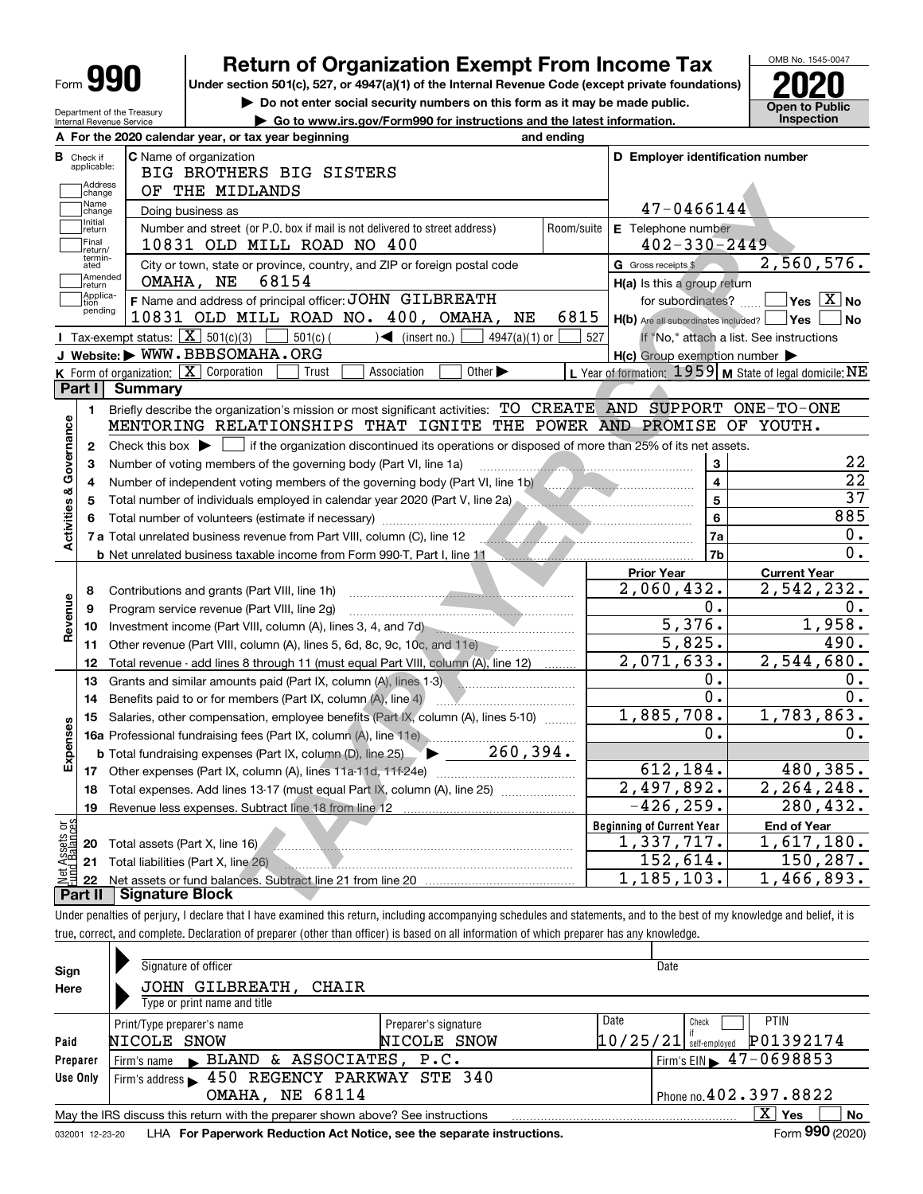Form **990**

# Return of Organization Exempt From Income Tax

**Under section 501(c), 527, or 4947(a)(1) of the Internal Revenue Code (except private foundations)**

▶ Do not enter social security numbers on this form as it may be made public.

▶ Go to www.irs.gov/Form990 for instructions and the latest information.

Department of the Treasury
Internal Revenue Service

OMB No. 1545-0047

**2020**

**Open to Public Inspection**

**A** For the 2020 calendar year, or tax year beginning and ending

**B** Check if applicable: Address change / Name change / Initial return / Final return/terminated / Amended return / Application pending

**C** Name of organization: BIG BROTHERS BIG SISTERS OF THE MIDLANDS

Doing business as

Number and street (or P.O. box if mail is not delivered to street address): 10831 OLD MILL ROAD NO 400 — Room/suite

City or town, state or province, country, and ZIP or foreign postal code: OMAHA, NE 68154

**D** Employer identification number: 47-0466144

**E** Telephone number: 402-330-2449

**G** Gross receipts $ 2,560,576.

**F** Name and address of principal officer: JOHN GILBREATH, 10831 OLD MILL ROAD NO. 400, OMAHA, NE 6815

**H(a)** Is this a group return for subordinates? ☐ Yes ☒ No

**H(b)** Are all subordinates included? ☐ Yes ☐ No — If "No," attach a list. See instructions

**H(c)** Group exemption number ▶

**I** Tax-exempt status: ☒ 501(c)(3) ☐ 501(c) ( ) ◀ (insert no.) ☐ 4947(a)(1) or ☐ 527

**J** Website: ▶ WWW.BBBSOMAHA.ORG

**K** Form of organization: ☒ Corporation ☐ Trust ☐ Association ☐ Other ▶

**L** Year of formation: 1959 **M** State of legal domicile: NE

## Part I Summary

**Activities & Governance**

1. Briefly describe the organization's mission or most significant activities: TO CREATE AND SUPPORT ONE-TO-ONE MENTORING RELATIONSHIPS THAT IGNITE THE POWER AND PROMISE OF YOUTH.
2. Check this box ▶ ☐ if the organization discontinued its operations or disposed of more than 25% of its net assets.

| | | | |
|---|---|---|---|
| 3 | Number of voting members of the governing body (Part VI, line 1a) | 3 | 22 |
| 4 | Number of independent voting members of the governing body (Part VI, line 1b) | 4 | 22 |
| 5 | Total number of individuals employed in calendar year 2020 (Part V, line 2a) | 5 | 37 |
| 6 | Total number of volunteers (estimate if necessary) | 6 | 885 |
| 7a | Total unrelated business revenue from Part VIII, column (C), line 12 | 7a | 0. |
| b | Net unrelated business taxable income from Form 990-T, Part I, line 11 | 7b | 0. |

| | | Prior Year | Current Year |
|---|---|---|---|
| **Revenue** | | | |
| 8 | Contributions and grants (Part VIII, line 1h) | 2,060,432. | 2,542,232. |
| 9 | Program service revenue (Part VIII, line 2g) | 0. | 0. |
| 10 | Investment income (Part VIII, column (A), lines 3, 4, and 7d) | 5,376. | 1,958. |
| 11 | Other revenue (Part VIII, column (A), lines 5, 6d, 8c, 9c, 10c, and 11e) | 5,825. | 490. |
| 12 | Total revenue - add lines 8 through 11 (must equal Part VIII, column (A), line 12) | 2,071,633. | 2,544,680. |
| **Expenses** | | | |
| 13 | Grants and similar amounts paid (Part IX, column (A), lines 1-3) | 0. | 0. |
| 14 | Benefits paid to or for members (Part IX, column (A), line 4) | 0. | 0. |
| 15 | Salaries, other compensation, employee benefits (Part IX, column (A), lines 5-10) | 1,885,708. | 1,783,863. |
| 16a | Professional fundraising fees (Part IX, column (A), line 11e) | 0. | 0. |
| b | Total fundraising expenses (Part IX, column (D), line 25) ▶ 260,394. | | |
| 17 | Other expenses (Part IX, column (A), lines 11a-11d, 11f-24e) | 612,184. | 480,385. |
| 18 | Total expenses. Add lines 13-17 (must equal Part IX, column (A), line 25) | 2,497,892. | 2,264,248. |
| 19 | Revenue less expenses. Subtract line 18 from line 12 | -426,259. | 280,432. |

| | | Beginning of Current Year | End of Year |
|---|---|---|---|
| **Net Assets or Fund Balances** | | | |
| 20 | Total assets (Part X, line 16) | 1,337,717. | 1,617,180. |
| 21 | Total liabilities (Part X, line 26) | 152,614. | 150,287. |
| 22 | Net assets or fund balances. Subtract line 21 from line 20 | 1,185,103. | 1,466,893. |

## Part II Signature Block

Under penalties of perjury, I declare that I have examined this return, including accompanying schedules and statements, and to the best of my knowledge and belief, it is true, correct, and complete. Declaration of preparer (other than officer) is based on all information of which preparer has any knowledge.

**Sign Here**

Signature of officer — Date

JOHN GILBREATH, CHAIR
Type or print name and title

| | Print/Type preparer's name | Preparer's signature | Date | Check ☐ if self-employed | PTIN |
|---|---|---|---|---|---|
| **Paid Preparer Use Only** | NICOLE SNOW | NICOLE SNOW | 10/25/21 | | P01392174 |
| | Firm's name ▶ BLAND & ASSOCIATES, P.C. | | | Firm's EIN ▶ 47-0698853 | |
| | Firm's address ▶ 450 REGENCY PARKWAY STE 340, OMAHA, NE 68114 | | | Phone no. 402.397.8822 | |

May the IRS discuss this return with the preparer shown above? See instructions ☒ Yes ☐ No

032001 12-23-20 LHA For Paperwork Reduction Act Notice, see the separate instructions. Form **990** (2020)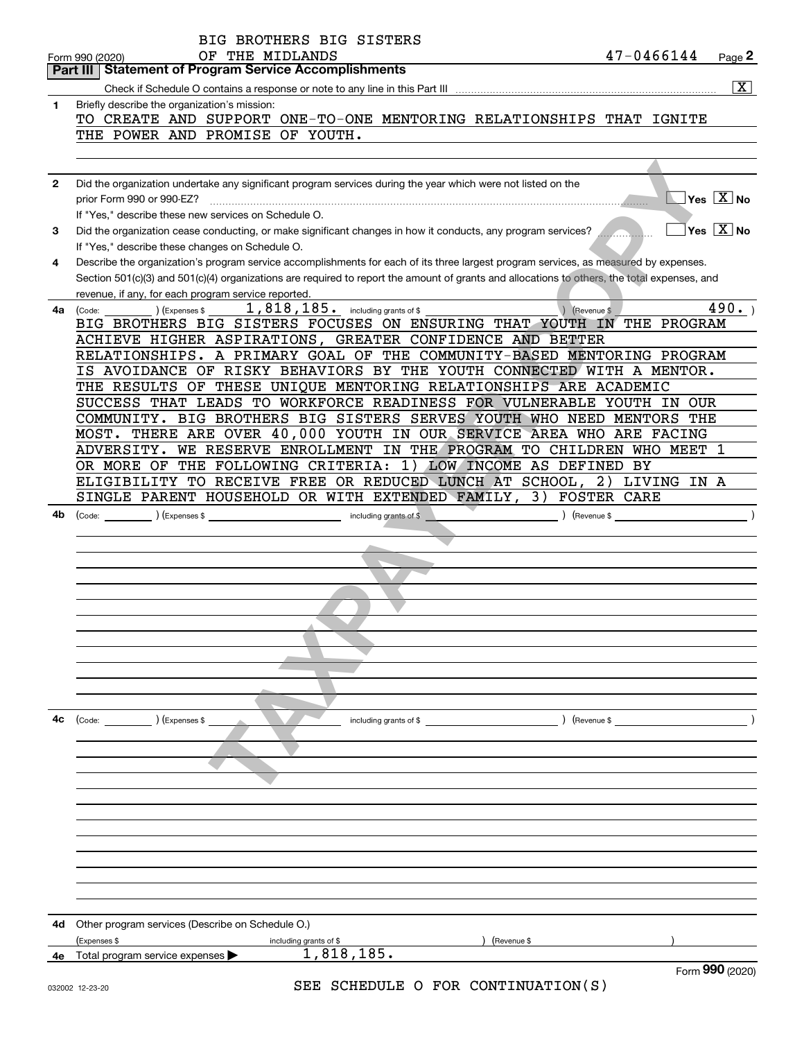BIG BROTHERS BIG SISTERS

Form 990 (2020) OF THE MIDLANDS 47-0466144 Page **2**

## Part III Statement of Program Service Accomplishments

Check if Schedule O contains a response or note to any line in this Part III [X]

**1** Briefly describe the organization's mission:

TO CREATE AND SUPPORT ONE-TO-ONE MENTORING RELATIONSHIPS THAT IGNITE THE POWER AND PROMISE OF YOUTH.

**2** Did the organization undertake any significant program services during the year which were not listed on the prior Form 990 or 990-EZ? [ ] Yes [X] No

If "Yes," describe these new services on Schedule O.

**3** Did the organization cease conducting, or make significant changes in how it conducts, any program services? [ ] Yes [X] No

If "Yes," describe these changes on Schedule O.

**4** Describe the organization's program service accomplishments for each of its three largest program services, as measured by expenses. Section 501(c)(3) and 501(c)(4) organizations are required to report the amount of grants and allocations to others, the total expenses, and revenue, if any, for each program service reported.

**4a** (Code: ) (Expenses $ 1,818,185. including grants of $ ) (Revenue $ 490. )

BIG BROTHERS BIG SISTERS FOCUSES ON ENSURING THAT YOUTH IN THE PROGRAM ACHIEVE HIGHER ASPIRATIONS, GREATER CONFIDENCE AND BETTER RELATIONSHIPS. A PRIMARY GOAL OF THE COMMUNITY-BASED MENTORING PROGRAM IS AVOIDANCE OF RISKY BEHAVIORS BY THE YOUTH CONNECTED WITH A MENTOR. THE RESULTS OF THESE UNIQUE MENTORING RELATIONSHIPS ARE ACADEMIC SUCCESS THAT LEADS TO WORKFORCE READINESS FOR VULNERABLE YOUTH IN OUR COMMUNITY. BIG BROTHERS BIG SISTERS SERVES YOUTH WHO NEED MENTORS THE MOST. THERE ARE OVER 40,000 YOUTH IN OUR SERVICE AREA WHO ARE FACING ADVERSITY. WE RESERVE ENROLLMENT IN THE PROGRAM TO CHILDREN WHO MEET 1 OR MORE OF THE FOLLOWING CRITERIA: 1) LOW INCOME AS DEFINED BY ELIGIBILITY TO RECEIVE FREE OR REDUCED LUNCH AT SCHOOL, 2) LIVING IN A SINGLE PARENT HOUSEHOLD OR WITH EXTENDED FAMILY, 3) FOSTER CARE

**4b** (Code: ) (Expenses $ including grants of $ ) (Revenue $ )

**4c** (Code: ) (Expenses $ including grants of $ ) (Revenue $ )

**4d** Other program services (Describe on Schedule O.)

(Expenses $ including grants of $ ) (Revenue $ )

**4e** Total program service expenses ▶ 1,818,185.

SEE SCHEDULE O FOR CONTINUATION(S)

Form **990** (2020)

032002 12-23-20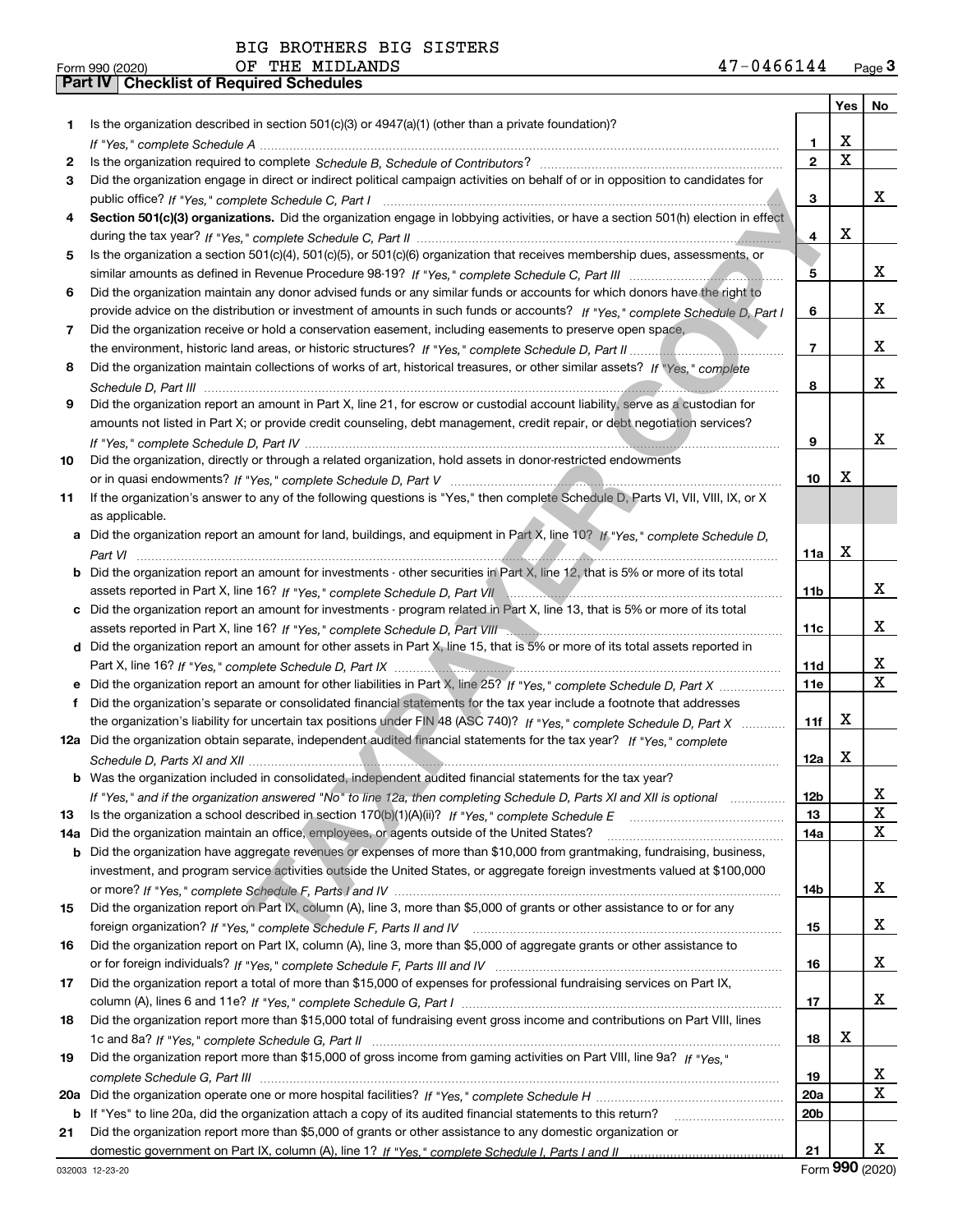BIG BROTHERS BIG SISTERS
Form 990 (2020) OF THE MIDLANDS 47-0466144 Page **3**

## Part IV Checklist of Required Schedules

| | | | Yes | No |
|---|---|---|---|---|
| **1** | Is the organization described in section 501(c)(3) or 4947(a)(1) (other than a private foundation)? *If "Yes," complete Schedule A* | **1** | X | |
| **2** | Is the organization required to complete *Schedule B, Schedule of Contributors*? | **2** | X | |
| **3** | Did the organization engage in direct or indirect political campaign activities on behalf of or in opposition to candidates for public office? *If "Yes," complete Schedule C, Part I* | **3** | | X |
| **4** | **Section 501(c)(3) organizations.** Did the organization engage in lobbying activities, or have a section 501(h) election in effect during the tax year? *If "Yes," complete Schedule C, Part II* | **4** | X | |
| **5** | Is the organization a section 501(c)(4), 501(c)(5), or 501(c)(6) organization that receives membership dues, assessments, or similar amounts as defined in Revenue Procedure 98-19? *If "Yes," complete Schedule C, Part III* | **5** | | X |
| **6** | Did the organization maintain any donor advised funds or any similar funds or accounts for which donors have the right to provide advice on the distribution or investment of amounts in such funds or accounts? *If "Yes," complete Schedule D, Part I* | **6** | | X |
| **7** | Did the organization receive or hold a conservation easement, including easements to preserve open space, the environment, historic land areas, or historic structures? *If "Yes," complete Schedule D, Part II* | **7** | | X |
| **8** | Did the organization maintain collections of works of art, historical treasures, or other similar assets? *If "Yes," complete Schedule D, Part III* | **8** | | X |
| **9** | Did the organization report an amount in Part X, line 21, for escrow or custodial account liability, serve as a custodian for amounts not listed in Part X; or provide credit counseling, debt management, credit repair, or debt negotiation services? *If "Yes," complete Schedule D, Part IV* | **9** | | X |
| **10** | Did the organization, directly or through a related organization, hold assets in donor-restricted endowments or in quasi endowments? *If "Yes," complete Schedule D, Part V* | **10** | X | |
| **11** | If the organization's answer to any of the following questions is "Yes," then complete Schedule D, Parts VI, VII, VIII, IX, or X as applicable. | | | |
| **a** | Did the organization report an amount for land, buildings, and equipment in Part X, line 10? *If "Yes," complete Schedule D, Part VI* | **11a** | X | |
| **b** | Did the organization report an amount for investments - other securities in Part X, line 12, that is 5% or more of its total assets reported in Part X, line 16? *If "Yes," complete Schedule D, Part VII* | **11b** | | X |
| **c** | Did the organization report an amount for investments - program related in Part X, line 13, that is 5% or more of its total assets reported in Part X, line 16? *If "Yes," complete Schedule D, Part VIII* | **11c** | | X |
| **d** | Did the organization report an amount for other assets in Part X, line 15, that is 5% or more of its total assets reported in Part X, line 16? *If "Yes," complete Schedule D, Part IX* | **11d** | | X |
| **e** | Did the organization report an amount for other liabilities in Part X, line 25? *If "Yes," complete Schedule D, Part X* | **11e** | | X |
| **f** | Did the organization's separate or consolidated financial statements for the tax year include a footnote that addresses the organization's liability for uncertain tax positions under FIN 48 (ASC 740)? *If "Yes," complete Schedule D, Part X* | **11f** | X | |
| **12a** | Did the organization obtain separate, independent audited financial statements for the tax year? *If "Yes," complete Schedule D, Parts XI and XII* | **12a** | X | |
| **b** | Was the organization included in consolidated, independent audited financial statements for the tax year? *If "Yes," and if the organization answered "No" to line 12a, then completing Schedule D, Parts XI and XII is optional* | **12b** | | X |
| **13** | Is the organization a school described in section 170(b)(1)(A)(ii)? *If "Yes," complete Schedule E* | **13** | | X |
| **14a** | Did the organization maintain an office, employees, or agents outside of the United States? | **14a** | | X |
| **b** | Did the organization have aggregate revenues or expenses of more than $10,000 from grantmaking, fundraising, business, investment, and program service activities outside the United States, or aggregate foreign investments valued at $100,000 or more? *If "Yes," complete Schedule F, Parts I and IV* | **14b** | | X |
| **15** | Did the organization report on Part IX, column (A), line 3, more than $5,000 of grants or other assistance to or for any foreign organization? *If "Yes," complete Schedule F, Parts II and IV* | **15** | | X |
| **16** | Did the organization report on Part IX, column (A), line 3, more than $5,000 of aggregate grants or other assistance to or for foreign individuals? *If "Yes," complete Schedule F, Parts III and IV* | **16** | | X |
| **17** | Did the organization report a total of more than $15,000 of expenses for professional fundraising services on Part IX, column (A), lines 6 and 11e? *If "Yes," complete Schedule G, Part I* | **17** | | X |
| **18** | Did the organization report more than $15,000 total of fundraising event gross income and contributions on Part VIII, lines 1c and 8a? *If "Yes," complete Schedule G, Part II* | **18** | X | |
| **19** | Did the organization report more than $15,000 of gross income from gaming activities on Part VIII, line 9a? *If "Yes," complete Schedule G, Part III* | **19** | | X |
| **20a** | Did the organization operate one or more hospital facilities? *If "Yes," complete Schedule H* | **20a** | | X |
| **b** | If "Yes" to line 20a, did the organization attach a copy of its audited financial statements to this return? | **20b** | | |
| **21** | Did the organization report more than $5,000 of grants or other assistance to any domestic organization or domestic government on Part IX, column (A), line 1? *If "Yes," complete Schedule I, Parts I and II* | **21** | | X |

032003 12-23-20 Form **990** (2020)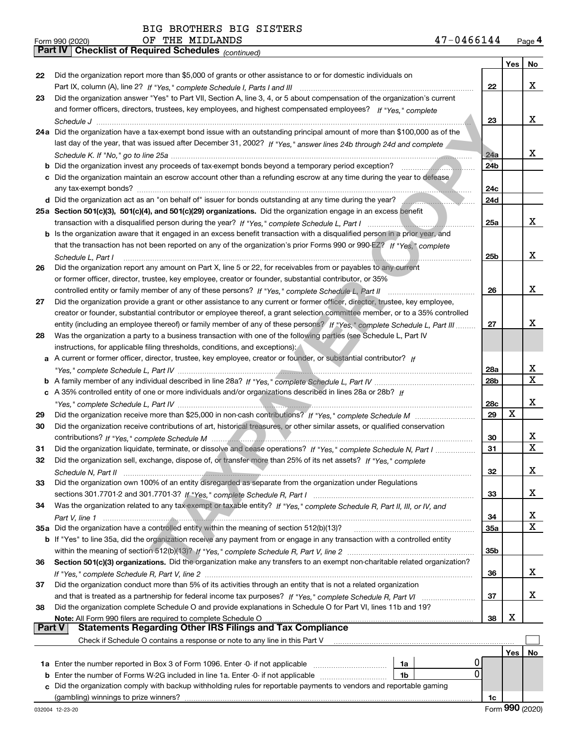BIG BROTHERS BIG SISTERS
OF THE MIDLANDS

Form 990 (2020) 47-0466144 Page 4

**Part IV | Checklist of Required Schedules** *(continued)*

| | | | Yes | No |
|---|---|---|---|---|
| 22 | Did the organization report more than $5,000 of grants or other assistance to or for domestic individuals on Part IX, column (A), line 2? *If "Yes," complete Schedule I, Parts I and III* | 22 | | X |
| 23 | Did the organization answer "Yes" to Part VII, Section A, line 3, 4, or 5 about compensation of the organization's current and former officers, directors, trustees, key employees, and highest compensated employees? *If "Yes," complete Schedule J* | 23 | | X |
| 24a | Did the organization have a tax-exempt bond issue with an outstanding principal amount of more than $100,000 as of the last day of the year, that was issued after December 31, 2002? *If "Yes," answer lines 24b through 24d and complete Schedule K. If "No," go to line 25a* | 24a | | X |
| b | Did the organization invest any proceeds of tax-exempt bonds beyond a temporary period exception? | 24b | | |
| c | Did the organization maintain an escrow account other than a refunding escrow at any time during the year to defease any tax-exempt bonds? | 24c | | |
| d | Did the organization act as an "on behalf of" issuer for bonds outstanding at any time during the year? | 24d | | |
| 25a | **Section 501(c)(3), 501(c)(4), and 501(c)(29) organizations.** Did the organization engage in an excess benefit transaction with a disqualified person during the year? *If "Yes," complete Schedule L, Part I* | 25a | | X |
| b | Is the organization aware that it engaged in an excess benefit transaction with a disqualified person in a prior year, and that the transaction has not been reported on any of the organization's prior Forms 990 or 990-EZ? *If "Yes," complete Schedule L, Part I* | 25b | | X |
| 26 | Did the organization report any amount on Part X, line 5 or 22, for receivables from or payables to any current or former officer, director, trustee, key employee, creator or founder, substantial contributor, or 35% controlled entity or family member of any of these persons? *If "Yes," complete Schedule L, Part II* | 26 | | X |
| 27 | Did the organization provide a grant or other assistance to any current or former officer, director, trustee, key employee, creator or founder, substantial contributor or employee thereof, a grant selection committee member, or to a 35% controlled entity (including an employee thereof) or family member of any of these persons? *If "Yes," complete Schedule L, Part III* | 27 | | X |
| 28 | Was the organization a party to a business transaction with one of the following parties (see Schedule L, Part IV instructions, for applicable filing thresholds, conditions, and exceptions): | | | |
| a | A current or former officer, director, trustee, key employee, creator or founder, or substantial contributor? *If "Yes," complete Schedule L, Part IV* | 28a | | X |
| b | A family member of any individual described in line 28a? *If "Yes," complete Schedule L, Part IV* | 28b | | X |
| c | A 35% controlled entity of one or more individuals and/or organizations described in lines 28a or 28b? *If "Yes," complete Schedule L, Part IV* | 28c | | X |
| 29 | Did the organization receive more than $25,000 in non-cash contributions? *If "Yes," complete Schedule M* | 29 | X | |
| 30 | Did the organization receive contributions of art, historical treasures, or other similar assets, or qualified conservation contributions? *If "Yes," complete Schedule M* | 30 | | X |
| 31 | Did the organization liquidate, terminate, or dissolve and cease operations? *If "Yes," complete Schedule N, Part I* | 31 | | X |
| 32 | Did the organization sell, exchange, dispose of, or transfer more than 25% of its net assets? *If "Yes," complete Schedule N, Part II* | 32 | | X |
| 33 | Did the organization own 100% of an entity disregarded as separate from the organization under Regulations sections 301.7701-2 and 301.7701-3? *If "Yes," complete Schedule R, Part I* | 33 | | X |
| 34 | Was the organization related to any tax-exempt or taxable entity? *If "Yes," complete Schedule R, Part II, III, or IV, and Part V, line 1* | 34 | | X |
| 35a | Did the organization have a controlled entity within the meaning of section 512(b)(13)? | 35a | | X |
| b | If "Yes" to line 35a, did the organization receive any payment from or engage in any transaction with a controlled entity within the meaning of section 512(b)(13)? *If "Yes," complete Schedule R, Part V, line 2* | 35b | | |
| 36 | **Section 501(c)(3) organizations.** Did the organization make any transfers to an exempt non-charitable related organization? *If "Yes," complete Schedule R, Part V, line 2* | 36 | | X |
| 37 | Did the organization conduct more than 5% of its activities through an entity that is not a related organization and that is treated as a partnership for federal income tax purposes? *If "Yes," complete Schedule R, Part VI* | 37 | | X |
| 38 | Did the organization complete Schedule O and provide explanations in Schedule O for Part VI, lines 11b and 19? **Note:** All Form 990 filers are required to complete Schedule O | 38 | X | |

**Part V | Statements Regarding Other IRS Filings and Tax Compliance**

Check if Schedule O contains a response or note to any line in this Part V

| | | | | | Yes | No |
|---|---|---|---|---|---|---|
| 1a | Enter the number reported in Box 3 of Form 1096. Enter -0- if not applicable | 1a | 0 | | | |
| b | Enter the number of Forms W-2G included in line 1a. Enter -0- if not applicable | 1b | 0 | | | |
| c | Did the organization comply with backup withholding rules for reportable payments to vendors and reportable gaming (gambling) winnings to prize winners? | | | 1c | | |

032004 12-23-20 Form **990** (2020)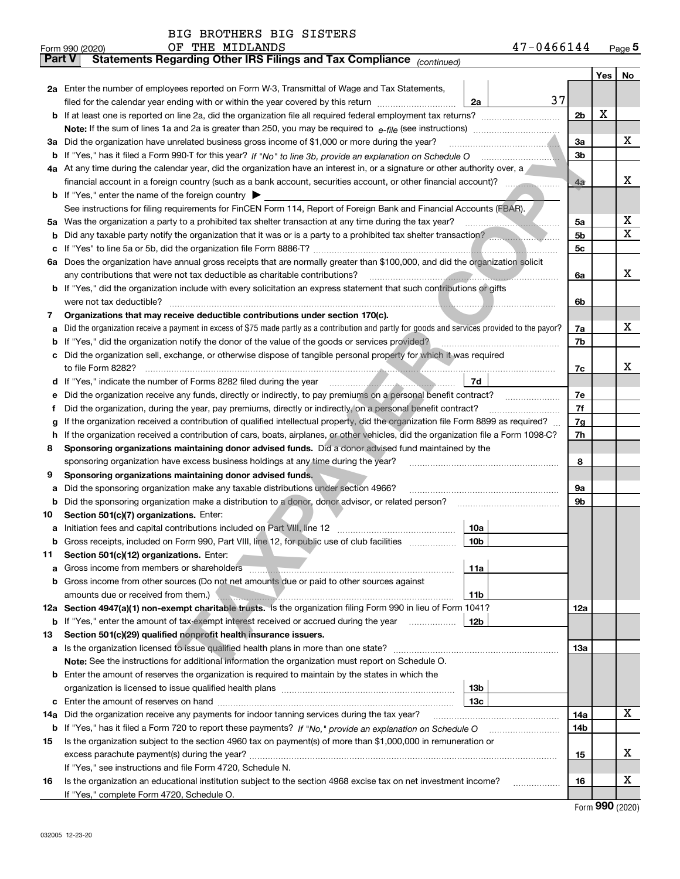BIG BROTHERS BIG SISTERS OF THE MIDLANDS

47-0466144

Form 990 (2020)

## Part V Statements Regarding Other IRS Filings and Tax Compliance *(continued)*

| | | | | | Yes | No |
|---|---|---|---|---|---|---|
| **2a** | Enter the number of employees reported on Form W-3, Transmittal of Wage and Tax Statements, filed for the calendar year ending with or within the year covered by this return | 2a | 37 | | | |
| **b** | If at least one is reported on line 2a, did the organization file all required federal employment tax returns? | | | 2b | X | |
| | **Note:** If the sum of lines 1a and 2a is greater than 250, you may be required to *e-file* (see instructions) | | | | | |
| **3a** | Did the organization have unrelated business gross income of $1,000 or more during the year? | | | 3a | | X |
| **b** | If "Yes," has it filed a Form 990-T for this year? *If "No" to line 3b, provide an explanation on Schedule O* | | | 3b | | |
| **4a** | At any time during the calendar year, did the organization have an interest in, or a signature or other authority over, a financial account in a foreign country (such as a bank account, securities account, or other financial account)? | | | 4a | | X |
| **b** | If "Yes," enter the name of the foreign country ▶ | | | | | |
| | See instructions for filing requirements for FinCEN Form 114, Report of Foreign Bank and Financial Accounts (FBAR). | | | | | |
| **5a** | Was the organization a party to a prohibited tax shelter transaction at any time during the tax year? | | | 5a | | X |
| **b** | Did any taxable party notify the organization that it was or is a party to a prohibited tax shelter transaction? | | | 5b | | X |
| **c** | If "Yes" to line 5a or 5b, did the organization file Form 8886-T? | | | 5c | | |
| **6a** | Does the organization have annual gross receipts that are normally greater than $100,000, and did the organization solicit any contributions that were not tax deductible as charitable contributions? | | | 6a | | X |
| **b** | If "Yes," did the organization include with every solicitation an express statement that such contributions or gifts were not tax deductible? | | | 6b | | |
| **7** | **Organizations that may receive deductible contributions under section 170(c).** | | | | | |
| **a** | Did the organization receive a payment in excess of $75 made partly as a contribution and partly for goods and services provided to the payor? | | | 7a | | X |
| **b** | If "Yes," did the organization notify the donor of the value of the goods or services provided? | | | 7b | | |
| **c** | Did the organization sell, exchange, or otherwise dispose of tangible personal property for which it was required to file Form 8282? | | | 7c | | X |
| **d** | If "Yes," indicate the number of Forms 8282 filed during the year | 7d | | | | |
| **e** | Did the organization receive any funds, directly or indirectly, to pay premiums on a personal benefit contract? | | | 7e | | |
| **f** | Did the organization, during the year, pay premiums, directly or indirectly, on a personal benefit contract? | | | 7f | | |
| **g** | If the organization received a contribution of qualified intellectual property, did the organization file Form 8899 as required? | | | 7g | | |
| **h** | If the organization received a contribution of cars, boats, airplanes, or other vehicles, did the organization file a Form 1098-C? | | | 7h | | |
| **8** | **Sponsoring organizations maintaining donor advised funds.** Did a donor advised fund maintained by the sponsoring organization have excess business holdings at any time during the year? | | | 8 | | |
| **9** | **Sponsoring organizations maintaining donor advised funds.** | | | | | |
| **a** | Did the sponsoring organization make any taxable distributions under section 4966? | | | 9a | | |
| **b** | Did the sponsoring organization make a distribution to a donor, donor advisor, or related person? | | | 9b | | |
| **10** | **Section 501(c)(7) organizations.** Enter: | | | | | |
| **a** | Initiation fees and capital contributions included on Part VIII, line 12 | 10a | | | | |
| **b** | Gross receipts, included on Form 990, Part VIII, line 12, for public use of club facilities | 10b | | | | |
| **11** | **Section 501(c)(12) organizations.** Enter: | | | | | |
| **a** | Gross income from members or shareholders | 11a | | | | |
| **b** | Gross income from other sources (Do not net amounts due or paid to other sources against amounts due or received from them.) | 11b | | | | |
| **12a** | **Section 4947(a)(1) non-exempt charitable trusts.** Is the organization filing Form 990 in lieu of Form 1041? | | | 12a | | |
| **b** | If "Yes," enter the amount of tax-exempt interest received or accrued during the year | 12b | | | | |
| **13** | **Section 501(c)(29) qualified nonprofit health insurance issuers.** | | | | | |
| **a** | Is the organization licensed to issue qualified health plans in more than one state? | | | 13a | | |
| | **Note:** See the instructions for additional information the organization must report on Schedule O. | | | | | |
| **b** | Enter the amount of reserves the organization is required to maintain by the states in which the organization is licensed to issue qualified health plans | 13b | | | | |
| **c** | Enter the amount of reserves on hand | 13c | | | | |
| **14a** | Did the organization receive any payments for indoor tanning services during the tax year? | | | 14a | | X |
| **b** | If "Yes," has it filed a Form 720 to report these payments? *If "No," provide an explanation on Schedule O* | | | 14b | | |
| **15** | Is the organization subject to the section 4960 tax on payment(s) of more than $1,000,000 in remuneration or excess parachute payment(s) during the year? | | | 15 | | X |
| | If "Yes," see instructions and file Form 4720, Schedule N. | | | | | |
| **16** | Is the organization an educational institution subject to the section 4968 excise tax on net investment income? | | | 16 | | X |
| | If "Yes," complete Form 4720, Schedule O. | | | | | |

Form **990** (2020)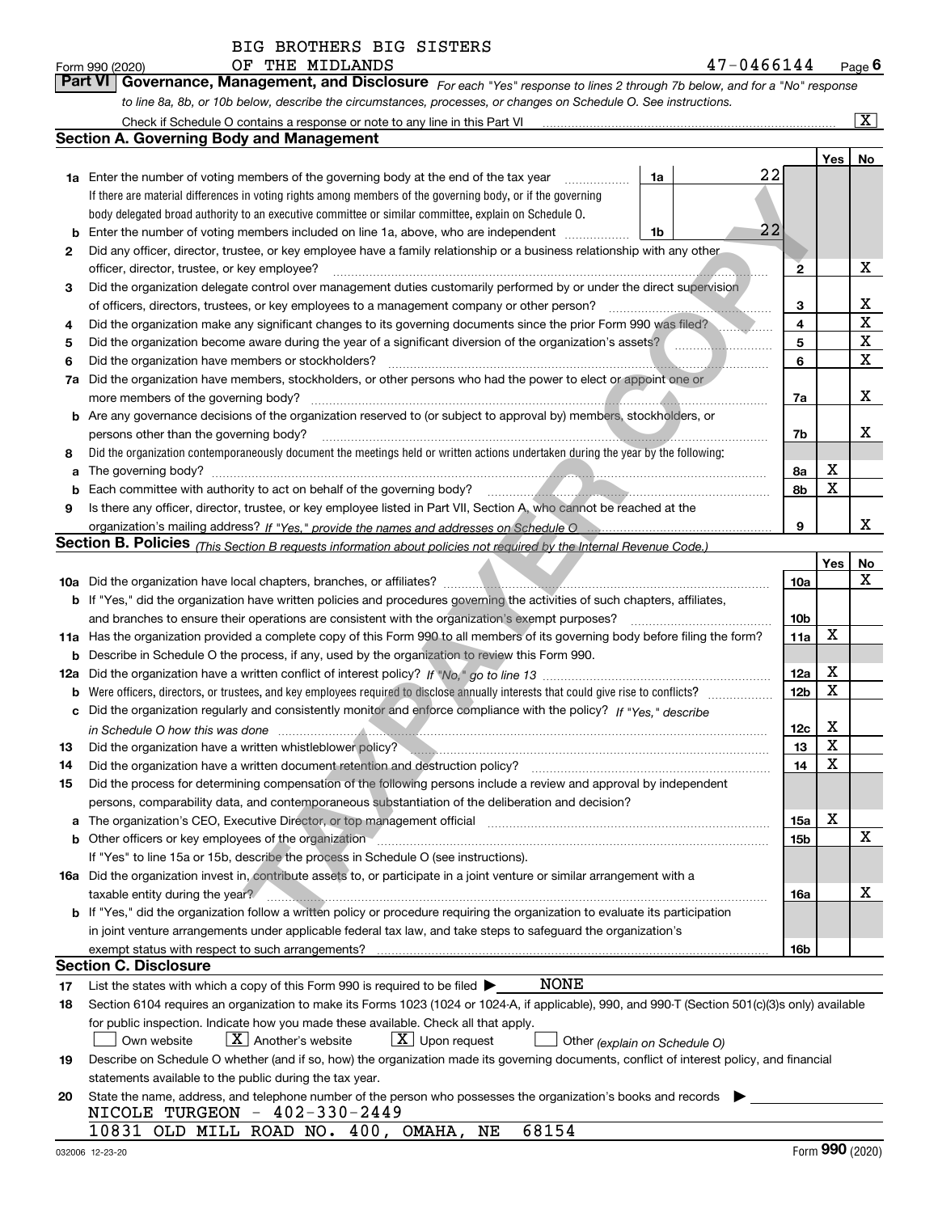BIG BROTHERS BIG SISTERS

Form 990 (2020) OF THE MIDLANDS 47-0466144 Page 6

## Part VI Governance, Management, and Disclosure

*For each "Yes" response to lines 2 through 7b below, and for a "No" response to line 8a, 8b, or 10b below, describe the circumstances, processes, or changes on Schedule O. See instructions.*

Check if Schedule O contains a response or note to any line in this Part VI [X]

### Section A. Governing Body and Management

| | | | Yes | No |
|---|---|---|---|---|
| 1a | Enter the number of voting members of the governing body at the end of the tax year — 1a: 22. If there are material differences in voting rights among members of the governing body, or if the governing body delegated broad authority to an executive committee or similar committee, explain on Schedule O. | | | |
| b | Enter the number of voting members included on line 1a, above, who are independent — 1b: 22 | | | |
| 2 | Did any officer, director, trustee, or key employee have a family relationship or a business relationship with any other officer, director, trustee, or key employee? | 2 | | X |
| 3 | Did the organization delegate control over management duties customarily performed by or under the direct supervision of officers, directors, trustees, or key employees to a management company or other person? | 3 | | X |
| 4 | Did the organization make any significant changes to its governing documents since the prior Form 990 was filed? | 4 | | X |
| 5 | Did the organization become aware during the year of a significant diversion of the organization's assets? | 5 | | X |
| 6 | Did the organization have members or stockholders? | 6 | | X |
| 7a | Did the organization have members, stockholders, or other persons who had the power to elect or appoint one or more members of the governing body? | 7a | | X |
| b | Are any governance decisions of the organization reserved to (or subject to approval by) members, stockholders, or persons other than the governing body? | 7b | | X |
| 8 | Did the organization contemporaneously document the meetings held or written actions undertaken during the year by the following: | | | |
| a | The governing body? | 8a | X | |
| b | Each committee with authority to act on behalf of the governing body? | 8b | X | |
| 9 | Is there any officer, director, trustee, or key employee listed in Part VII, Section A, who cannot be reached at the organization's mailing address? *If "Yes," provide the names and addresses on Schedule O* | 9 | | X |

### Section B. Policies *(This Section B requests information about policies not required by the Internal Revenue Code.)*

| | | | Yes | No |
|---|---|---|---|---|
| 10a | Did the organization have local chapters, branches, or affiliates? | 10a | | X |
| b | If "Yes," did the organization have written policies and procedures governing the activities of such chapters, affiliates, and branches to ensure their operations are consistent with the organization's exempt purposes? | 10b | | |
| 11a | Has the organization provided a complete copy of this Form 990 to all members of its governing body before filing the form? | 11a | X | |
| b | Describe in Schedule O the process, if any, used by the organization to review this Form 990. | | | |
| 12a | Did the organization have a written conflict of interest policy? *If "No," go to line 13* | 12a | X | |
| b | Were officers, directors, or trustees, and key employees required to disclose annually interests that could give rise to conflicts? | 12b | X | |
| c | Did the organization regularly and consistently monitor and enforce compliance with the policy? *If "Yes," describe in Schedule O how this was done* | 12c | X | |
| 13 | Did the organization have a written whistleblower policy? | 13 | X | |
| 14 | Did the organization have a written document retention and destruction policy? | 14 | X | |
| 15 | Did the process for determining compensation of the following persons include a review and approval by independent persons, comparability data, and contemporaneous substantiation of the deliberation and decision? | | | |
| a | The organization's CEO, Executive Director, or top management official | 15a | X | |
| b | Other officers or key employees of the organization | 15b | | X |
| | If "Yes" to line 15a or 15b, describe the process in Schedule O (see instructions). | | | |
| 16a | Did the organization invest in, contribute assets to, or participate in a joint venture or similar arrangement with a taxable entity during the year? | 16a | | X |
| b | If "Yes," did the organization follow a written policy or procedure requiring the organization to evaluate its participation in joint venture arrangements under applicable federal tax law, and take steps to safeguard the organization's exempt status with respect to such arrangements? | 16b | | |

### Section C. Disclosure

17 List the states with which a copy of this Form 990 is required to be filed ▶ NONE

18 Section 6104 requires an organization to make its Forms 1023 (1024 or 1024-A, if applicable), 990, and 990-T (Section 501(c)(3)s only) available for public inspection. Indicate how you made these available. Check all that apply.

[ ] Own website [X] Another's website [X] Upon request [ ] Other *(explain on Schedule O)*

19 Describe on Schedule O whether (and if so, how) the organization made its governing documents, conflict of interest policy, and financial statements available to the public during the tax year.

20 State the name, address, and telephone number of the person who possesses the organization's books and records ▶

NICOLE TURGEON - 402-330-2449

10831 OLD MILL ROAD NO. 400, OMAHA, NE 68154

032006 12-23-20 Form **990** (2020)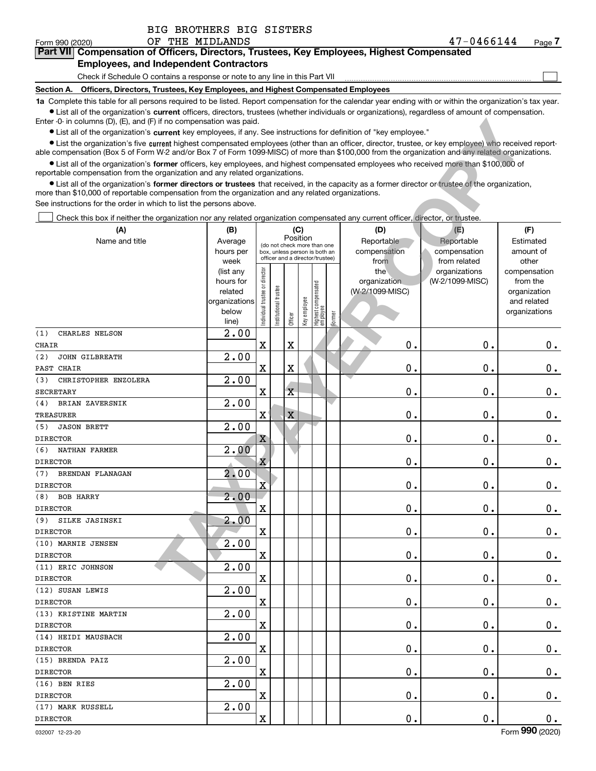BIG BROTHERS BIG SISTERS OF THE MIDLANDS

Form 990 (2020) 47-0466144 Page 7

## Part VII Compensation of Officers, Directors, Trustees, Key Employees, Highest Compensated Employees, and Independent Contractors

Check if Schedule O contains a response or note to any line in this Part VII ☐

**Section A. Officers, Directors, Trustees, Key Employees, and Highest Compensated Employees**

**1a** Complete this table for all persons required to be listed. Report compensation for the calendar year ending with or within the organization's tax year.

- List all of the organization's **current** officers, directors, trustees (whether individuals or organizations), regardless of amount of compensation. Enter -0- in columns (D), (E), and (F) if no compensation was paid.
- List all of the organization's **current** key employees, if any. See instructions for definition of "key employee."
- List the organization's five **current** highest compensated employees (other than an officer, director, trustee, or key employee) who received reportable compensation (Box 5 of Form W-2 and/or Box 7 of Form 1099-MISC) of more than $100,000 from the organization and any related organizations.
- List all of the organization's **former** officers, key employees, and highest compensated employees who received more than $100,000 of reportable compensation from the organization and any related organizations.
- List all of the organization's **former directors or trustees** that received, in the capacity as a former director or trustee of the organization, more than $10,000 of reportable compensation from the organization and any related organizations.

See instructions for the order in which to list the persons above.

☐ Check this box if neither the organization nor any related organization compensated any current officer, director, or trustee.

| (A) Name and title | (B) Average hours per week (list any hours for related organizations below line) | (C) Position: Individual trustee or director | Institutional trustee | Officer | Key employee | Highest compensated employee | Former | (D) Reportable compensation from the organization (W-2/1099-MISC) | (E) Reportable compensation from related organizations (W-2/1099-MISC) | (F) Estimated amount of other compensation from the organization and related organizations |
|---|---|---|---|---|---|---|---|---|---|---|
| (1) CHARLES NELSON<br>CHAIR | 2.00 | X | | X | | | | 0. | 0. | 0. |
| (2) JOHN GILBREATH<br>PAST CHAIR | 2.00 | X | | X | | | | 0. | 0. | 0. |
| (3) CHRISTOPHER ENZOLERA<br>SECRETARY | 2.00 | X | | X | | | | 0. | 0. | 0. |
| (4) BRIAN ZAVERSNIK<br>TREASURER | 2.00 | X | | X | | | | 0. | 0. | 0. |
| (5) JASON BRETT<br>DIRECTOR | 2.00 | X | | | | | | 0. | 0. | 0. |
| (6) NATHAN FARMER<br>DIRECTOR | 2.00 | X | | | | | | 0. | 0. | 0. |
| (7) BRENDAN FLANAGAN<br>DIRECTOR | 2.00 | X | | | | | | 0. | 0. | 0. |
| (8) BOB HARRY<br>DIRECTOR | 2.00 | X | | | | | | 0. | 0. | 0. |
| (9) SILKE JASINSKI<br>DIRECTOR | 2.00 | X | | | | | | 0. | 0. | 0. |
| (10) MARNIE JENSEN<br>DIRECTOR | 2.00 | X | | | | | | 0. | 0. | 0. |
| (11) ERIC JOHNSON<br>DIRECTOR | 2.00 | X | | | | | | 0. | 0. | 0. |
| (12) SUSAN LEWIS<br>DIRECTOR | 2.00 | X | | | | | | 0. | 0. | 0. |
| (13) KRISTINE MARTIN<br>DIRECTOR | 2.00 | X | | | | | | 0. | 0. | 0. |
| (14) HEIDI MAUSBACH<br>DIRECTOR | 2.00 | X | | | | | | 0. | 0. | 0. |
| (15) BRENDA PAIZ<br>DIRECTOR | 2.00 | X | | | | | | 0. | 0. | 0. |
| (16) BEN RIES<br>DIRECTOR | 2.00 | X | | | | | | 0. | 0. | 0. |
| (17) MARK RUSSELL<br>DIRECTOR | 2.00 | X | | | | | | 0. | 0. | 0. |

032007 12-23-20 Form **990** (2020)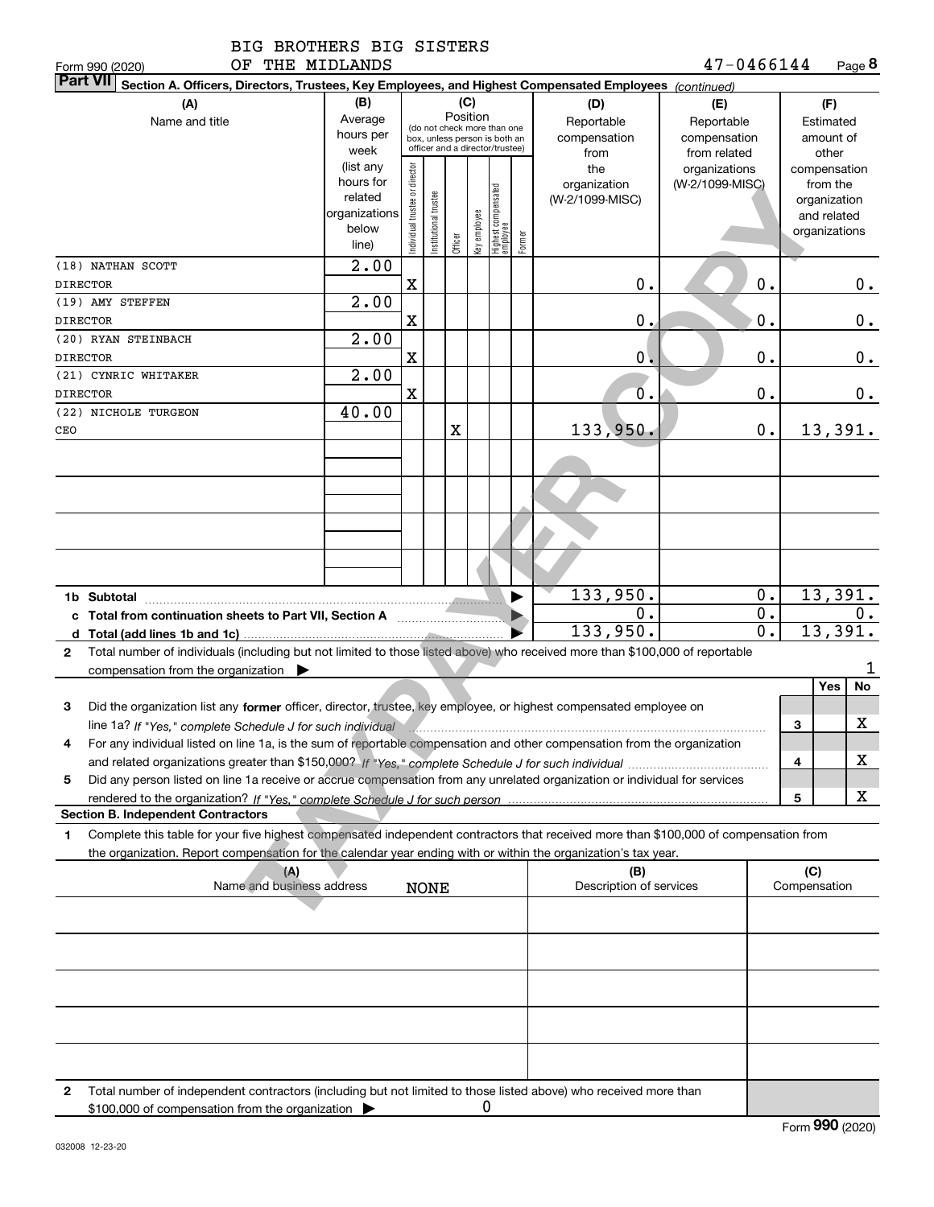BIG BROTHERS BIG SISTERS OF THE MIDLANDS 47-0466144

Form 990 (2020) Page 8

**Part VII Section A. Officers, Directors, Trustees, Key Employees, and Highest Compensated Employees** *(continued)*

| (A) Name and title | (B) Average hours per week (list any hours for related organizations below line) | (C) Position: Individual trustee or director | Institutional trustee | Officer | Key employee | Highest compensated employee | Former | (D) Reportable compensation from the organization (W-2/1099-MISC) | (E) Reportable compensation from related organizations (W-2/1099-MISC) | (F) Estimated amount of other compensation from the organization and related organizations |
|---|---|---|---|---|---|---|---|---|---|---|
| (18) NATHAN SCOTT<br>DIRECTOR | 2.00 | X | | | | | | 0. | 0. | 0. |
| (19) AMY STEFFEN<br>DIRECTOR | 2.00 | X | | | | | | 0. | 0. | 0. |
| (20) RYAN STEINBACH<br>DIRECTOR | 2.00 | X | | | | | | 0. | 0. | 0. |
| (21) CYNRIC WHITAKER<br>DIRECTOR | 2.00 | X | | | | | | 0. | 0. | 0. |
| (22) NICHOLE TURGEON<br>CEO | 40.00 | | | X | | | | 133,950. | 0. | 13,391. |

| | (D) | (E) | (F) |
|---|---|---|---|
| **1b Subtotal** | 133,950. | 0. | 13,391. |
| **c Total from continuation sheets to Part VII, Section A** | 0. | 0. | 0. |
| **d Total (add lines 1b and 1c)** | 133,950. | 0. | 13,391. |

**2** Total number of individuals (including but not limited to those listed above) who received more than $100,000 of reportable compensation from the organization ▶ 1

| | | Yes | No |
|---|---|---|---|
| **3** Did the organization list any **former** officer, director, trustee, key employee, or highest compensated employee on line 1a? *If "Yes," complete Schedule J for such individual* | 3 | | X |
| **4** For any individual listed on line 1a, is the sum of reportable compensation and other compensation from the organization and related organizations greater than $150,000? *If "Yes," complete Schedule J for such individual* | 4 | | X |
| **5** Did any person listed on line 1a receive or accrue compensation from any unrelated organization or individual for services rendered to the organization? *If "Yes," complete Schedule J for such person* | 5 | | X |

**Section B. Independent Contractors**

**1** Complete this table for your five highest compensated independent contractors that received more than $100,000 of compensation from the organization. Report compensation for the calendar year ending with or within the organization's tax year.

| (A) Name and business address | (B) Description of services | (C) Compensation |
|---|---|---|
| NONE | | |

**2** Total number of independent contractors (including but not limited to those listed above) who received more than $100,000 of compensation from the organization ▶ 0

Form **990** (2020)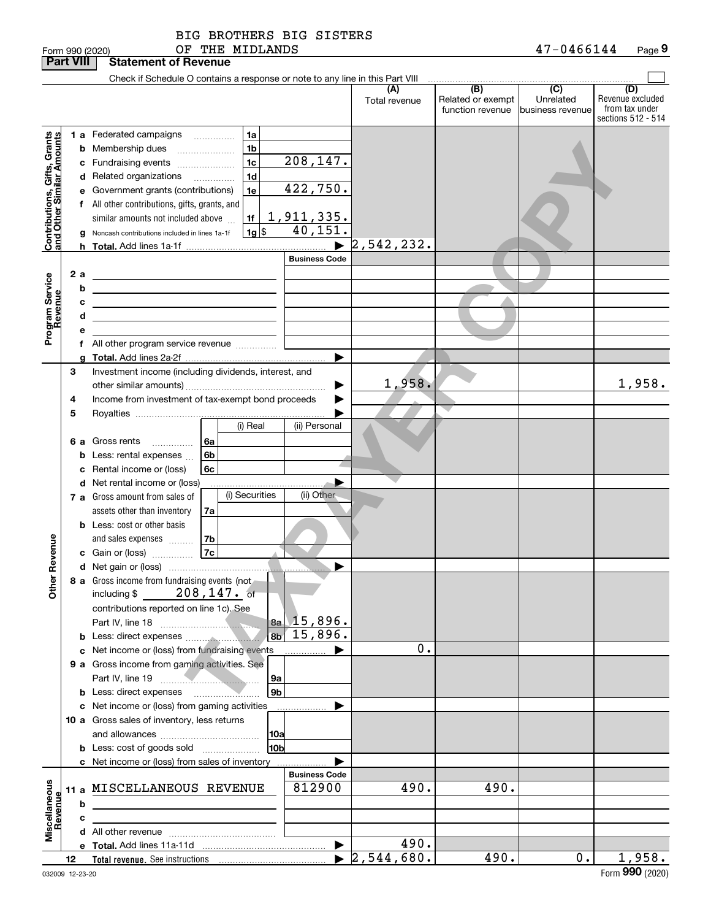Form 990 (2020) BIG BROTHERS BIG SISTERS OF THE MIDLANDS 47-0466144 Page 9

**Part VIII Statement of Revenue**

Check if Schedule O contains a response or note to any line in this Part VIII

| | | | | (A) Total revenue | (B) Related or exempt function revenue | (C) Unrelated business revenue | (D) Revenue excluded from tax under sections 512 - 514 |
|---|---|---|---|---|---|---|---|
| **Contributions, Gifts, Grants and Other Similar Amounts** | 1 a Federated campaigns | 1a | | | | | |
| | b Membership dues | 1b | | | | | |
| | c Fundraising events | 1c | 208,147. | | | | |
| | d Related organizations | 1d | | | | | |
| | e Government grants (contributions) | 1e | 422,750. | | | | |
| | f All other contributions, gifts, grants, and similar amounts not included above | 1f | 1,911,335. | | | | |
| | g Noncash contributions included in lines 1a-1f | 1g | $ 40,151. | | | | |
| | h Total. Add lines 1a-1f | | | 2,542,232. | | | |
| **Program Service Revenue** | | | Business Code | | | | |
| | 2 a | | | | | | |
| | b | | | | | | |
| | c | | | | | | |
| | d | | | | | | |
| | e | | | | | | |
| | f All other program service revenue | | | | | | |
| | g Total. Add lines 2a-2f | | | | | | |
| **Other Revenue** | 3 Investment income (including dividends, interest, and other similar amounts) | | | 1,958. | | | 1,958. |
| | 4 Income from investment of tax-exempt bond proceeds | | | | | | |
| | 5 Royalties | | | | | | |
| | | (i) Real | (ii) Personal | | | | |
| | 6 a Gross rents 6a | | | | | | |
| | b Less: rental expenses 6b | | | | | | |
| | c Rental income or (loss) 6c | | | | | | |
| | d Net rental income or (loss) | | | | | | |
| | | (i) Securities | (ii) Other | | | | |
| | 7 a Gross amount from sales of assets other than inventory 7a | | | | | | |
| | b Less: cost or other basis and sales expenses 7b | | | | | | |
| | c Gain or (loss) 7c | | | | | | |
| | d Net gain or (loss) | | | | | | |
| | 8 a Gross income from fundraising events (not including $ 208,147. of contributions reported on line 1c). See Part IV, line 18 | 8a | 15,896. | | | | |
| | b Less: direct expenses | 8b | 15,896. | | | | |
| | c Net income or (loss) from fundraising events | | | 0. | | | |
| | 9 a Gross income from gaming activities. See Part IV, line 19 | 9a | | | | | |
| | b Less: direct expenses | 9b | | | | | |
| | c Net income or (loss) from gaming activities | | | | | | |
| | 10 a Gross sales of inventory, less returns and allowances | 10a | | | | | |
| | b Less: cost of goods sold | 10b | | | | | |
| | c Net income or (loss) from sales of inventory | | | | | | |
| **Miscellaneous Revenue** | | | Business Code | | | | |
| | 11 a MISCELLANEOUS REVENUE | | 812900 | 490. | 490. | | |
| | b | | | | | | |
| | c | | | | | | |
| | d All other revenue | | | | | | |
| | e Total. Add lines 11a-11d | | | 490. | | | |
| | 12 Total revenue. See instructions | | | 2,544,680. | 490. | 0. | 1,958. |

032009 12-23-20 Form **990** (2020)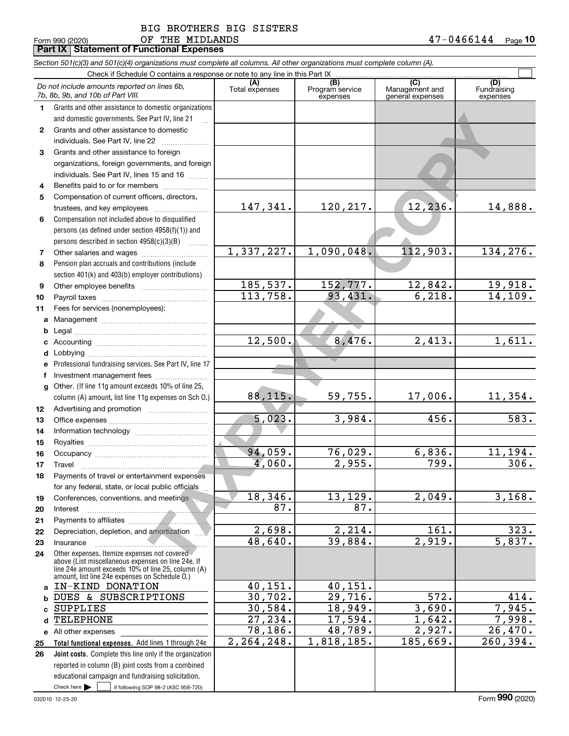BIG BROTHERS BIG SISTERS
OF THE MIDLANDS

Form 990 (2020) 47-0466144

## Part IX Statement of Functional Expenses

*Section 501(c)(3) and 501(c)(4) organizations must complete all columns. All other organizations must complete column (A).*

Check if Schedule O contains a response or note to any line in this Part IX

| | *Do not include amounts reported on lines 6b, 7b, 8b, 9b, and 10b of Part VIII.* | (A) Total expenses | (B) Program service expenses | (C) Management and general expenses | (D) Fundraising expenses |
|---|---|---|---|---|---|
| 1 | Grants and other assistance to domestic organizations and domestic governments. See Part IV, line 21 | | | | |
| 2 | Grants and other assistance to domestic individuals. See Part IV, line 22 | | | | |
| 3 | Grants and other assistance to foreign organizations, foreign governments, and foreign individuals. See Part IV, lines 15 and 16 | | | | |
| 4 | Benefits paid to or for members | | | | |
| 5 | Compensation of current officers, directors, trustees, and key employees | 147,341. | 120,217. | 12,236. | 14,888. |
| 6 | Compensation not included above to disqualified persons (as defined under section 4958(f)(1)) and persons described in section 4958(c)(3)(B) | | | | |
| 7 | Other salaries and wages | 1,337,227. | 1,090,048. | 112,903. | 134,276. |
| 8 | Pension plan accruals and contributions (include section 401(k) and 403(b) employer contributions) | | | | |
| 9 | Other employee benefits | 185,537. | 152,777. | 12,842. | 19,918. |
| 10 | Payroll taxes | 113,758. | 93,431. | 6,218. | 14,109. |
| 11 | Fees for services (nonemployees): | | | | |
| a | Management | | | | |
| b | Legal | | | | |
| c | Accounting | 12,500. | 8,476. | 2,413. | 1,611. |
| d | Lobbying | | | | |
| e | Professional fundraising services. See Part IV, line 17 | | | | |
| f | Investment management fees | | | | |
| g | Other. (If line 11g amount exceeds 10% of line 25, column (A) amount, list line 11g expenses on Sch O.) | 88,115. | 59,755. | 17,006. | 11,354. |
| 12 | Advertising and promotion | | | | |
| 13 | Office expenses | 5,023. | 3,984. | 456. | 583. |
| 14 | Information technology | | | | |
| 15 | Royalties | | | | |
| 16 | Occupancy | 94,059. | 76,029. | 6,836. | 11,194. |
| 17 | Travel | 4,060. | 2,955. | 799. | 306. |
| 18 | Payments of travel or entertainment expenses for any federal, state, or local public officials | | | | |
| 19 | Conferences, conventions, and meetings | 18,346. | 13,129. | 2,049. | 3,168. |
| 20 | Interest | 87. | 87. | | |
| 21 | Payments to affiliates | | | | |
| 22 | Depreciation, depletion, and amortization | 2,698. | 2,214. | 161. | 323. |
| 23 | Insurance | 48,640. | 39,884. | 2,919. | 5,837. |
| 24 | Other expenses. Itemize expenses not covered above (List miscellaneous expenses on line 24e. If line 24e amount exceeds 10% of line 25, column (A) amount, list line 24e expenses on Schedule O.) | | | | |
| a | IN-KIND DONATION | 40,151. | 40,151. | | |
| b | DUES & SUBSCRIPTIONS | 30,702. | 29,716. | 572. | 414. |
| c | SUPPLIES | 30,584. | 18,949. | 3,690. | 7,945. |
| d | TELEPHONE | 27,234. | 17,594. | 1,642. | 7,998. |
| e | All other expenses | 78,186. | 48,789. | 2,927. | 26,470. |
| 25 | **Total functional expenses.** Add lines 1 through 24e | 2,264,248. | 1,818,185. | 185,669. | 260,394. |
| 26 | **Joint costs.** Complete this line only if the organization reported in column (B) joint costs from a combined educational campaign and fundraising solicitation. Check here ☐ if following SOP 98-2 (ASC 958-720) | | | | |

032010 12-23-20

Form **990** (2020)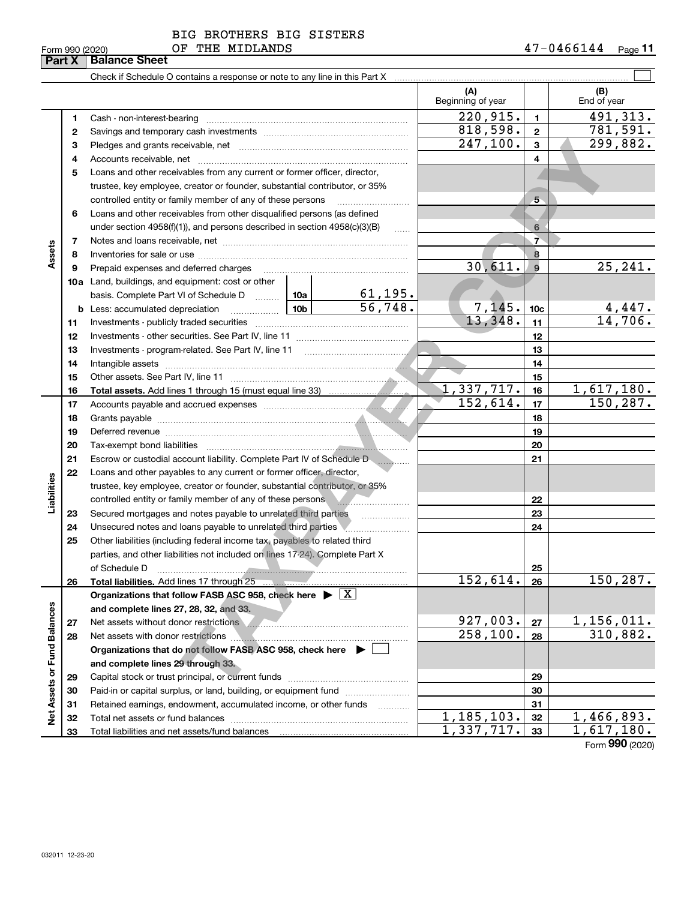BIG BROTHERS BIG SISTERS OF THE MIDLANDS

Form 990 (2020) 47-0466144

## Part X Balance Sheet

Check if Schedule O contains a response or note to any line in this Part X

| | | | | (A) Beginning of year | | (B) End of year |
|---|---|---|---|---|---|---|
| **Assets** | 1 | Cash - non-interest-bearing | | 220,915. | 1 | 491,313. |
| | 2 | Savings and temporary cash investments | | 818,598. | 2 | 781,591. |
| | 3 | Pledges and grants receivable, net | | 247,100. | 3 | 299,882. |
| | 4 | Accounts receivable, net | | | 4 | |
| | 5 | Loans and other receivables from any current or former officer, director, trustee, key employee, creator or founder, substantial contributor, or 35% controlled entity or family member of any of these persons | | | 5 | |
| | 6 | Loans and other receivables from other disqualified persons (as defined under section 4958(f)(1)), and persons described in section 4958(c)(3)(B) | | | 6 | |
| | 7 | Notes and loans receivable, net | | | 7 | |
| | 8 | Inventories for sale or use | | | 8 | |
| | 9 | Prepaid expenses and deferred charges | | 30,611. | 9 | 25,241. |
| | 10a | Land, buildings, and equipment: cost or other basis. Complete Part VI of Schedule D | 10a 61,195. | | | |
| | b | Less: accumulated depreciation | 10b 56,748. | 7,145. | 10c | 4,447. |
| | 11 | Investments - publicly traded securities | | 13,348. | 11 | 14,706. |
| | 12 | Investments - other securities. See Part IV, line 11 | | | 12 | |
| | 13 | Investments - program-related. See Part IV, line 11 | | | 13 | |
| | 14 | Intangible assets | | | 14 | |
| | 15 | Other assets. See Part IV, line 11 | | | 15 | |
| | 16 | **Total assets.** Add lines 1 through 15 (must equal line 33) | | 1,337,717. | 16 | 1,617,180. |
| **Liabilities** | 17 | Accounts payable and accrued expenses | | 152,614. | 17 | 150,287. |
| | 18 | Grants payable | | | 18 | |
| | 19 | Deferred revenue | | | 19 | |
| | 20 | Tax-exempt bond liabilities | | | 20 | |
| | 21 | Escrow or custodial account liability. Complete Part IV of Schedule D | | | 21 | |
| | 22 | Loans and other payables to any current or former officer, director, trustee, key employee, creator or founder, substantial contributor, or 35% controlled entity or family member of any of these persons | | | 22 | |
| | 23 | Secured mortgages and notes payable to unrelated third parties | | | 23 | |
| | 24 | Unsecured notes and loans payable to unrelated third parties | | | 24 | |
| | 25 | Other liabilities (including federal income tax, payables to related third parties, and other liabilities not included on lines 17-24). Complete Part X of Schedule D | | | 25 | |
| | 26 | **Total liabilities.** Add lines 17 through 25 | | 152,614. | 26 | 150,287. |
| **Net Assets or Fund Balances** | | **Organizations that follow FASB ASC 958, check here** ▶ [X] **and complete lines 27, 28, 32, and 33.** | | | | |
| | 27 | Net assets without donor restrictions | | 927,003. | 27 | 1,156,011. |
| | 28 | Net assets with donor restrictions | | 258,100. | 28 | 310,882. |
| | | **Organizations that do not follow FASB ASC 958, check here** ▶ [ ] **and complete lines 29 through 33.** | | | | |
| | 29 | Capital stock or trust principal, or current funds | | | 29 | |
| | 30 | Paid-in or capital surplus, or land, building, or equipment fund | | | 30 | |
| | 31 | Retained earnings, endowment, accumulated income, or other funds | | | 31 | |
| | 32 | Total net assets or fund balances | | 1,185,103. | 32 | 1,466,893. |
| | 33 | Total liabilities and net assets/fund balances | | 1,337,717. | 33 | 1,617,180. |

Form **990** (2020)

032011 12-23-20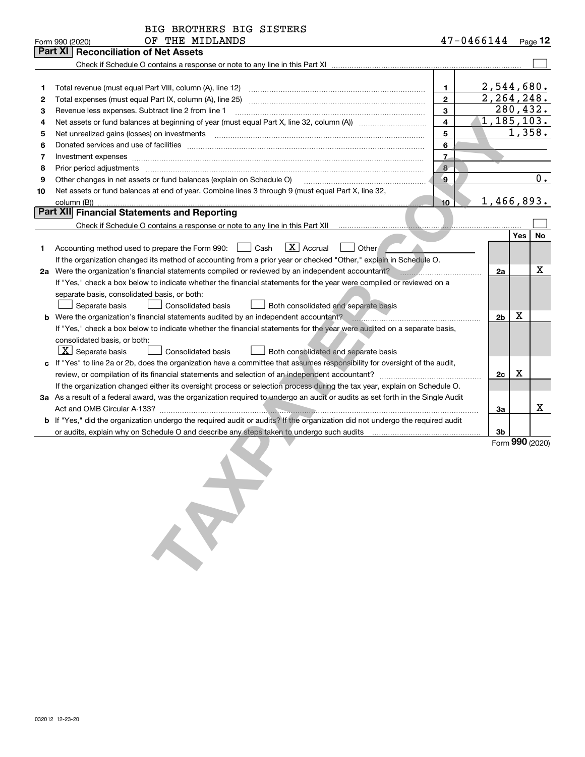BIG BROTHERS BIG SISTERS OF THE MIDLANDS 47-0466144

Form 990 (2020) Page **12**

## Part XI Reconciliation of Net Assets

Check if Schedule O contains a response or note to any line in this Part XI ☐

| | | | |
|---|---|---|---|
| 1 | Total revenue (must equal Part VIII, column (A), line 12) | 1 | 2,544,680. |
| 2 | Total expenses (must equal Part IX, column (A), line 25) | 2 | 2,264,248. |
| 3 | Revenue less expenses. Subtract line 2 from line 1 | 3 | 280,432. |
| 4 | Net assets or fund balances at beginning of year (must equal Part X, line 32, column (A)) | 4 | 1,185,103. |
| 5 | Net unrealized gains (losses) on investments | 5 | 1,358. |
| 6 | Donated services and use of facilities | 6 | |
| 7 | Investment expenses | 7 | |
| 8 | Prior period adjustments | 8 | |
| 9 | Other changes in net assets or fund balances (explain on Schedule O) | 9 | 0. |
| 10 | Net assets or fund balances at end of year. Combine lines 3 through 9 (must equal Part X, line 32, column (B)) | 10 | 1,466,893. |

## Part XII Financial Statements and Reporting

Check if Schedule O contains a response or note to any line in this Part XII ☐

| | | | Yes | No |
|---|---|---|---|---|
| 1 | Accounting method used to prepare the Form 990: ☐ Cash ☒ Accrual ☐ Other<br>If the organization changed its method of accounting from a prior year or checked "Other," explain in Schedule O. | | | |
| 2a | Were the organization's financial statements compiled or reviewed by an independent accountant?<br>If "Yes," check a box below to indicate whether the financial statements for the year were compiled or reviewed on a separate basis, consolidated basis, or both:<br>☐ Separate basis ☐ Consolidated basis ☐ Both consolidated and separate basis | 2a | | X |
| b | Were the organization's financial statements audited by an independent accountant?<br>If "Yes," check a box below to indicate whether the financial statements for the year were audited on a separate basis, consolidated basis, or both:<br>☒ Separate basis ☐ Consolidated basis ☐ Both consolidated and separate basis | 2b | X | |
| c | If "Yes" to line 2a or 2b, does the organization have a committee that assumes responsibility for oversight of the audit, review, or compilation of its financial statements and selection of an independent accountant?<br>If the organization changed either its oversight process or selection process during the tax year, explain on Schedule O. | 2c | X | |
| 3a | As a result of a federal award, was the organization required to undergo an audit or audits as set forth in the Single Audit Act and OMB Circular A-133? | 3a | | X |
| b | If "Yes," did the organization undergo the required audit or audits? If the organization did not undergo the required audit or audits, explain why on Schedule O and describe any steps taken to undergo such audits | 3b | | |

Form **990** (2020)

032012 12-23-20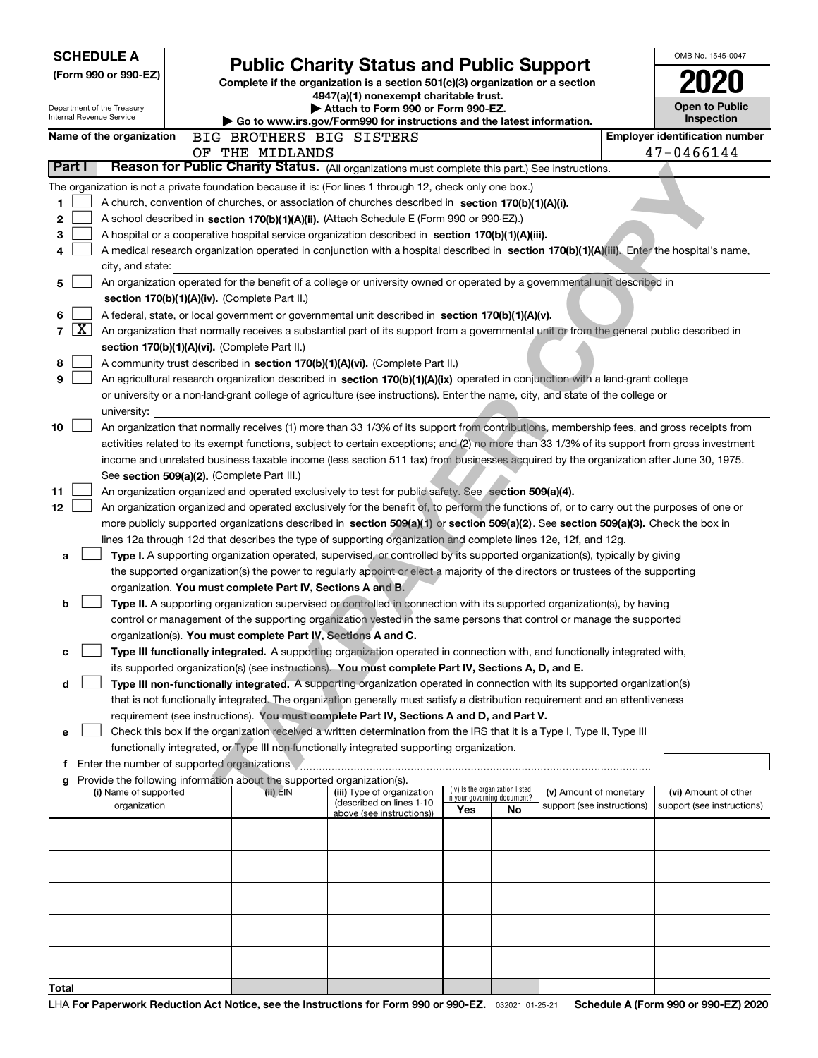**SCHEDULE A**
**(Form 990 or 990-EZ)**

Department of the Treasury
Internal Revenue Service

# Public Charity Status and Public Support

**Complete if the organization is a section 501(c)(3) organization or a section 4947(a)(1) nonexempt charitable trust.**
**▶ Attach to Form 990 or Form 990-EZ.**
**▶ Go to www.irs.gov/Form990 for instructions and the latest information.**

OMB No. 1545-0047

**2020**

**Open to Public Inspection**

**Name of the organization** BIG BROTHERS BIG SISTERS OF THE MIDLANDS

**Employer identification number** 47-0466144

**Part I** **Reason for Public Charity Status.** (All organizations must complete this part.) See instructions.

The organization is not a private foundation because it is: (For lines 1 through 12, check only one box.)

1 [ ] A church, convention of churches, or association of churches described in **section 170(b)(1)(A)(i).**

2 [ ] A school described in **section 170(b)(1)(A)(ii).** (Attach Schedule E (Form 990 or 990-EZ).)

3 [ ] A hospital or a cooperative hospital service organization described in **section 170(b)(1)(A)(iii).**

4 [ ] A medical research organization operated in conjunction with a hospital described in **section 170(b)(1)(A)(iii).** Enter the hospital's name, city, and state:

5 [ ] An organization operated for the benefit of a college or university owned or operated by a governmental unit described in **section 170(b)(1)(A)(iv).** (Complete Part II.)

6 [ ] A federal, state, or local government or governmental unit described in **section 170(b)(1)(A)(v).**

7 [X] An organization that normally receives a substantial part of its support from a governmental unit or from the general public described in **section 170(b)(1)(A)(vi).** (Complete Part II.)

8 [ ] A community trust described in **section 170(b)(1)(A)(vi).** (Complete Part II.)

9 [ ] An agricultural research organization described in **section 170(b)(1)(A)(ix)** operated in conjunction with a land-grant college or university or a non-land-grant college of agriculture (see instructions). Enter the name, city, and state of the college or university:

10 [ ] An organization that normally receives (1) more than 33 1/3% of its support from contributions, membership fees, and gross receipts from activities related to its exempt functions, subject to certain exceptions; and (2) no more than 33 1/3% of its support from gross investment income and unrelated business taxable income (less section 511 tax) from businesses acquired by the organization after June 30, 1975. See **section 509(a)(2).** (Complete Part III.)

11 [ ] An organization organized and operated exclusively to test for public safety. See **section 509(a)(4).**

12 [ ] An organization organized and operated exclusively for the benefit of, to perform the functions of, or to carry out the purposes of one or more publicly supported organizations described in **section 509(a)(1)** or **section 509(a)(2).** See **section 509(a)(3).** Check the box in lines 12a through 12d that describes the type of supporting organization and complete lines 12e, 12f, and 12g.

a [ ] **Type I.** A supporting organization operated, supervised, or controlled by its supported organization(s), typically by giving the supported organization(s) the power to regularly appoint or elect a majority of the directors or trustees of the supporting organization. **You must complete Part IV, Sections A and B.**

b [ ] **Type II.** A supporting organization supervised or controlled in connection with its supported organization(s), by having control or management of the supporting organization vested in the same persons that control or manage the supported organization(s). **You must complete Part IV, Sections A and C.**

c [ ] **Type III functionally integrated.** A supporting organization operated in connection with, and functionally integrated with, its supported organization(s) (see instructions). **You must complete Part IV, Sections A, D, and E.**

d [ ] **Type III non-functionally integrated.** A supporting organization operated in connection with its supported organization(s) that is not functionally integrated. The organization generally must satisfy a distribution requirement and an attentiveness requirement (see instructions). **You must complete Part IV, Sections A and D, and Part V.**

e [ ] Check this box if the organization received a written determination from the IRS that it is a Type I, Type II, Type III functionally integrated, or Type III non-functionally integrated supporting organization.

f Enter the number of supported organizations

g Provide the following information about the supported organization(s).

| (i) Name of supported organization | (ii) EIN | (iii) Type of organization (described on lines 1-10 above (see instructions)) | (iv) Is the organization listed in your governing document? Yes | No | (v) Amount of monetary support (see instructions) | (vi) Amount of other support (see instructions) |
|---|---|---|---|---|---|---|
| | | | | | | |
| | | | | | | |
| | | | | | | |
| | | | | | | |
| | | | | | | |
| **Total** | | | | | | |

LHA **For Paperwork Reduction Act Notice, see the Instructions for Form 990 or 990-EZ.** 032021 01-25-21 **Schedule A (Form 990 or 990-EZ) 2020**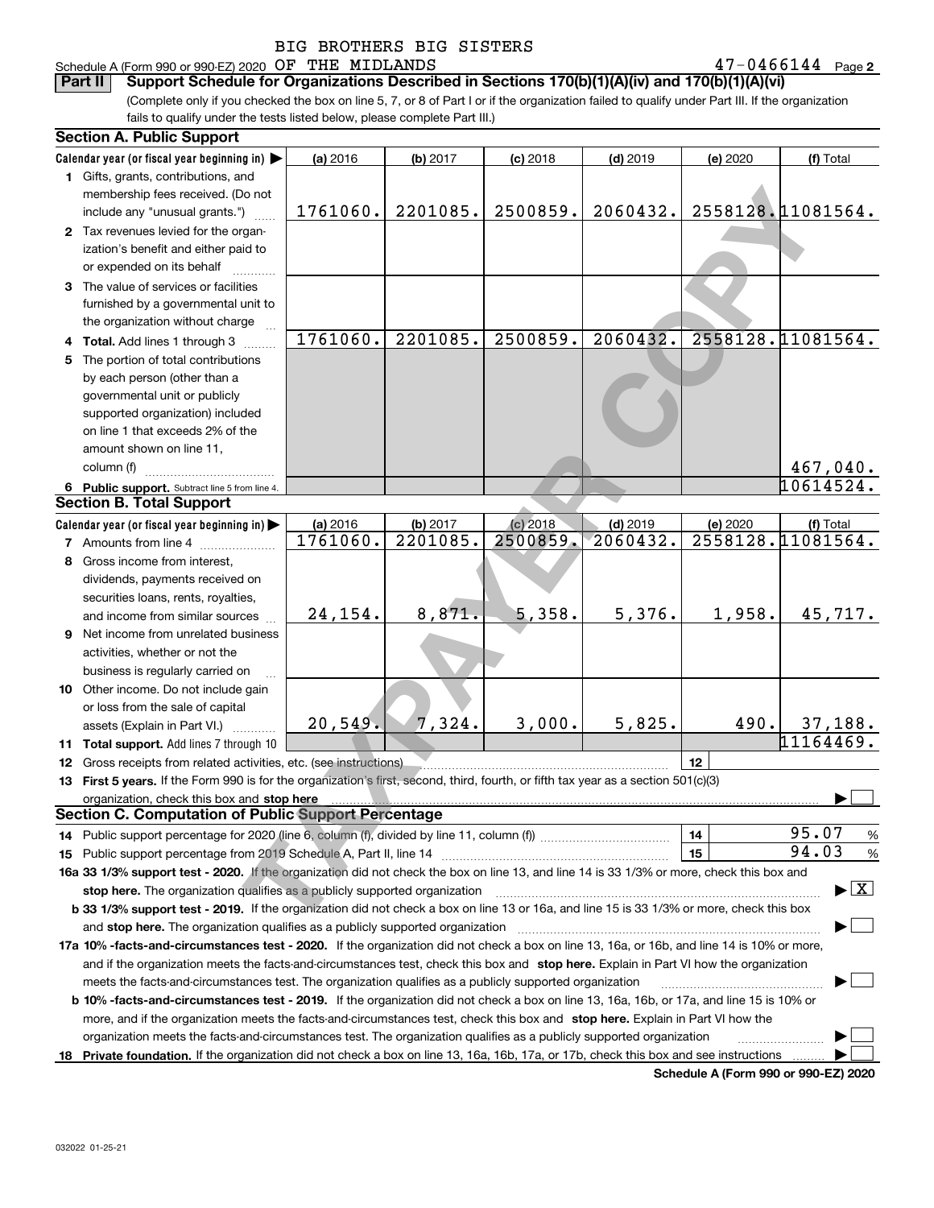BIG BROTHERS BIG SISTERS

Schedule A (Form 990 or 990-EZ) 2020 OF THE MIDLANDS 47-0466144 Page 2

**Part II Support Schedule for Organizations Described in Sections 170(b)(1)(A)(iv) and 170(b)(1)(A)(vi)**

(Complete only if you checked the box on line 5, 7, or 8 of Part I or if the organization failed to qualify under Part III. If the organization fails to qualify under the tests listed below, please complete Part III.)

**Section A. Public Support**

| Calendar year (or fiscal year beginning in) ▶ | (a) 2016 | (b) 2017 | (c) 2018 | (d) 2019 | (e) 2020 | (f) Total |
|---|---|---|---|---|---|---|
| 1 Gifts, grants, contributions, and membership fees received. (Do not include any "unusual grants.") | 1761060. | 2201085. | 2500859. | 2060432. | 2558128. | 11081564. |
| 2 Tax revenues levied for the organization's benefit and either paid to or expended on its behalf | | | | | | |
| 3 The value of services or facilities furnished by a governmental unit to the organization without charge | | | | | | |
| 4 Total. Add lines 1 through 3 | 1761060. | 2201085. | 2500859. | 2060432. | 2558128. | 11081564. |
| 5 The portion of total contributions by each person (other than a governmental unit or publicly supported organization) included on line 1 that exceeds 2% of the amount shown on line 11, column (f) | | | | | | 467,040. |
| 6 Public support. Subtract line 5 from line 4. | | | | | | 10614524. |

**Section B. Total Support**

| Calendar year (or fiscal year beginning in) ▶ | (a) 2016 | (b) 2017 | (c) 2018 | (d) 2019 | (e) 2020 | (f) Total |
|---|---|---|---|---|---|---|
| 7 Amounts from line 4 | 1761060. | 2201085. | 2500859. | 2060432. | 2558128. | 11081564. |
| 8 Gross income from interest, dividends, payments received on securities loans, rents, royalties, and income from similar sources | 24,154. | 8,871. | 5,358. | 5,376. | 1,958. | 45,717. |
| 9 Net income from unrelated business activities, whether or not the business is regularly carried on | | | | | | |
| 10 Other income. Do not include gain or loss from the sale of capital assets (Explain in Part VI.) | 20,549. | 7,324. | 3,000. | 5,825. | 490. | 37,188. |
| 11 Total support. Add lines 7 through 10 | | | | | | 11164469. |

12 Gross receipts from related activities, etc. (see instructions) | 12 |

13 **First 5 years.** If the Form 990 is for the organization's first, second, third, fourth, or fifth tax year as a section 501(c)(3) organization, check this box and **stop here** ▶ ☐

**Section C. Computation of Public Support Percentage**

14 Public support percentage for 2020 (line 6, column (f), divided by line 11, column (f)) | 14 | 95.07 %

15 Public support percentage from 2019 Schedule A, Part II, line 14 | 15 | 94.03 %

**16a 33 1/3% support test - 2020.** If the organization did not check the box on line 13, and line 14 is 33 1/3% or more, check this box and **stop here.** The organization qualifies as a publicly supported organization ▶ ☒

**b 33 1/3% support test - 2019.** If the organization did not check a box on line 13 or 16a, and line 15 is 33 1/3% or more, check this box and **stop here.** The organization qualifies as a publicly supported organization ▶ ☐

**17a 10% -facts-and-circumstances test - 2020.** If the organization did not check a box on line 13, 16a, or 16b, and line 14 is 10% or more, and if the organization meets the facts-and-circumstances test, check this box and **stop here.** Explain in Part VI how the organization meets the facts-and-circumstances test. The organization qualifies as a publicly supported organization ▶ ☐

**b 10% -facts-and-circumstances test - 2019.** If the organization did not check a box on line 13, 16a, 16b, or 17a, and line 15 is 10% or more, and if the organization meets the facts-and-circumstances test, check this box and **stop here.** Explain in Part VI how the organization meets the facts-and-circumstances test. The organization qualifies as a publicly supported organization ▶ ☐

**18 Private foundation.** If the organization did not check a box on line 13, 16a, 16b, 17a, or 17b, check this box and see instructions ▶ ☐

**Schedule A (Form 990 or 990-EZ) 2020**

032022 01-25-21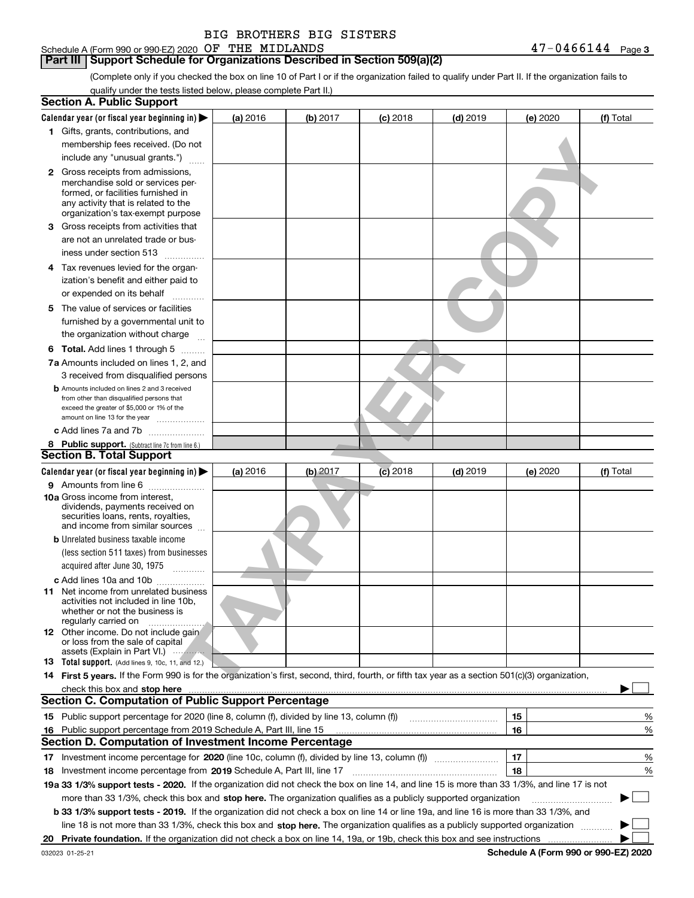BIG BROTHERS BIG SISTERS

Schedule A (Form 990 or 990-EZ) 2020 OF THE MIDLANDS 47-0466144 Page 3

## Part III Support Schedule for Organizations Described in Section 509(a)(2)

(Complete only if you checked the box on line 10 of Part I or if the organization failed to qualify under Part II. If the organization fails to qualify under the tests listed below, please complete Part II.)

### Section A. Public Support

| Calendar year (or fiscal year beginning in) ▶ | (a) 2016 | (b) 2017 | (c) 2018 | (d) 2019 | (e) 2020 | (f) Total |
|---|---|---|---|---|---|---|
| 1 Gifts, grants, contributions, and membership fees received. (Do not include any "unusual grants.") | | | | | | |
| 2 Gross receipts from admissions, merchandise sold or services performed, or facilities furnished in any activity that is related to the organization's tax-exempt purpose | | | | | | |
| 3 Gross receipts from activities that are not an unrelated trade or business under section 513 | | | | | | |
| 4 Tax revenues levied for the organization's benefit and either paid to or expended on its behalf | | | | | | |
| 5 The value of services or facilities furnished by a governmental unit to the organization without charge | | | | | | |
| 6 **Total.** Add lines 1 through 5 | | | | | | |
| 7a Amounts included on lines 1, 2, and 3 received from disqualified persons | | | | | | |
| b Amounts included on lines 2 and 3 received from other than disqualified persons that exceed the greater of $5,000 or 1% of the amount on line 13 for the year | | | | | | |
| c Add lines 7a and 7b | | | | | | |
| 8 **Public support.** (Subtract line 7c from line 6.) | | | | | | |

### Section B. Total Support

| Calendar year (or fiscal year beginning in) ▶ | (a) 2016 | (b) 2017 | (c) 2018 | (d) 2019 | (e) 2020 | (f) Total |
|---|---|---|---|---|---|---|
| 9 Amounts from line 6 | | | | | | |
| 10a Gross income from interest, dividends, payments received on securities loans, rents, royalties, and income from similar sources | | | | | | |
| b Unrelated business taxable income (less section 511 taxes) from businesses acquired after June 30, 1975 | | | | | | |
| c Add lines 10a and 10b | | | | | | |
| 11 Net income from unrelated business activities not included in line 10b, whether or not the business is regularly carried on | | | | | | |
| 12 Other income. Do not include gain or loss from the sale of capital assets (Explain in Part VI.) | | | | | | |
| 13 **Total support.** (Add lines 9, 10c, 11, and 12.) | | | | | | |

14 **First 5 years.** If the Form 990 is for the organization's first, second, third, fourth, or fifth tax year as a section 501(c)(3) organization, check this box and **stop here** ▶ ☐

### Section C. Computation of Public Support Percentage

| | | | |
|---|---|---|---|
| 15 | Public support percentage for 2020 (line 8, column (f), divided by line 13, column (f)) | 15 | % |
| 16 | Public support percentage from 2019 Schedule A, Part III, line 15 | 16 | % |

### Section D. Computation of Investment Income Percentage

| | | | |
|---|---|---|---|
| 17 | Investment income percentage for **2020** (line 10c, column (f), divided by line 13, column (f)) | 17 | % |
| 18 | Investment income percentage from **2019** Schedule A, Part III, line 17 | 18 | % |

**19a 33 1/3% support tests - 2020.** If the organization did not check the box on line 14, and line 15 is more than 33 1/3%, and line 17 is not more than 33 1/3%, check this box and **stop here.** The organization qualifies as a publicly supported organization ▶ ☐

**b 33 1/3% support tests - 2019.** If the organization did not check a box on line 14 or line 19a, and line 16 is more than 33 1/3%, and line 18 is not more than 33 1/3%, check this box and **stop here.** The organization qualifies as a publicly supported organization ▶ ☐

**20 Private foundation.** If the organization did not check a box on line 14, 19a, or 19b, check this box and see instructions ▶ ☐

032023 01-25-21 **Schedule A (Form 990 or 990-EZ) 2020**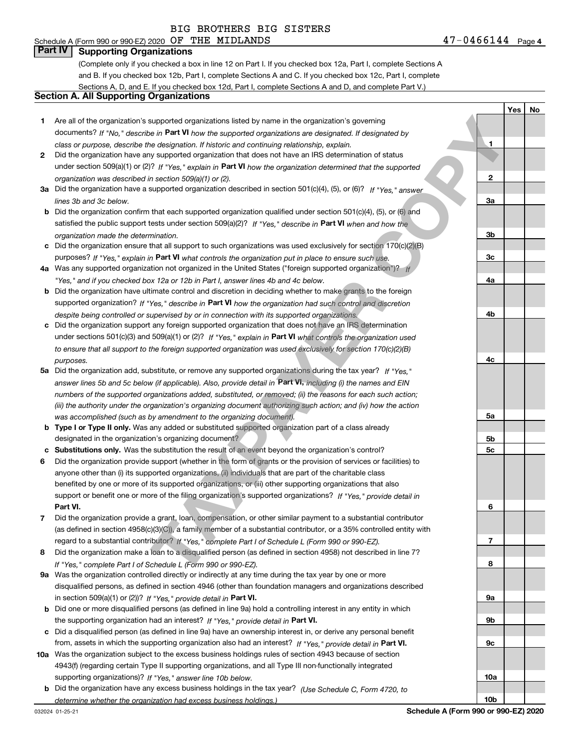BIG BROTHERS BIG SISTERS

Schedule A (Form 990 or 990-EZ) 2020 OF THE MIDLANDS 47-0466144 Page 4

## Part IV Supporting Organizations

(Complete only if you checked a box in line 12 on Part I. If you checked box 12a, Part I, complete Sections A and B. If you checked box 12b, Part I, complete Sections A and C. If you checked box 12c, Part I, complete Sections A, D, and E. If you checked box 12d, Part I, complete Sections A and D, and complete Part V.)

### Section A. All Supporting Organizations

| | | | Yes | No |
|---|---|---|---|---|
| **1** | Are all of the organization's supported organizations listed by name in the organization's governing documents? *If "No," describe in* **Part VI** *how the supported organizations are designated. If designated by class or purpose, describe the designation. If historic and continuing relationship, explain.* | 1 | | |
| **2** | Did the organization have any supported organization that does not have an IRS determination of status under section 509(a)(1) or (2)? *If "Yes," explain in* **Part VI** *how the organization determined that the supported organization was described in section 509(a)(1) or (2).* | 2 | | |
| **3a** | Did the organization have a supported organization described in section 501(c)(4), (5), or (6)? *If "Yes," answer lines 3b and 3c below.* | 3a | | |
| **b** | Did the organization confirm that each supported organization qualified under section 501(c)(4), (5), or (6) and satisfied the public support tests under section 509(a)(2)? *If "Yes," describe in* **Part VI** *when and how the organization made the determination.* | 3b | | |
| **c** | Did the organization ensure that all support to such organizations was used exclusively for section 170(c)(2)(B) purposes? *If "Yes," explain in* **Part VI** *what controls the organization put in place to ensure such use.* | 3c | | |
| **4a** | Was any supported organization not organized in the United States ("foreign supported organization")? *If "Yes," and if you checked box 12a or 12b in Part I, answer lines 4b and 4c below.* | 4a | | |
| **b** | Did the organization have ultimate control and discretion in deciding whether to make grants to the foreign supported organization? *If "Yes," describe in* **Part VI** *how the organization had such control and discretion despite being controlled or supervised by or in connection with its supported organizations.* | 4b | | |
| **c** | Did the organization support any foreign supported organization that does not have an IRS determination under sections 501(c)(3) and 509(a)(1) or (2)? *If "Yes," explain in* **Part VI** *what controls the organization used to ensure that all support to the foreign supported organization was used exclusively for section 170(c)(2)(B) purposes.* | 4c | | |
| **5a** | Did the organization add, substitute, or remove any supported organizations during the tax year? *If "Yes," answer lines 5b and 5c below (if applicable). Also, provide detail in* **Part VI,** *including (i) the names and EIN numbers of the supported organizations added, substituted, or removed; (ii) the reasons for each such action; (iii) the authority under the organization's organizing document authorizing such action; and (iv) how the action was accomplished (such as by amendment to the organizing document).* | 5a | | |
| **b** | **Type I or Type II only.** Was any added or substituted supported organization part of a class already designated in the organization's organizing document? | 5b | | |
| **c** | **Substitutions only.** Was the substitution the result of an event beyond the organization's control? | 5c | | |
| **6** | Did the organization provide support (whether in the form of grants or the provision of services or facilities) to anyone other than (i) its supported organizations, (ii) individuals that are part of the charitable class benefited by one or more of its supported organizations, or (iii) other supporting organizations that also support or benefit one or more of the filing organization's supported organizations? *If "Yes," provide detail in* **Part VI.** | 6 | | |
| **7** | Did the organization provide a grant, loan, compensation, or other similar payment to a substantial contributor (as defined in section 4958(c)(3)(C)), a family member of a substantial contributor, or a 35% controlled entity with regard to a substantial contributor? *If "Yes," complete Part I of Schedule L (Form 990 or 990-EZ).* | 7 | | |
| **8** | Did the organization make a loan to a disqualified person (as defined in section 4958) not described in line 7? *If "Yes," complete Part I of Schedule L (Form 990 or 990-EZ).* | 8 | | |
| **9a** | Was the organization controlled directly or indirectly at any time during the tax year by one or more disqualified persons, as defined in section 4946 (other than foundation managers and organizations described in section 509(a)(1) or (2))? *If "Yes," provide detail in* **Part VI.** | 9a | | |
| **b** | Did one or more disqualified persons (as defined in line 9a) hold a controlling interest in any entity in which the supporting organization had an interest? *If "Yes," provide detail in* **Part VI.** | 9b | | |
| **c** | Did a disqualified person (as defined in line 9a) have an ownership interest in, or derive any personal benefit from, assets in which the supporting organization also had an interest? *If "Yes," provide detail in* **Part VI.** | 9c | | |
| **10a** | Was the organization subject to the excess business holdings rules of section 4943 because of section 4943(f) (regarding certain Type II supporting organizations, and all Type III non-functionally integrated supporting organizations)? *If "Yes," answer line 10b below.* | 10a | | |
| **b** | Did the organization have any excess business holdings in the tax year? *(Use Schedule C, Form 4720, to determine whether the organization had excess business holdings.)* | 10b | | |

032024 01-25-21 **Schedule A (Form 990 or 990-EZ) 2020**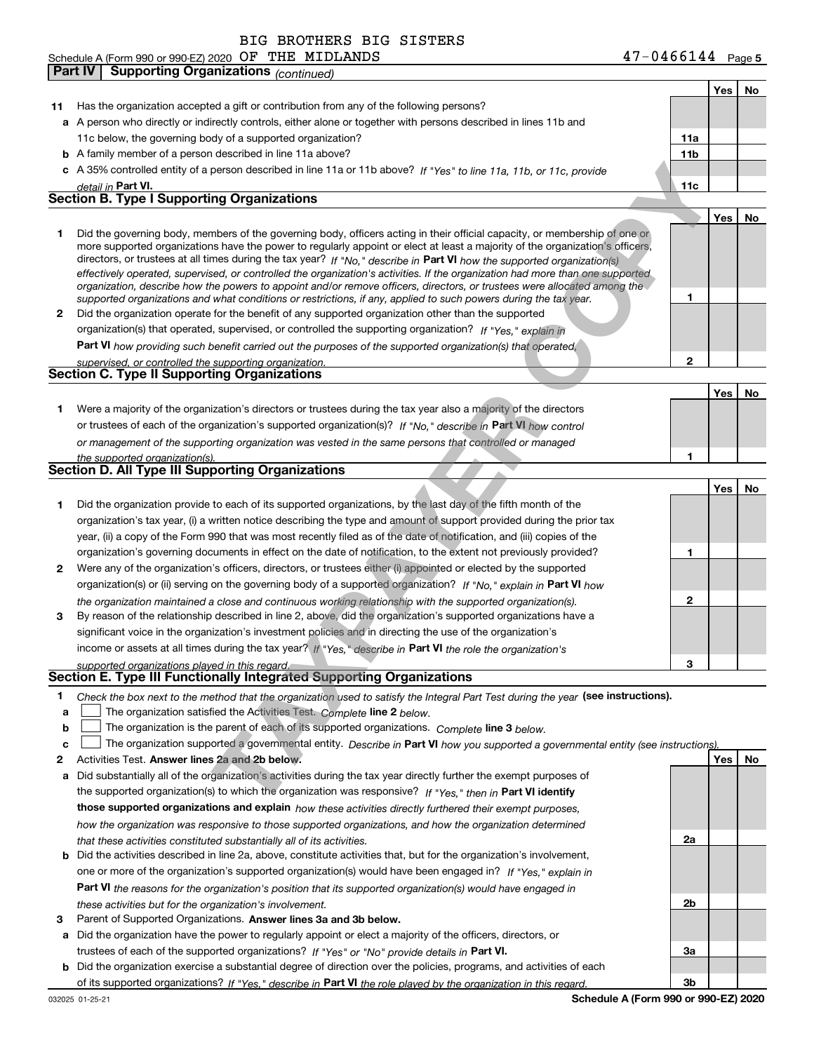BIG BROTHERS BIG SISTERS

Schedule A (Form 990 or 990-EZ) 2020 OF THE MIDLANDS 47-0466144 Page 5

## Part IV Supporting Organizations *(continued)*

| | | | Yes | No |
|---|---|---|---|---|
| **11** | Has the organization accepted a gift or contribution from any of the following persons? | | | |
| **a** | A person who directly or indirectly controls, either alone or together with persons described in lines 11b and 11c below, the governing body of a supported organization? | 11a | | |
| **b** | A family member of a person described in line 11a above? | 11b | | |
| **c** | A 35% controlled entity of a person described in line 11a or 11b above? *If "Yes" to line 11a, 11b, or 11c, provide detail in* **Part VI.** | 11c | | |

### Section B. Type I Supporting Organizations

| | | | Yes | No |
|---|---|---|---|---|
| **1** | Did the governing body, members of the governing body, officers acting in their official capacity, or membership of one or more supported organizations have the power to regularly appoint or elect at least a majority of the organization's officers, directors, or trustees at all times during the tax year? *If "No," describe in* **Part VI** *how the supported organization(s) effectively operated, supervised, or controlled the organization's activities. If the organization had more than one supported organization, describe how the powers to appoint and/or remove officers, directors, or trustees were allocated among the supported organizations and what conditions or restrictions, if any, applied to such powers during the tax year.* | 1 | | |
| **2** | Did the organization operate for the benefit of any supported organization other than the supported organization(s) that operated, supervised, or controlled the supporting organization? *If "Yes," explain in* **Part VI** *how providing such benefit carried out the purposes of the supported organization(s) that operated, supervised, or controlled the supporting organization.* | 2 | | |

### Section C. Type II Supporting Organizations

| | | | Yes | No |
|---|---|---|---|---|
| **1** | Were a majority of the organization's directors or trustees during the tax year also a majority of the directors or trustees of each of the organization's supported organization(s)? *If "No," describe in* **Part VI** *how control or management of the supporting organization was vested in the same persons that controlled or managed the supported organization(s).* | 1 | | |

### Section D. All Type III Supporting Organizations

| | | | Yes | No |
|---|---|---|---|---|
| **1** | Did the organization provide to each of its supported organizations, by the last day of the fifth month of the organization's tax year, (i) a written notice describing the type and amount of support provided during the prior tax year, (ii) a copy of the Form 990 that was most recently filed as of the date of notification, and (iii) copies of the organization's governing documents in effect on the date of notification, to the extent not previously provided? | 1 | | |
| **2** | Were any of the organization's officers, directors, or trustees either (i) appointed or elected by the supported organization(s) or (ii) serving on the governing body of a supported organization? *If "No," explain in* **Part VI** *how the organization maintained a close and continuous working relationship with the supported organization(s).* | 2 | | |
| **3** | By reason of the relationship described in line 2, above, did the organization's supported organizations have a significant voice in the organization's investment policies and in directing the use of the organization's income or assets at all times during the tax year? *If "Yes," describe in* **Part VI** *the role the organization's supported organizations played in this regard.* | 3 | | |

### Section E. Type III Functionally Integrated Supporting Organizations

**1** *Check the box next to the method that the organization used to satisfy the Integral Part Test during the year* **(see instructions).**

- **a** ☐ The organization satisfied the Activities Test. *Complete* **line 2** *below.*
- **b** ☐ The organization is the parent of each of its supported organizations. *Complete* **line 3** *below.*
- **c** ☐ The organization supported a governmental entity. *Describe in* **Part VI** *how you supported a governmental entity (see instructions).*

| | | | Yes | No |
|---|---|---|---|---|
| **2** | Activities Test. **Answer lines 2a and 2b below.** | | | |
| **a** | Did substantially all of the organization's activities during the tax year directly further the exempt purposes of the supported organization(s) to which the organization was responsive? *If "Yes," then in* **Part VI identify those supported organizations and explain** *how these activities directly furthered their exempt purposes, how the organization was responsive to those supported organizations, and how the organization determined that these activities constituted substantially all of its activities.* | 2a | | |
| **b** | Did the activities described in line 2a, above, constitute activities that, but for the organization's involvement, one or more of the organization's supported organization(s) would have been engaged in? *If "Yes," explain in* **Part VI** *the reasons for the organization's position that its supported organization(s) would have engaged in these activities but for the organization's involvement.* | 2b | | |
| **3** | Parent of Supported Organizations. **Answer lines 3a and 3b below.** | | | |
| **a** | Did the organization have the power to regularly appoint or elect a majority of the officers, directors, or trustees of each of the supported organizations? *If "Yes" or "No" provide details in* **Part VI.** | 3a | | |
| **b** | Did the organization exercise a substantial degree of direction over the policies, programs, and activities of each of its supported organizations? *If "Yes," describe in* **Part VI** *the role played by the organization in this regard.* | 3b | | |

032025 01-25-21 **Schedule A (Form 990 or 990-EZ) 2020**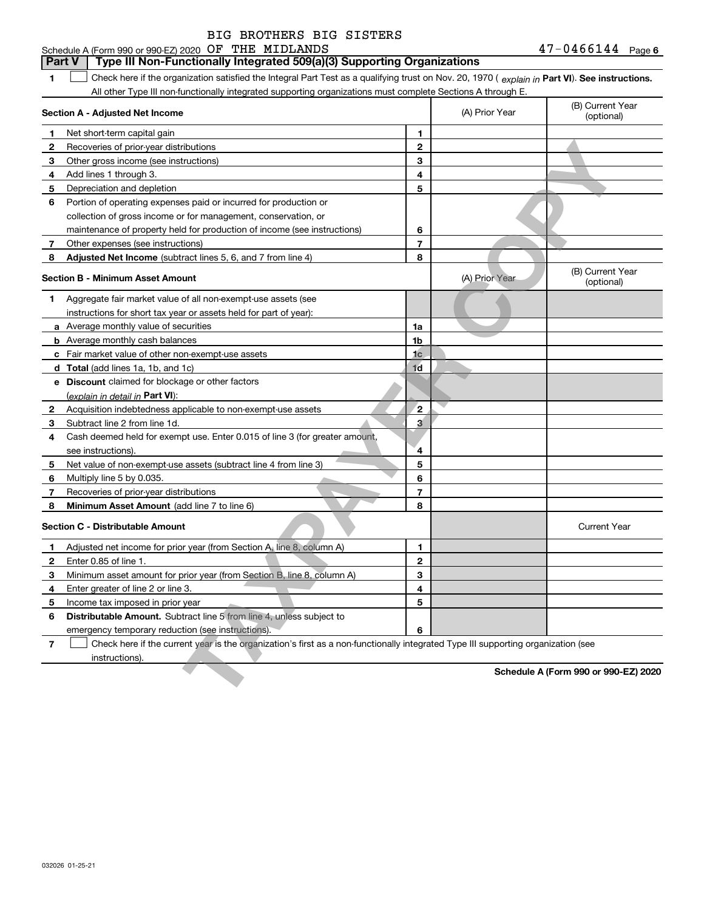BIG BROTHERS BIG SISTERS

Schedule A (Form 990 or 990-EZ) 2020 OF THE MIDLANDS 47-0466144 Page 6

**Part V | Type III Non-Functionally Integrated 509(a)(3) Supporting Organizations**

**1** ☐ Check here if the organization satisfied the Integral Part Test as a qualifying trust on Nov. 20, 1970 ( *explain in* **Part VI**). **See instructions.** All other Type III non-functionally integrated supporting organizations must complete Sections A through E.

| **Section A - Adjusted Net Income** | | | (A) Prior Year | (B) Current Year (optional) |
|---|---|---|---|---|
| **1** | Net short-term capital gain | **1** | | |
| **2** | Recoveries of prior-year distributions | **2** | | |
| **3** | Other gross income (see instructions) | **3** | | |
| **4** | Add lines 1 through 3. | **4** | | |
| **5** | Depreciation and depletion | **5** | | |
| **6** | Portion of operating expenses paid or incurred for production or collection of gross income or for management, conservation, or maintenance of property held for production of income (see instructions) | **6** | | |
| **7** | Other expenses (see instructions) | **7** | | |
| **8** | **Adjusted Net Income** (subtract lines 5, 6, and 7 from line 4) | **8** | | |

| **Section B - Minimum Asset Amount** | | | (A) Prior Year | (B) Current Year (optional) |
|---|---|---|---|---|
| **1** | Aggregate fair market value of all non-exempt-use assets (see instructions for short tax year or assets held for part of year): | | | |
| **a** | Average monthly value of securities | **1a** | | |
| **b** | Average monthly cash balances | **1b** | | |
| **c** | Fair market value of other non-exempt-use assets | **1c** | | |
| **d** | **Total** (add lines 1a, 1b, and 1c) | **1d** | | |
| **e** | **Discount** claimed for blockage or other factors (*explain in detail in* **Part VI**): | | | |
| **2** | Acquisition indebtedness applicable to non-exempt-use assets | **2** | | |
| **3** | Subtract line 2 from line 1d. | **3** | | |
| **4** | Cash deemed held for exempt use. Enter 0.015 of line 3 (for greater amount, see instructions). | **4** | | |
| **5** | Net value of non-exempt-use assets (subtract line 4 from line 3) | **5** | | |
| **6** | Multiply line 5 by 0.035. | **6** | | |
| **7** | Recoveries of prior-year distributions | **7** | | |
| **8** | **Minimum Asset Amount** (add line 7 to line 6) | **8** | | |

| **Section C - Distributable Amount** | | | | Current Year |
|---|---|---|---|---|
| **1** | Adjusted net income for prior year (from Section A, line 8, column A) | **1** | | |
| **2** | Enter 0.85 of line 1. | **2** | | |
| **3** | Minimum asset amount for prior year (from Section B, line 8, column A) | **3** | | |
| **4** | Enter greater of line 2 or line 3. | **4** | | |
| **5** | Income tax imposed in prior year | **5** | | |
| **6** | **Distributable Amount.** Subtract line 5 from line 4, unless subject to emergency temporary reduction (see instructions). | **6** | | |

**7** ☐ Check here if the current year is the organization's first as a non-functionally integrated Type III supporting organization (see instructions).

**Schedule A (Form 990 or 990-EZ) 2020**

032026 01-25-21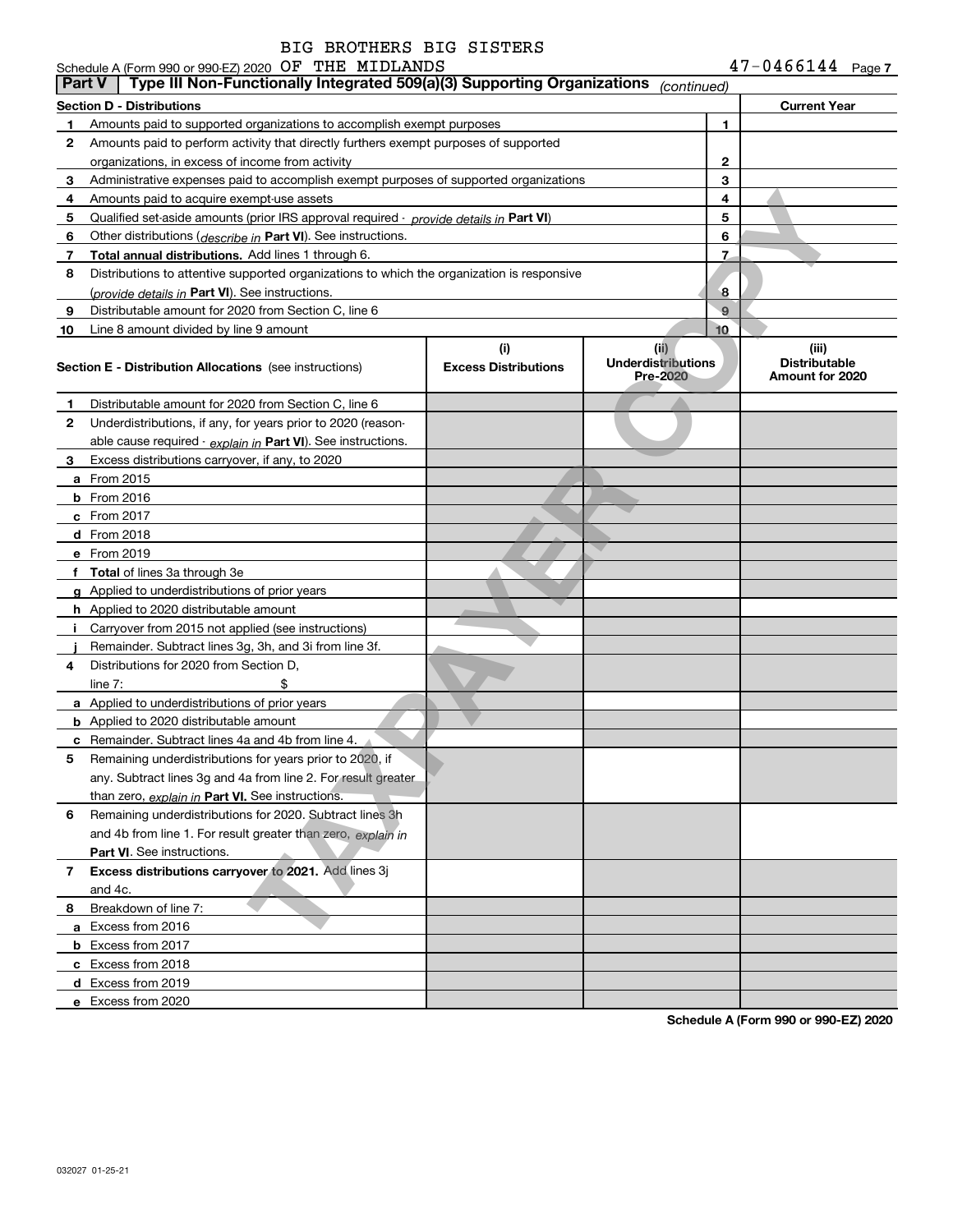BIG BROTHERS BIG SISTERS

Schedule A (Form 990 or 990-EZ) 2020 OF THE MIDLANDS 47-0466144 Page 7

**Part V | Type III Non-Functionally Integrated 509(a)(3) Supporting Organizations** *(continued)*

| **Section D - Distributions** | | | **Current Year** |
|---|---|---|---|
| 1 | Amounts paid to supported organizations to accomplish exempt purposes | 1 | |
| 2 | Amounts paid to perform activity that directly furthers exempt purposes of supported organizations, in excess of income from activity | 2 | |
| 3 | Administrative expenses paid to accomplish exempt purposes of supported organizations | 3 | |
| 4 | Amounts paid to acquire exempt-use assets | 4 | |
| 5 | Qualified set-aside amounts (prior IRS approval required - *provide details in* **Part VI**) | 5 | |
| 6 | Other distributions (*describe in* **Part VI**). See instructions. | 6 | |
| 7 | **Total annual distributions.** Add lines 1 through 6. | 7 | |
| 8 | Distributions to attentive supported organizations to which the organization is responsive (*provide details in* **Part VI**). See instructions. | 8 | |
| 9 | Distributable amount for 2020 from Section C, line 6 | 9 | |
| 10 | Line 8 amount divided by line 9 amount | 10 | |

| **Section E - Distribution Allocations** (see instructions) | (i) **Excess Distributions** | (ii) **Underdistributions Pre-2020** | (iii) **Distributable Amount for 2020** |
|---|---|---|---|
| **1** Distributable amount for 2020 from Section C, line 6 | | | |
| **2** Underdistributions, if any, for years prior to 2020 (reasonable cause required - *explain in* **Part VI**). See instructions. | | | |
| **3** Excess distributions carryover, if any, to 2020 | | | |
| **a** From 2015 | | | |
| **b** From 2016 | | | |
| **c** From 2017 | | | |
| **d** From 2018 | | | |
| **e** From 2019 | | | |
| **f** **Total** of lines 3a through 3e | | | |
| **g** Applied to underdistributions of prior years | | | |
| **h** Applied to 2020 distributable amount | | | |
| **i** Carryover from 2015 not applied (see instructions) | | | |
| **j** Remainder. Subtract lines 3g, 3h, and 3i from line 3f. | | | |
| **4** Distributions for 2020 from Section D, line 7: $ | | | |
| **a** Applied to underdistributions of prior years | | | |
| **b** Applied to 2020 distributable amount | | | |
| **c** Remainder. Subtract lines 4a and 4b from line 4. | | | |
| **5** Remaining underdistributions for years prior to 2020, if any. Subtract lines 3g and 4a from line 2. For result greater than zero, *explain in* **Part VI.** See instructions. | | | |
| **6** Remaining underdistributions for 2020. Subtract lines 3h and 4b from line 1. For result greater than zero, *explain in* **Part VI**. See instructions. | | | |
| **7** **Excess distributions carryover to 2021.** Add lines 3j and 4c. | | | |
| **8** Breakdown of line 7: | | | |
| **a** Excess from 2016 | | | |
| **b** Excess from 2017 | | | |
| **c** Excess from 2018 | | | |
| **d** Excess from 2019 | | | |
| **e** Excess from 2020 | | | |

**Schedule A (Form 990 or 990-EZ) 2020**

032027 01-25-21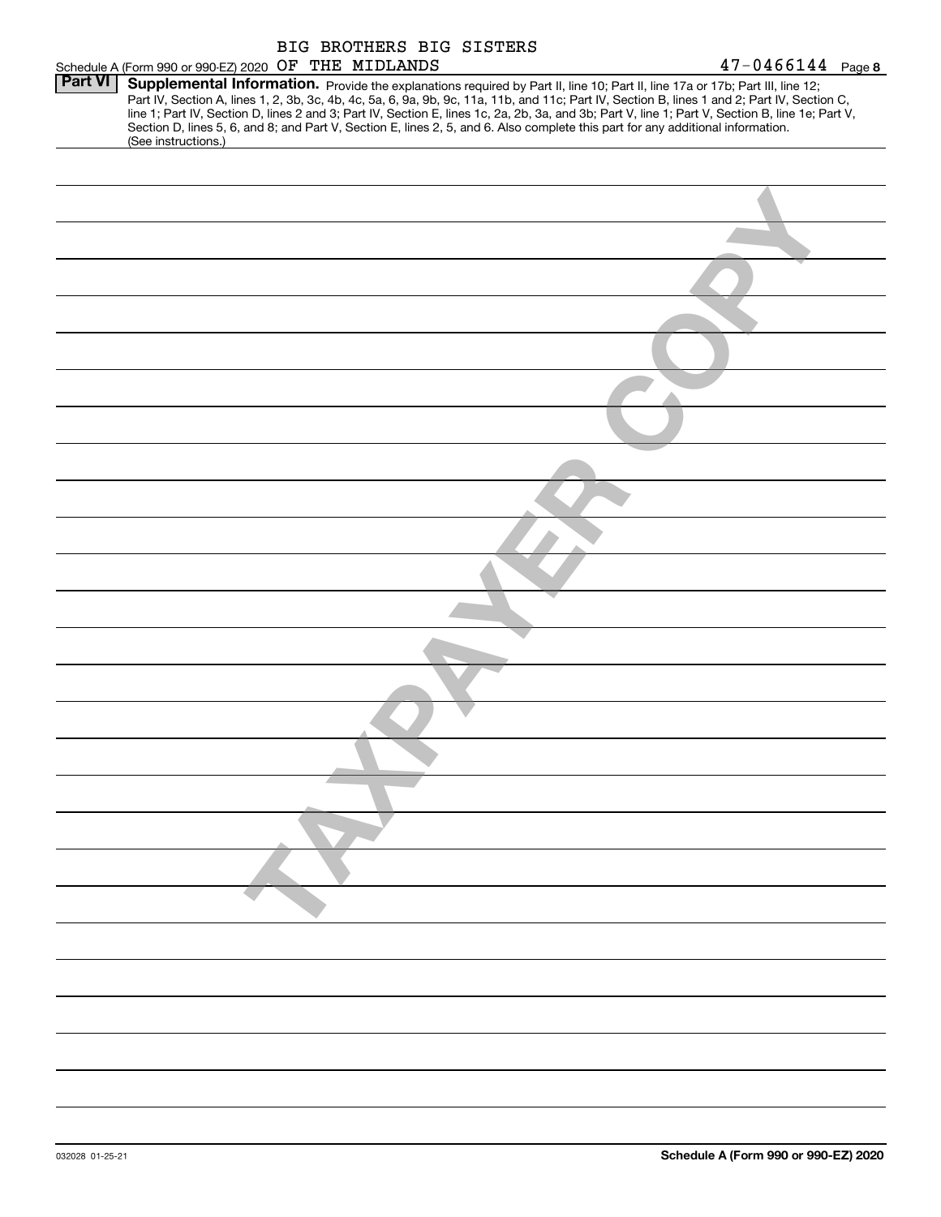BIG BROTHERS BIG SISTERS

Schedule A (Form 990 or 990-EZ) 2020 OF THE MIDLANDS 47-0466144 Page 8

**Part VI** **Supplemental Information.** Provide the explanations required by Part II, line 10; Part II, line 17a or 17b; Part III, line 12; Part IV, Section A, lines 1, 2, 3b, 3c, 4b, 4c, 5a, 6, 9a, 9b, 9c, 11a, 11b, and 11c; Part IV, Section B, lines 1 and 2; Part IV, Section C, line 1; Part IV, Section D, lines 2 and 3; Part IV, Section E, lines 1c, 2a, 2b, 3a, and 3b; Part V, line 1; Part V, Section B, line 1e; Part V, Section D, lines 5, 6, and 8; and Part V, Section E, lines 2, 5, and 6. Also complete this part for any additional information. (See instructions.)

TAXPAYER COPY

032028 01-25-21

Schedule A (Form 990 or 990-EZ) 2020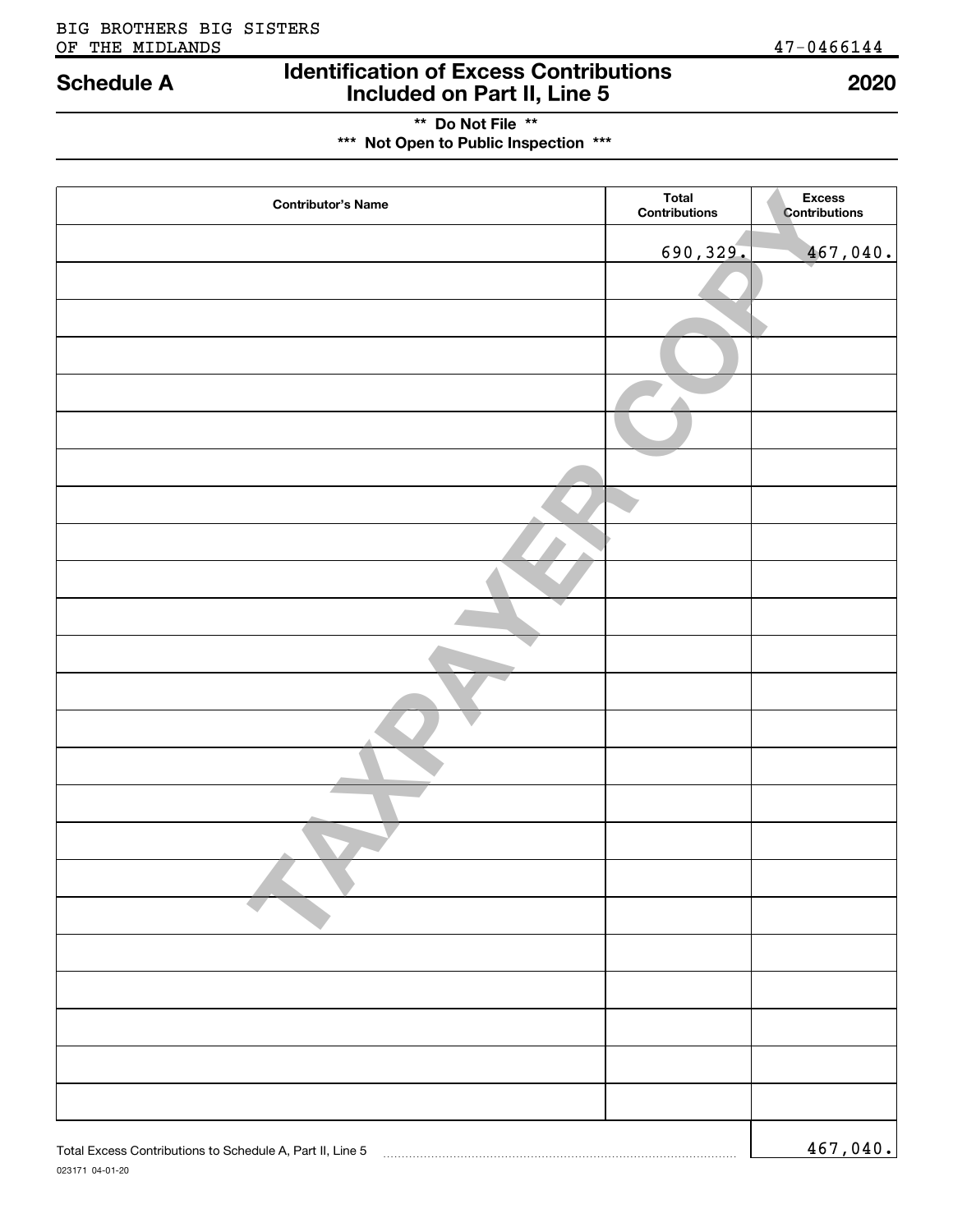BIG BROTHERS BIG SISTERS OF THE MIDLANDS

47-0466144

## Schedule A — Identification of Excess Contributions Included on Part II, Line 5 — 2020

**\*\* Do Not File \*\***

**\*\*\* Not Open to Public Inspection \*\*\***

| Contributor's Name | Total Contributions | Excess Contributions |
|---|---|---|
| | 690,329. | 467,040. |
| | | |
| | | |
| | | |
| | | |
| | | |
| | | |
| | | |
| | | |
| | | |
| | | |
| | | |
| | | |
| | | |
| | | |
| | | |
| | | |
| | | |
| | | |
| | | |
| | | |
| | | |
| | | |
| | | |
| | | |

Total Excess Contributions to Schedule A, Part II, Line 5 ........ 467,040.

TAXPAYER COPY

023171 04-01-20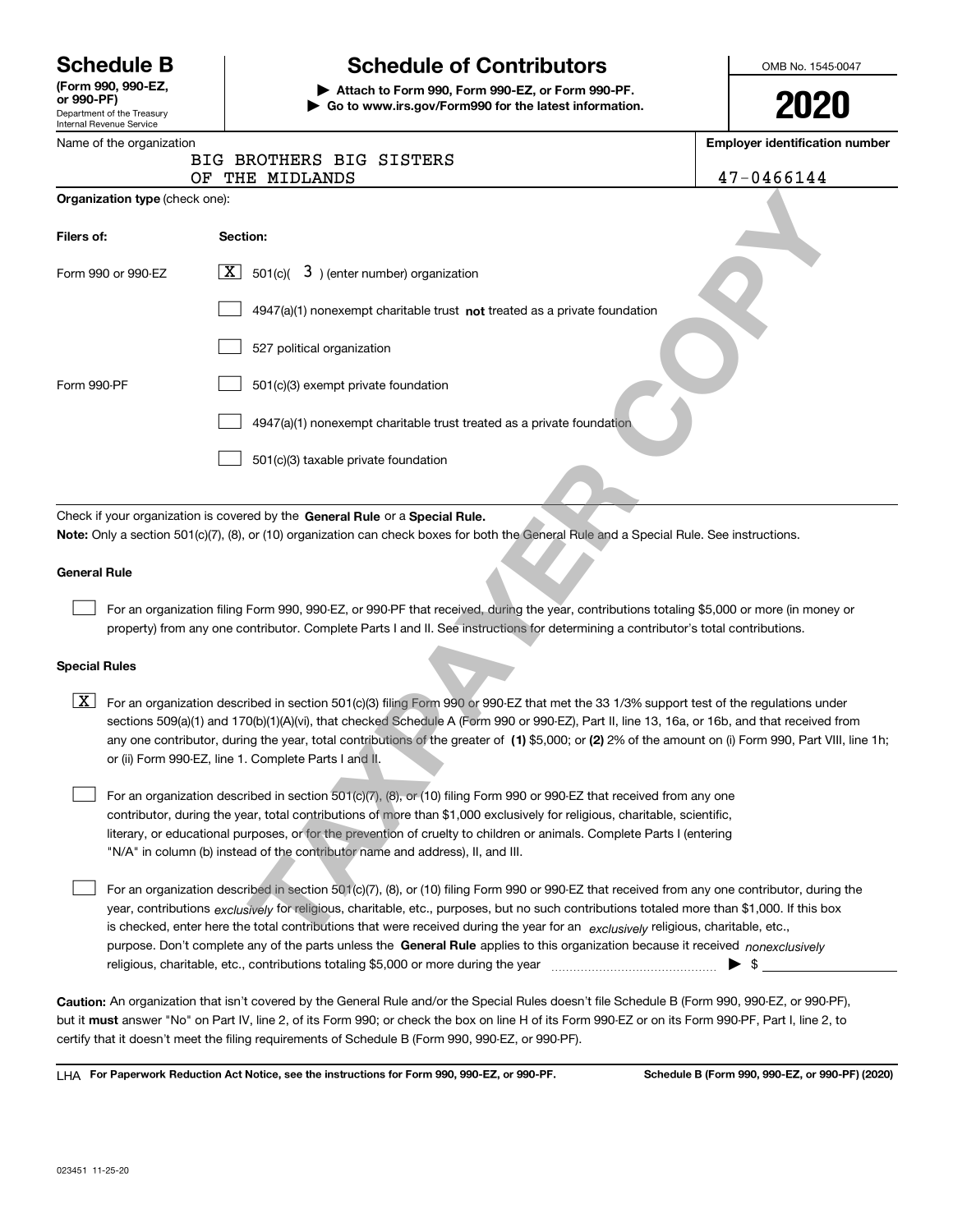# Schedule B (Form 990, 990-EZ, or 990-PF)

Department of the Treasury
Internal Revenue Service

## Schedule of Contributors

▶ Attach to Form 990, Form 990-EZ, or Form 990-PF.
▶ Go to www.irs.gov/Form990 for the latest information.

OMB No. 1545-0047

**2020**

| Name of the organization | Employer identification number |
|---|---|
| BIG BROTHERS BIG SISTERS OF THE MIDLANDS | 47-0466144 |

**Organization type** (check one):

| Filers of: | Section: |
|---|---|
| Form 990 or 990-EZ | [X] 501(c)( 3 ) (enter number) organization |
| | [ ] 4947(a)(1) nonexempt charitable trust **not** treated as a private foundation |
| | [ ] 527 political organization |
| Form 990-PF | [ ] 501(c)(3) exempt private foundation |
| | [ ] 4947(a)(1) nonexempt charitable trust treated as a private foundation |
| | [ ] 501(c)(3) taxable private foundation |

Check if your organization is covered by the **General Rule** or a **Special Rule.**

**Note:** Only a section 501(c)(7), (8), or (10) organization can check boxes for both the General Rule and a Special Rule. See instructions.

### General Rule

[ ] For an organization filing Form 990, 990-EZ, or 990-PF that received, during the year, contributions totaling $5,000 or more (in money or property) from any one contributor. Complete Parts I and II. See instructions for determining a contributor's total contributions.

### Special Rules

[X] For an organization described in section 501(c)(3) filing Form 990 or 990-EZ that met the 33 1/3% support test of the regulations under sections 509(a)(1) and 170(b)(1)(A)(vi), that checked Schedule A (Form 990 or 990-EZ), Part II, line 13, 16a, or 16b, and that received from any one contributor, during the year, total contributions of the greater of **(1)** $5,000; or **(2)** 2% of the amount on (i) Form 990, Part VIII, line 1h; or (ii) Form 990-EZ, line 1. Complete Parts I and II.

[ ] For an organization described in section 501(c)(7), (8), or (10) filing Form 990 or 990-EZ that received from any one contributor, during the year, total contributions of more than $1,000 exclusively for religious, charitable, scientific, literary, or educational purposes, or for the prevention of cruelty to children or animals. Complete Parts I (entering "N/A" in column (b) instead of the contributor name and address), II, and III.

[ ] For an organization described in section 501(c)(7), (8), or (10) filing Form 990 or 990-EZ that received from any one contributor, during the year, contributions *exclusively* for religious, charitable, etc., purposes, but no such contributions totaled more than $1,000. If this box is checked, enter here the total contributions that were received during the year for an *exclusively* religious, charitable, etc., purpose. Don't complete any of the parts unless the **General Rule** applies to this organization because it received *nonexclusively* religious, charitable, etc., contributions totaling $5,000 or more during the year ▶ $ ____________

**Caution:** An organization that isn't covered by the General Rule and/or the Special Rules doesn't file Schedule B (Form 990, 990-EZ, or 990-PF), but it **must** answer "No" on Part IV, line 2, of its Form 990; or check the box on line H of its Form 990-EZ or on its Form 990-PF, Part I, line 2, to certify that it doesn't meet the filing requirements of Schedule B (Form 990, 990-EZ, or 990-PF).

LHA **For Paperwork Reduction Act Notice, see the instructions for Form 990, 990-EZ, or 990-PF.** **Schedule B (Form 990, 990-EZ, or 990-PF) (2020)**

023451 11-25-20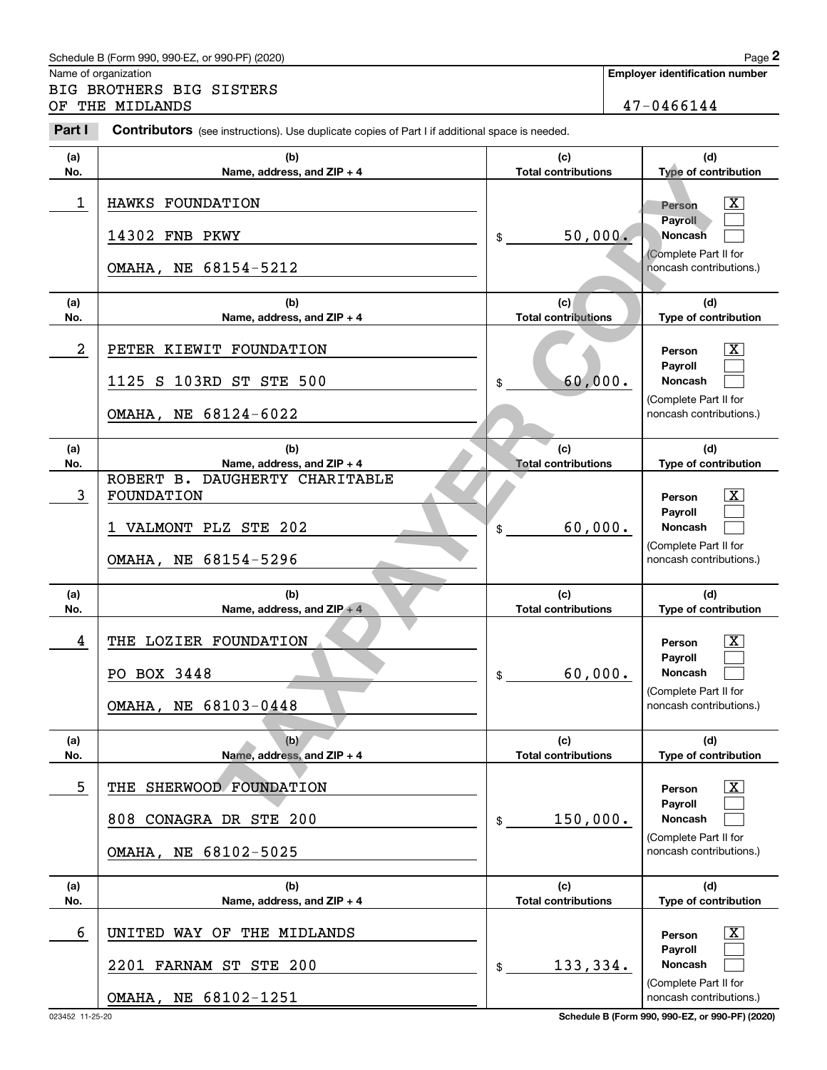Schedule B (Form 990, 990-EZ, or 990-PF) (2020)

Name of organization: BIG BROTHERS BIG SISTERS OF THE MIDLANDS

Employer identification number: 47-0466144

**Part I** **Contributors** (see instructions). Use duplicate copies of Part I if additional space is needed.

| (a) No. | (b) Name, address, and ZIP + 4 | (c) Total contributions | (d) Type of contribution |
|---|---|---|---|
| 1 | HAWKS FOUNDATION<br>14302 FNB PKWY<br>OMAHA, NE 68154-5212 | $ 50,000. | Person [X]<br>Payroll [ ]<br>Noncash [ ]<br>(Complete Part II for noncash contributions.) |
| 2 | PETER KIEWIT FOUNDATION<br>1125 S 103RD ST STE 500<br>OMAHA, NE 68124-6022 | $ 60,000. | Person [X]<br>Payroll [ ]<br>Noncash [ ]<br>(Complete Part II for noncash contributions.) |
| 3 | ROBERT B. DAUGHERTY CHARITABLE FOUNDATION<br>1 VALMONT PLZ STE 202<br>OMAHA, NE 68154-5296 | $ 60,000. | Person [X]<br>Payroll [ ]<br>Noncash [ ]<br>(Complete Part II for noncash contributions.) |
| 4 | THE LOZIER FOUNDATION<br>PO BOX 3448<br>OMAHA, NE 68103-0448 | $ 60,000. | Person [X]<br>Payroll [ ]<br>Noncash [ ]<br>(Complete Part II for noncash contributions.) |
| 5 | THE SHERWOOD FOUNDATION<br>808 CONAGRA DR STE 200<br>OMAHA, NE 68102-5025 | $ 150,000. | Person [X]<br>Payroll [ ]<br>Noncash [ ]<br>(Complete Part II for noncash contributions.) |
| 6 | UNITED WAY OF THE MIDLANDS<br>2201 FARNAM ST STE 200<br>OMAHA, NE 68102-1251 | $ 133,334. | Person [X]<br>Payroll [ ]<br>Noncash [ ]<br>(Complete Part II for noncash contributions.) |

023452 11-25-20

Schedule B (Form 990, 990-EZ, or 990-PF) (2020)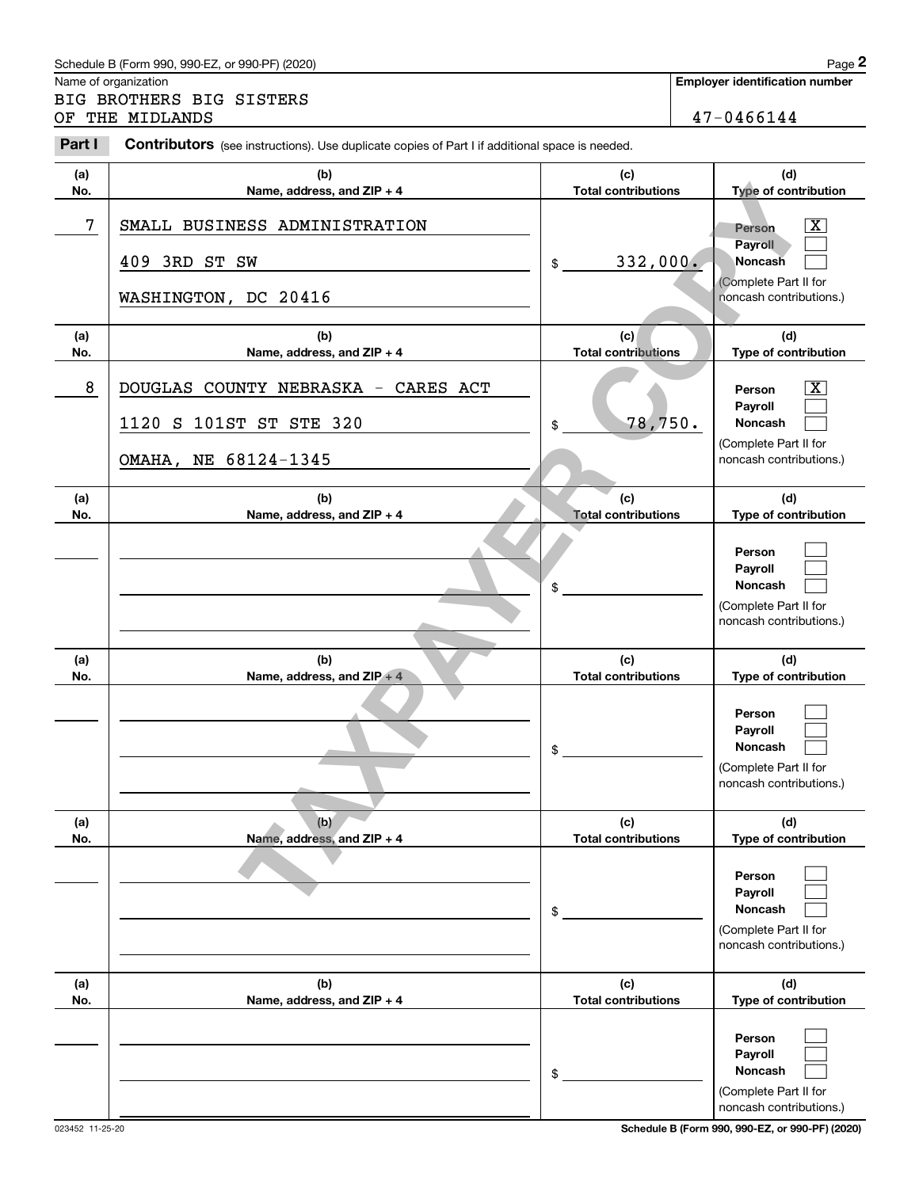Schedule B (Form 990, 990-EZ, or 990-PF) (2020)

Name of organization

BIG BROTHERS BIG SISTERS OF THE MIDLANDS

**Employer identification number**

47-0466144

**Part I** **Contributors** (see instructions). Use duplicate copies of Part I if additional space is needed.

| (a) No. | (b) Name, address, and ZIP + 4 | (c) Total contributions | (d) Type of contribution |
|---|---|---|---|
| 7 | SMALL BUSINESS ADMINISTRATION<br>409 3RD ST SW<br>WASHINGTON, DC 20416 | $ 332,000. | Person [X]<br>Payroll [ ]<br>Noncash [ ]<br>(Complete Part II for noncash contributions.) |
| 8 | DOUGLAS COUNTY NEBRASKA - CARES ACT<br>1120 S 101ST ST STE 320<br>OMAHA, NE 68124-1345 | $ 78,750. | Person [X]<br>Payroll [ ]<br>Noncash [ ]<br>(Complete Part II for noncash contributions.) |
| | | $ | Person [ ]<br>Payroll [ ]<br>Noncash [ ]<br>(Complete Part II for noncash contributions.) |
| | | $ | Person [ ]<br>Payroll [ ]<br>Noncash [ ]<br>(Complete Part II for noncash contributions.) |
| | | $ | Person [ ]<br>Payroll [ ]<br>Noncash [ ]<br>(Complete Part II for noncash contributions.) |
| | | $ | Person [ ]<br>Payroll [ ]<br>Noncash [ ]<br>(Complete Part II for noncash contributions.) |

023452 11-25-20

**Schedule B (Form 990, 990-EZ, or 990-PF) (2020)**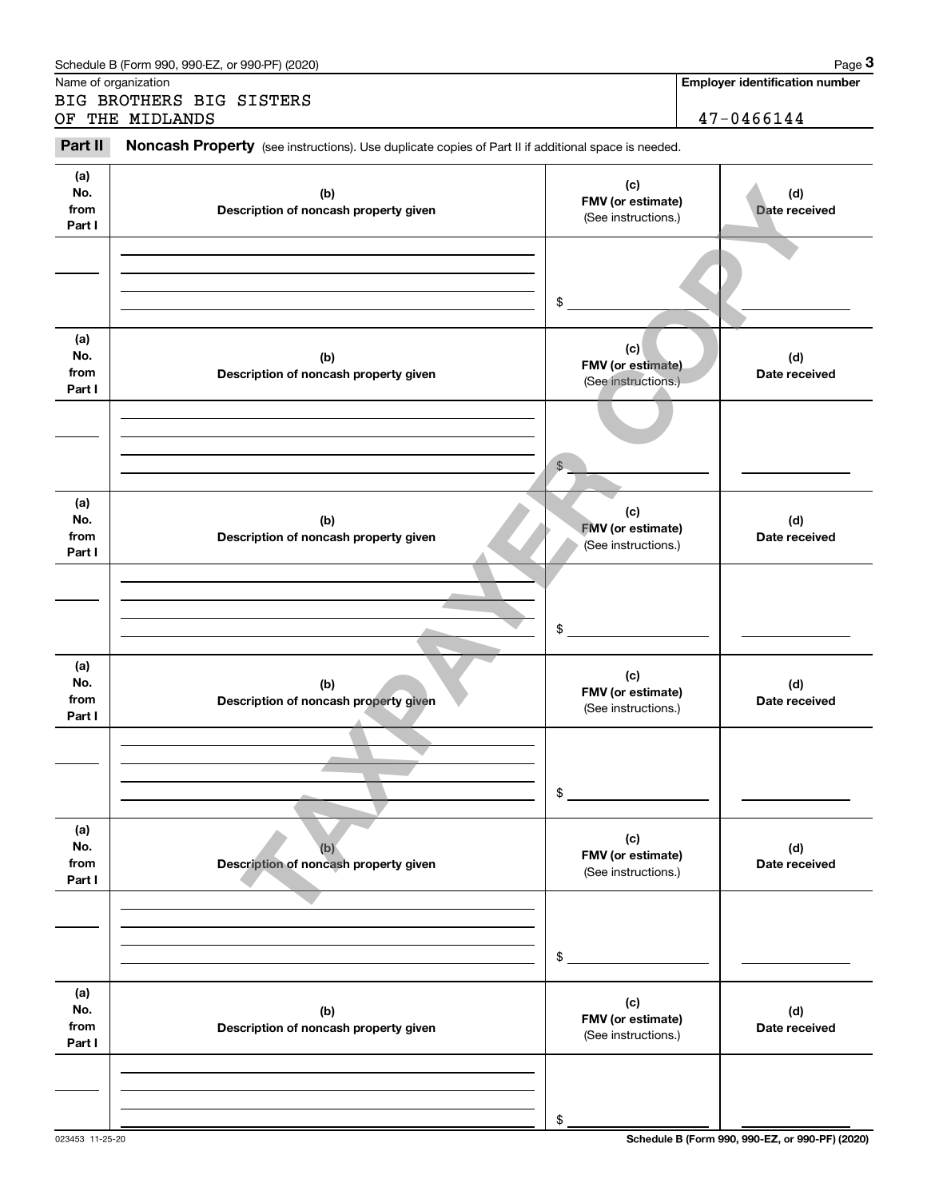Schedule B (Form 990, 990-EZ, or 990-PF) (2020)

Name of organization

BIG BROTHERS BIG SISTERS
OF THE MIDLANDS

**Employer identification number**

47-0466144

**Part II** **Noncash Property** (see instructions). Use duplicate copies of Part II if additional space is needed.

| (a) No. from Part I | (b) Description of noncash property given | (c) FMV (or estimate) (See instructions.) | (d) Date received |
|---|---|---|---|
| | | $ | |

| (a) No. from Part I | (b) Description of noncash property given | (c) FMV (or estimate) (See instructions.) | (d) Date received |
|---|---|---|---|
| | | $ | |

| (a) No. from Part I | (b) Description of noncash property given | (c) FMV (or estimate) (See instructions.) | (d) Date received |
|---|---|---|---|
| | | $ | |

| (a) No. from Part I | (b) Description of noncash property given | (c) FMV (or estimate) (See instructions.) | (d) Date received |
|---|---|---|---|
| | | $ | |

| (a) No. from Part I | (b) Description of noncash property given | (c) FMV (or estimate) (See instructions.) | (d) Date received |
|---|---|---|---|
| | | $ | |

| (a) No. from Part I | (b) Description of noncash property given | (c) FMV (or estimate) (See instructions.) | (d) Date received |
|---|---|---|---|
| | | $ | |

TAXPAYER COPY

023453 11-25-20

**Schedule B (Form 990, 990-EZ, or 990-PF) (2020)**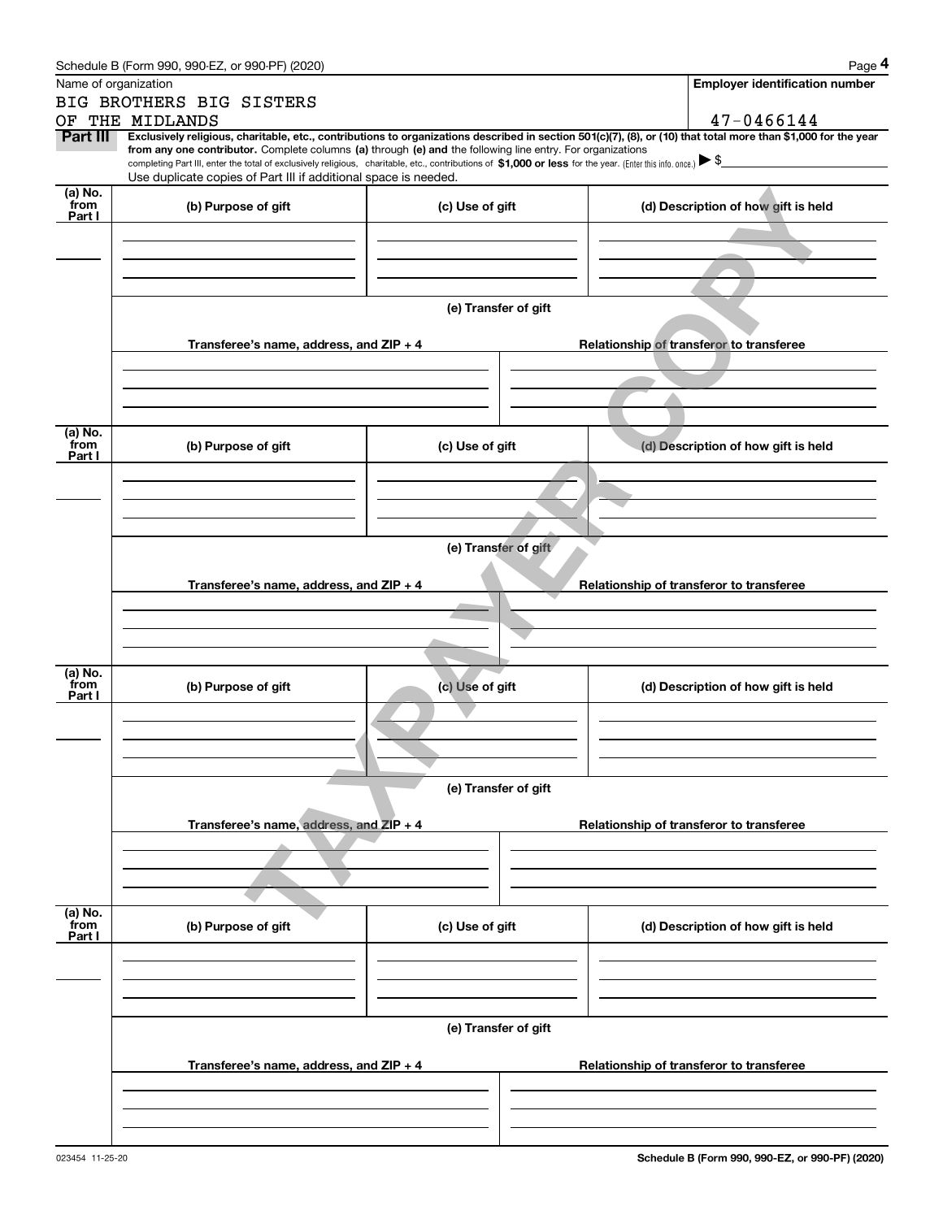Schedule B (Form 990, 990-EZ, or 990-PF) (2020)

| Name of organization | Employer identification number |
| --- | --- |
| BIG BROTHERS BIG SISTERS OF THE MIDLANDS | 47-0466144 |

**Part III** **Exclusively religious, charitable, etc., contributions to organizations described in section 501(c)(7), (8), or (10) that total more than $1,000 for the year from any one contributor.** Complete columns **(a)** through **(e) and** the following line entry. For organizations completing Part III, enter the total of exclusively religious, charitable, etc., contributions of **$1,000 or less** for the year. (Enter this info. once.) ▶ $

Use duplicate copies of Part III if additional space is needed.

| (a) No. from Part I | (b) Purpose of gift | (c) Use of gift | (d) Description of how gift is held |
| --- | --- | --- | --- |
| | | | |

**(e) Transfer of gift**

| Transferee's name, address, and ZIP + 4 | Relationship of transferor to transferee |
| --- | --- |
| | |

| (a) No. from Part I | (b) Purpose of gift | (c) Use of gift | (d) Description of how gift is held |
| --- | --- | --- | --- |
| | | | |

**(e) Transfer of gift**

| Transferee's name, address, and ZIP + 4 | Relationship of transferor to transferee |
| --- | --- |
| | |

| (a) No. from Part I | (b) Purpose of gift | (c) Use of gift | (d) Description of how gift is held |
| --- | --- | --- | --- |
| | | | |

**(e) Transfer of gift**

| Transferee's name, address, and ZIP + 4 | Relationship of transferor to transferee |
| --- | --- |
| | |

| (a) No. from Part I | (b) Purpose of gift | (c) Use of gift | (d) Description of how gift is held |
| --- | --- | --- | --- |
| | | | |

**(e) Transfer of gift**

| Transferee's name, address, and ZIP + 4 | Relationship of transferor to transferee |
| --- | --- |
| | |

TAXPAYER COPY

023454 11-25-20

**Schedule B (Form 990, 990-EZ, or 990-PF) (2020)**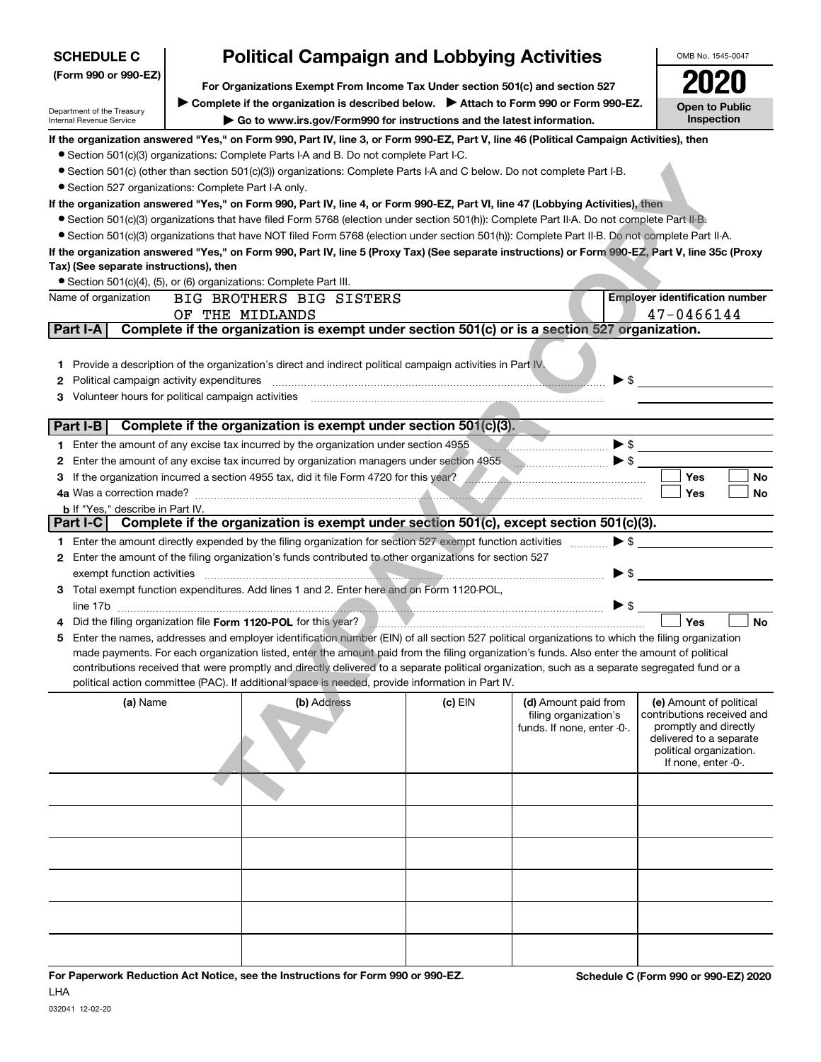**SCHEDULE C (Form 990 or 990-EZ)**

Department of the Treasury
Internal Revenue Service

# Political Campaign and Lobbying Activities

**For Organizations Exempt From Income Tax Under section 501(c) and section 527**

▶ **Complete if the organization is described below.** ▶ **Attach to Form 990 or Form 990-EZ.**

▶ **Go to www.irs.gov/Form990 for instructions and the latest information.**

OMB No. 1545-0047

**2020**

**Open to Public Inspection**

**If the organization answered "Yes," on Form 990, Part IV, line 3, or Form 990-EZ, Part V, line 46 (Political Campaign Activities), then**

- Section 501(c)(3) organizations: Complete Parts I-A and B. Do not complete Part I-C.
- Section 501(c) (other than section 501(c)(3)) organizations: Complete Parts I-A and C below. Do not complete Part I-B.
- Section 527 organizations: Complete Part I-A only.

**If the organization answered "Yes," on Form 990, Part IV, line 4, or Form 990-EZ, Part VI, line 47 (Lobbying Activities), then**

- Section 501(c)(3) organizations that have filed Form 5768 (election under section 501(h)): Complete Part II-A. Do not complete Part II-B.
- Section 501(c)(3) organizations that have NOT filed Form 5768 (election under section 501(h)): Complete Part II-B. Do not complete Part II-A.

**If the organization answered "Yes," on Form 990, Part IV, line 5 (Proxy Tax) (See separate instructions) or Form 990-EZ, Part V, line 35c (Proxy Tax) (See separate instructions), then**

- Section 501(c)(4), (5), or (6) organizations: Complete Part III.

Name of organization: BIG BROTHERS BIG SISTERS OF THE MIDLANDS

**Employer identification number:** 47-0466144

## Part I-A — Complete if the organization is exempt under section 501(c) or is a section 527 organization.

1. Provide a description of the organization's direct and indirect political campaign activities in Part IV.
2. Political campaign activity expenditures ▶ $
3. Volunteer hours for political campaign activities

## Part I-B — Complete if the organization is exempt under section 501(c)(3).

1. Enter the amount of any excise tax incurred by the organization under section 4955 ▶ $
2. Enter the amount of any excise tax incurred by organization managers under section 4955 ▶ $
3. If the organization incurred a section 4955 tax, did it file Form 4720 for this year? ☐ Yes ☐ No

4a. Was a correction made? ☐ Yes ☐ No

b. If "Yes," describe in Part IV.

## Part I-C — Complete if the organization is exempt under section 501(c), except section 501(c)(3).

1. Enter the amount directly expended by the filing organization for section 527 exempt function activities ▶ $
2. Enter the amount of the filing organization's funds contributed to other organizations for section 527 exempt function activities ▶ $
3. Total exempt function expenditures. Add lines 1 and 2. Enter here and on Form 1120-POL, line 17b ▶ $
4. Did the filing organization file **Form 1120-POL** for this year? ☐ Yes ☐ No
5. Enter the names, addresses and employer identification number (EIN) of all section 527 political organizations to which the filing organization made payments. For each organization listed, enter the amount paid from the filing organization's funds. Also enter the amount of political contributions received that were promptly and directly delivered to a separate political organization, such as a separate segregated fund or a political action committee (PAC). If additional space is needed, provide information in Part IV.

| (a) Name | (b) Address | (c) EIN | (d) Amount paid from filing organization's funds. If none, enter -0-. | (e) Amount of political contributions received and promptly and directly delivered to a separate political organization. If none, enter -0-. |
|---|---|---|---|---|
| | | | | |
| | | | | |
| | | | | |
| | | | | |
| | | | | |
| | | | | |

**For Paperwork Reduction Act Notice, see the Instructions for Form 990 or 990-EZ.**

LHA

032041 12-02-20

**Schedule C (Form 990 or 990-EZ) 2020**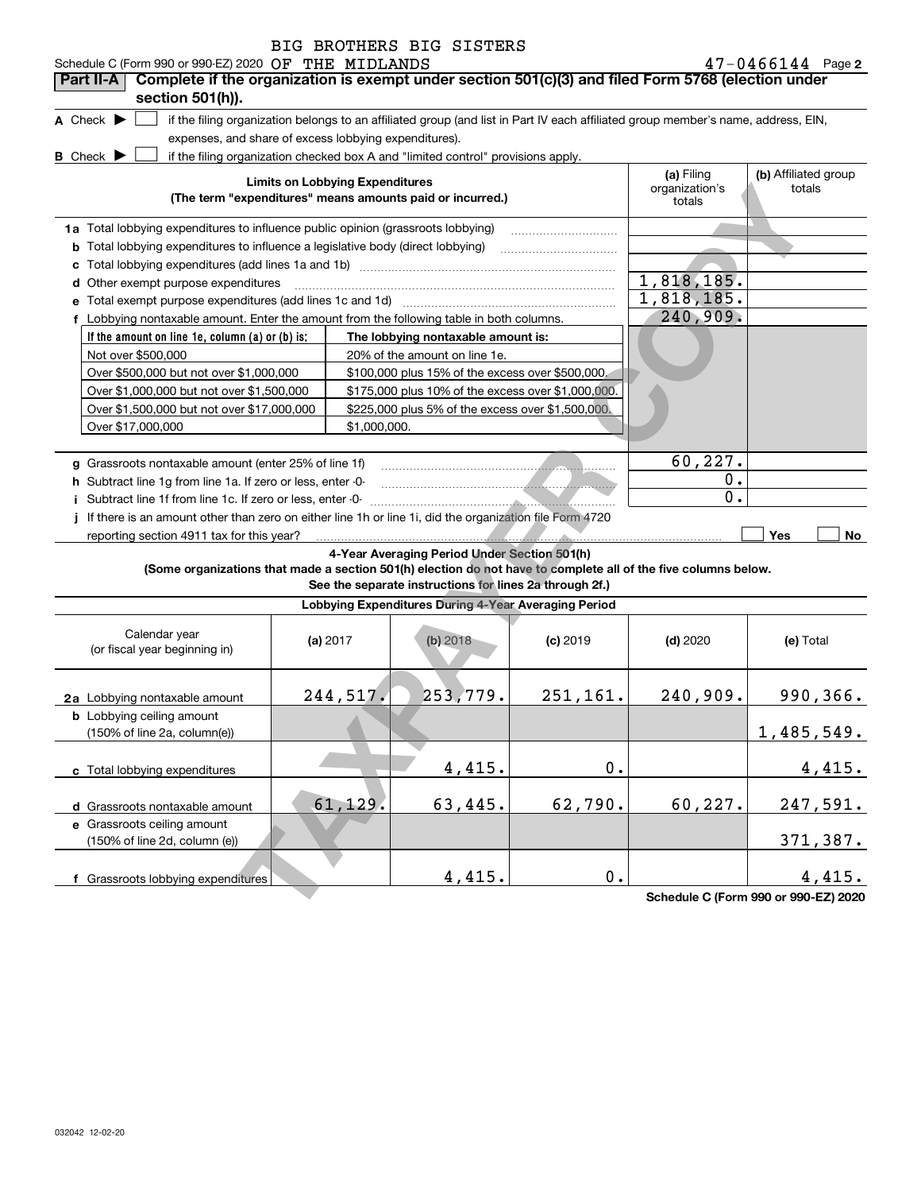Schedule C (Form 990 or 990-EZ) 2020 BIG BROTHERS BIG SISTERS OF THE MIDLANDS 47-0466144 Page **2**

## Part II-A Complete if the organization is exempt under section 501(c)(3) and filed Form 5768 (election under section 501(h)).

**A** Check ▶ ☐ if the filing organization belongs to an affiliated group (and list in Part IV each affiliated group member's name, address, EIN, expenses, and share of excess lobbying expenditures).

**B** Check ▶ ☐ if the filing organization checked box A and "limited control" provisions apply.

| Limits on Lobbying Expenditures (The term "expenditures" means amounts paid or incurred.) | (a) Filing organization's totals | (b) Affiliated group totals |
|---|---|---|
| **1a** Total lobbying expenditures to influence public opinion (grassroots lobbying) | | |
| **b** Total lobbying expenditures to influence a legislative body (direct lobbying) | | |
| **c** Total lobbying expenditures (add lines 1a and 1b) | | |
| **d** Other exempt purpose expenditures | 1,818,185. | |
| **e** Total exempt purpose expenditures (add lines 1c and 1d) | 1,818,185. | |
| **f** Lobbying nontaxable amount. Enter the amount from the following table in both columns. | 240,909. | |

| If the amount on line 1e, column (a) or (b) is: | The lobbying nontaxable amount is: |
|---|---|
| Not over $500,000 | 20% of the amount on line 1e. |
| Over $500,000 but not over $1,000,000 | $100,000 plus 15% of the excess over $500,000. |
| Over $1,000,000 but not over $1,500,000 | $175,000 plus 10% of the excess over $1,000,000. |
| Over $1,500,000 but not over $17,000,000 | $225,000 plus 5% of the excess over $1,500,000. |
| Over $17,000,000 | $1,000,000. |

| | (a) | (b) |
|---|---|---|
| **g** Grassroots nontaxable amount (enter 25% of line 1f) | 60,227. | |
| **h** Subtract line 1g from line 1a. If zero or less, enter -0- | 0. | |
| **i** Subtract line 1f from line 1c. If zero or less, enter -0- | 0. | |
| **j** If there is an amount other than zero on either line 1h or line 1i, did the organization file Form 4720 reporting section 4911 tax for this year? | ☐ Yes | ☐ No |

### 4-Year Averaging Period Under Section 501(h)

**(Some organizations that made a section 501(h) election do not have to complete all of the five columns below. See the separate instructions for lines 2a through 2f.)**

**Lobbying Expenditures During 4-Year Averaging Period**

| Calendar year (or fiscal year beginning in) | (a) 2017 | (b) 2018 | (c) 2019 | (d) 2020 | (e) Total |
|---|---|---|---|---|---|
| **2a** Lobbying nontaxable amount | 244,517. | 253,779. | 251,161. | 240,909. | 990,366. |
| **b** Lobbying ceiling amount (150% of line 2a, column(e)) | | | | | 1,485,549. |
| **c** Total lobbying expenditures | | 4,415. | 0. | | 4,415. |
| **d** Grassroots nontaxable amount | 61,129. | 63,445. | 62,790. | 60,227. | 247,591. |
| **e** Grassroots ceiling amount (150% of line 2d, column (e)) | | | | | 371,387. |
| **f** Grassroots lobbying expenditures | | 4,415. | 0. | | 4,415. |

Schedule C (Form 990 or 990-EZ) 2020

032042 12-02-20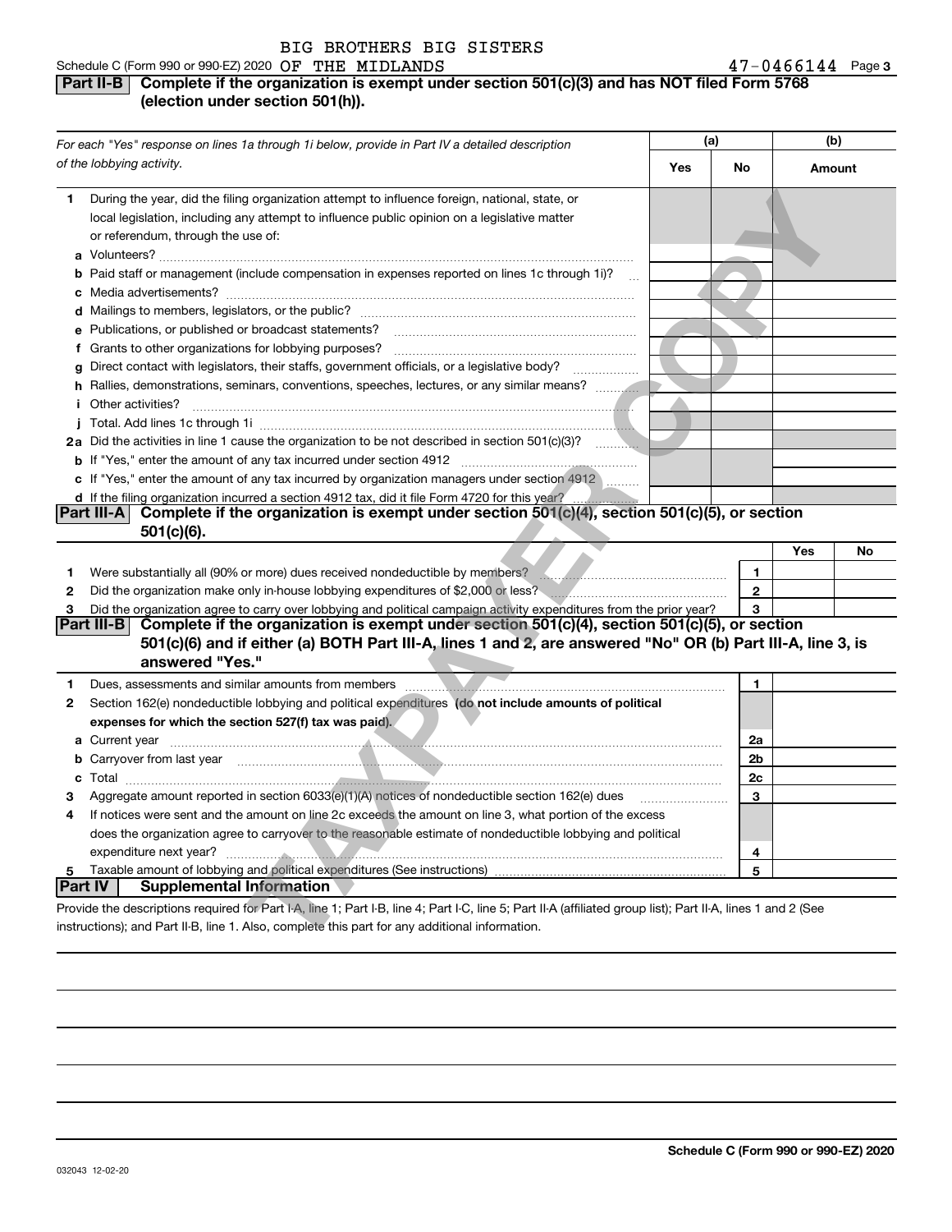BIG BROTHERS BIG SISTERS

Schedule C (Form 990 or 990-EZ) 2020 OF THE MIDLANDS 47-0466144 Page 3

## Part II-B Complete if the organization is exempt under section 501(c)(3) and has NOT filed Form 5768 (election under section 501(h)).

| For each "Yes" response on lines 1a through 1i below, provide in Part IV a detailed description of the lobbying activity. | (a) Yes | (a) No | (b) Amount |
|---|---|---|---|
| **1** During the year, did the filing organization attempt to influence foreign, national, state, or local legislation, including any attempt to influence public opinion on a legislative matter or referendum, through the use of: | | | |
| **a** Volunteers? | | | |
| **b** Paid staff or management (include compensation in expenses reported on lines 1c through 1i)? | | | |
| **c** Media advertisements? | | | |
| **d** Mailings to members, legislators, or the public? | | | |
| **e** Publications, or published or broadcast statements? | | | |
| **f** Grants to other organizations for lobbying purposes? | | | |
| **g** Direct contact with legislators, their staffs, government officials, or a legislative body? | | | |
| **h** Rallies, demonstrations, seminars, conventions, speeches, lectures, or any similar means? | | | |
| **i** Other activities? | | | |
| **j** Total. Add lines 1c through 1i | | | |
| **2a** Did the activities in line 1 cause the organization to be not described in section 501(c)(3)? | | | |
| **b** If "Yes," enter the amount of any tax incurred under section 4912 | | | |
| **c** If "Yes," enter the amount of any tax incurred by organization managers under section 4912 | | | |
| **d** If the filing organization incurred a section 4912 tax, did it file Form 4720 for this year? | | | |

## Part III-A Complete if the organization is exempt under section 501(c)(4), section 501(c)(5), or section 501(c)(6).

| | | | Yes | No |
|---|---|---|---|---|
| **1** | Were substantially all (90% or more) dues received nondeductible by members? | 1 | | |
| **2** | Did the organization make only in-house lobbying expenditures of $2,000 or less? | 2 | | |
| **3** | Did the organization agree to carry over lobbying and political campaign activity expenditures from the prior year? | 3 | | |

## Part III-B Complete if the organization is exempt under section 501(c)(4), section 501(c)(5), or section 501(c)(6) and if either (a) BOTH Part III-A, lines 1 and 2, are answered "No" OR (b) Part III-A, line 3, is answered "Yes."

| | | | |
|---|---|---|---|
| **1** | Dues, assessments and similar amounts from members | 1 | |
| **2** | Section 162(e) nondeductible lobbying and political expenditures **(do not include amounts of political expenses for which the section 527(f) tax was paid).** | | |
| **a** | Current year | 2a | |
| **b** | Carryover from last year | 2b | |
| **c** | Total | 2c | |
| **3** | Aggregate amount reported in section 6033(e)(1)(A) notices of nondeductible section 162(e) dues | 3 | |
| **4** | If notices were sent and the amount on line 2c exceeds the amount on line 3, what portion of the excess does the organization agree to carryover to the reasonable estimate of nondeductible lobbying and political expenditure next year? | 4 | |
| **5** | Taxable amount of lobbying and political expenditures (See instructions) | 5 | |

## Part IV Supplemental Information

Provide the descriptions required for Part I-A, line 1; Part I-B, line 4; Part I-C, line 5; Part II-A (affiliated group list); Part II-A, lines 1 and 2 (See instructions); and Part II-B, line 1. Also, complete this part for any additional information.

Schedule C (Form 990 or 990-EZ) 2020

032043 12-02-20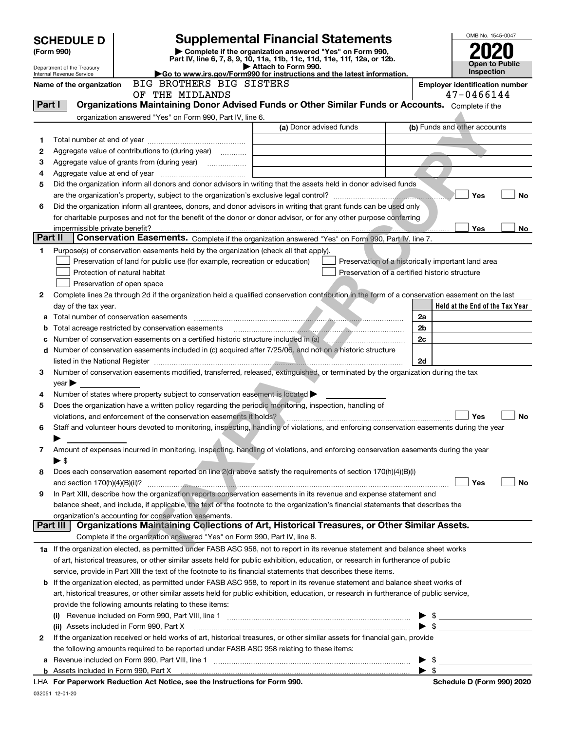# SCHEDULE D (Form 990)

Department of the Treasury
Internal Revenue Service

## Supplemental Financial Statements

▶ Complete if the organization answered "Yes" on Form 990, Part IV, line 6, 7, 8, 9, 10, 11a, 11b, 11c, 11d, 11e, 11f, 12a, or 12b.
▶ Attach to Form 990.
▶ Go to www.irs.gov/Form990 for instructions and the latest information.

OMB No. 1545-0047

**2020**

**Open to Public Inspection**

Name of the organization: BIG BROTHERS BIG SISTERS OF THE MIDLANDS

Employer identification number: 47-0466144

TAXPAYER COPY

### Part I — Organizations Maintaining Donor Advised Funds or Other Similar Funds or Accounts.

Complete if the organization answered "Yes" on Form 990, Part IV, line 6.

| | | (a) Donor advised funds | (b) Funds and other accounts |
|---|---|---|---|
| 1 | Total number at end of year | | |
| 2 | Aggregate value of contributions to (during year) | | |
| 3 | Aggregate value of grants from (during year) | | |
| 4 | Aggregate value at end of year | | |

5 Did the organization inform all donors and donor advisors in writing that the assets held in donor advised funds are the organization's property, subject to the organization's exclusive legal control? ☐ Yes ☐ No

6 Did the organization inform all grantees, donors, and donor advisors in writing that grant funds can be used only for charitable purposes and not for the benefit of the donor or donor advisor, or for any other purpose conferring impermissible private benefit? ☐ Yes ☐ No

### Part II — Conservation Easements.

Complete if the organization answered "Yes" on Form 990, Part IV, line 7.

1 Purpose(s) of conservation easements held by the organization (check all that apply).

- ☐ Preservation of land for public use (for example, recreation or education)
- ☐ Preservation of a historically important land area
- ☐ Protection of natural habitat
- ☐ Preservation of a certified historic structure
- ☐ Preservation of open space

2 Complete lines 2a through 2d if the organization held a qualified conservation contribution in the form of a conservation easement on the last day of the tax year.

| | | | Held at the End of the Tax Year |
|---|---|---|---|
| a | Total number of conservation easements | 2a | |
| b | Total acreage restricted by conservation easements | 2b | |
| c | Number of conservation easements on a certified historic structure included in (a) | 2c | |
| d | Number of conservation easements included in (c) acquired after 7/25/06, and not on a historic structure listed in the National Register | 2d | |

3 Number of conservation easements modified, transferred, released, extinguished, or terminated by the organization during the tax year ▶

4 Number of states where property subject to conservation easement is located ▶

5 Does the organization have a written policy regarding the periodic monitoring, inspection, handling of violations, and enforcement of the conservation easements it holds? ☐ Yes ☐ No

6 Staff and volunteer hours devoted to monitoring, inspecting, handling of violations, and enforcing conservation easements during the year ▶

7 Amount of expenses incurred in monitoring, inspecting, handling of violations, and enforcing conservation easements during the year ▶ $

8 Does each conservation easement reported on line 2(d) above satisfy the requirements of section 170(h)(4)(B)(i) and section 170(h)(4)(B)(ii)? ☐ Yes ☐ No

9 In Part XIII, describe how the organization reports conservation easements in its revenue and expense statement and balance sheet, and include, if applicable, the text of the footnote to the organization's financial statements that describes the organization's accounting for conservation easements.

### Part III — Organizations Maintaining Collections of Art, Historical Treasures, or Other Similar Assets.

Complete if the organization answered "Yes" on Form 990, Part IV, line 8.

1a If the organization elected, as permitted under FASB ASC 958, not to report in its revenue statement and balance sheet works of art, historical treasures, or other similar assets held for public exhibition, education, or research in furtherance of public service, provide in Part XIII the text of the footnote to its financial statements that describes these items.

b If the organization elected, as permitted under FASB ASC 958, to report in its revenue statement and balance sheet works of art, historical treasures, or other similar assets held for public exhibition, education, or research in furtherance of public service, provide the following amounts relating to these items:

(i) Revenue included on Form 990, Part VIII, line 1 ▶ $

(ii) Assets included in Form 990, Part X ▶ $

2 If the organization received or held works of art, historical treasures, or other similar assets for financial gain, provide the following amounts required to be reported under FASB ASC 958 relating to these items:

a Revenue included on Form 990, Part VIII, line 1 ▶ $

b Assets included in Form 990, Part X ▶ $

LHA For Paperwork Reduction Act Notice, see the Instructions for Form 990. Schedule D (Form 990) 2020

032051 12-01-20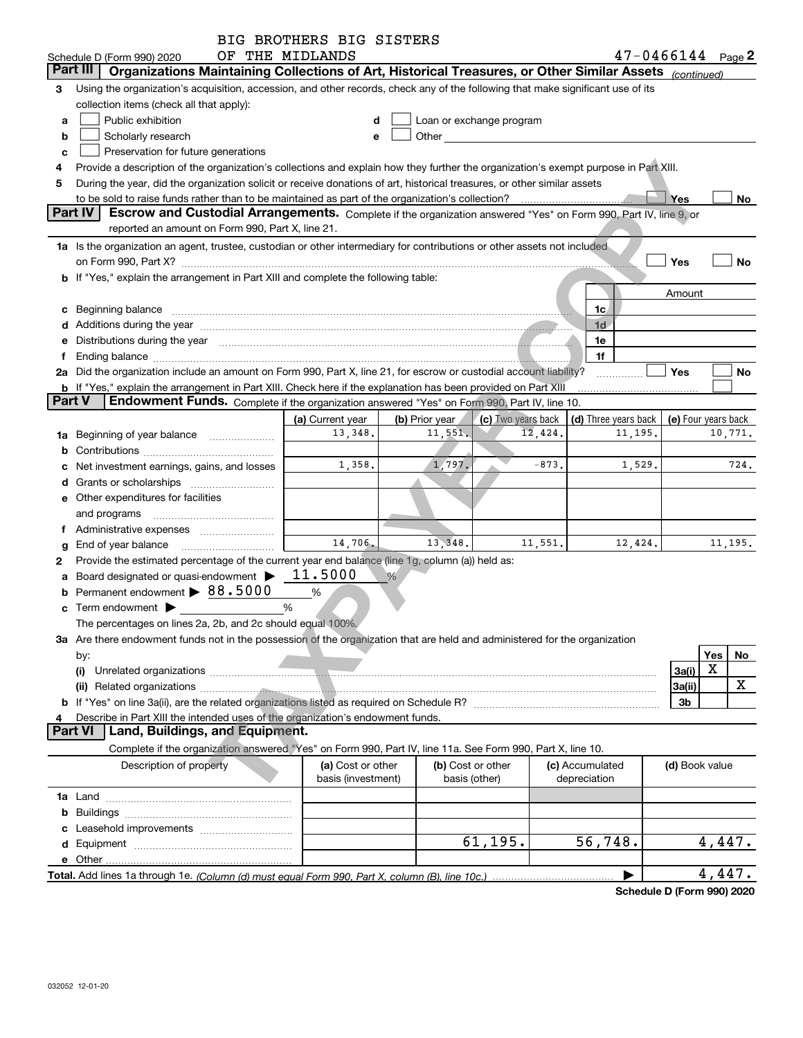BIG BROTHERS BIG SISTERS OF THE MIDLANDS

Schedule D (Form 990) 2020 — 47-0466144 Page **2**

## Part III Organizations Maintaining Collections of Art, Historical Treasures, or Other Similar Assets *(continued)*

**3** Using the organization's acquisition, accession, and other records, check any of the following that make significant use of its collection items (check all that apply):

- **a** ☐ Public exhibition
- **b** ☐ Scholarly research
- **c** ☐ Preservation for future generations
- **d** ☐ Loan or exchange program
- **e** ☐ Other

**4** Provide a description of the organization's collections and explain how they further the organization's exempt purpose in Part XIII.

**5** During the year, did the organization solicit or receive donations of art, historical treasures, or other similar assets to be sold to raise funds rather than to be maintained as part of the organization's collection? ☐ Yes ☐ No

## Part IV Escrow and Custodial Arrangements.

Complete if the organization answered "Yes" on Form 990, Part IV, line 9, or reported an amount on Form 990, Part X, line 21.

**1a** Is the organization an agent, trustee, custodian or other intermediary for contributions or other assets not included on Form 990, Part X? ☐ Yes ☐ No

**b** If "Yes," explain the arrangement in Part XIII and complete the following table:

| | | Amount |
|---|---|---|
| **c** Beginning balance | 1c | |
| **d** Additions during the year | 1d | |
| **e** Distributions during the year | 1e | |
| **f** Ending balance | 1f | |

**2a** Did the organization include an amount on Form 990, Part X, line 21, for escrow or custodial account liability? ☐ Yes ☐ No

**b** If "Yes," explain the arrangement in Part XIII. Check here if the explanation has been provided on Part XIII ☐

## Part V Endowment Funds.

Complete if the organization answered "Yes" on Form 990, Part IV, line 10.

| | (a) Current year | (b) Prior year | (c) Two years back | (d) Three years back | (e) Four years back |
|---|---|---|---|---|---|
| **1a** Beginning of year balance | 13,348. | 11,551. | 12,424. | 11,195. | 10,771. |
| **b** Contributions | | | | | |
| **c** Net investment earnings, gains, and losses | 1,358. | 1,797. | -873. | 1,529. | 724. |
| **d** Grants or scholarships | | | | | |
| **e** Other expenditures for facilities and programs | | | | | |
| **f** Administrative expenses | | | | | |
| **g** End of year balance | 14,706. | 13,348. | 11,551. | 12,424. | 11,195. |

**2** Provide the estimated percentage of the current year end balance (line 1g, column (a)) held as:

- **a** Board designated or quasi-endowment ▶ 11.5000 %
- **b** Permanent endowment ▶ 88.5000 %
- **c** Term endowment ▶ %

The percentages on lines 2a, 2b, and 2c should equal 100%.

**3a** Are there endowment funds not in the possession of the organization that are held and administered for the organization by:

| | | Yes | No |
|---|---|---|---|
| **(i)** Unrelated organizations | 3a(i) | X | |
| **(ii)** Related organizations | 3a(ii) | | X |
| **b** If "Yes" on line 3a(ii), are the related organizations listed as required on Schedule R? | 3b | | |

**4** Describe in Part XIII the intended uses of the organization's endowment funds.

## Part VI Land, Buildings, and Equipment.

Complete if the organization answered "Yes" on Form 990, Part IV, line 11a. See Form 990, Part X, line 10.

| Description of property | (a) Cost or other basis (investment) | (b) Cost or other basis (other) | (c) Accumulated depreciation | (d) Book value |
|---|---|---|---|---|
| **1a** Land | | | | |
| **b** Buildings | | | | |
| **c** Leasehold improvements | | | | |
| **d** Equipment | | 61,195. | 56,748. | 4,447. |
| **e** Other | | | | |
| **Total.** Add lines 1a through 1e. *(Column (d) must equal Form 990, Part X, column (B), line 10c.)* | | | ▶ | 4,447. |

**Schedule D (Form 990) 2020**

032052 12-01-20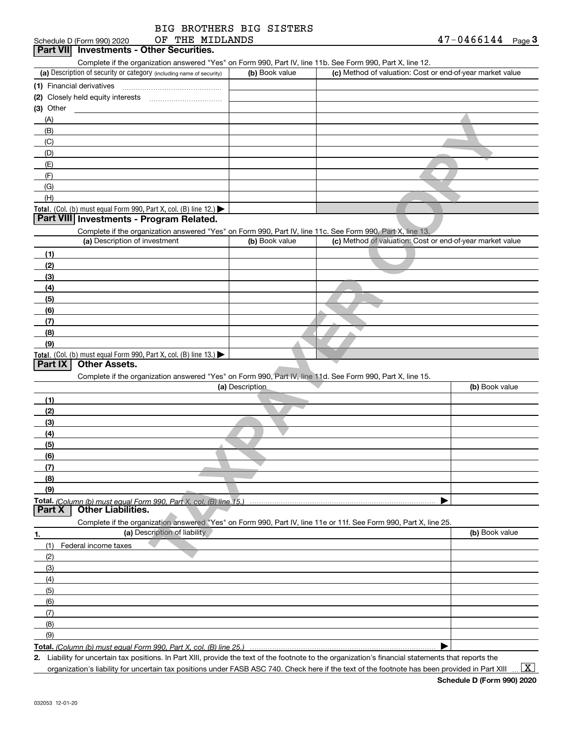Schedule D (Form 990) 2020 BIG BROTHERS BIG SISTERS OF THE MIDLANDS 47-0466144 Page 3

## Part VII Investments - Other Securities.

Complete if the organization answered "Yes" on Form 990, Part IV, line 11b. See Form 990, Part X, line 12.

| (a) Description of security or category (including name of security) | (b) Book value | (c) Method of valuation: Cost or end-of-year market value |
|---|---|---|
| (1) Financial derivatives | | |
| (2) Closely held equity interests | | |
| (3) Other | | |
| (A) | | |
| (B) | | |
| (C) | | |
| (D) | | |
| (E) | | |
| (F) | | |
| (G) | | |
| (H) | | |
| **Total.** (Col. (b) must equal Form 990, Part X, col. (B) line 12.) ▶ | | |

## Part VIII Investments - Program Related.

Complete if the organization answered "Yes" on Form 990, Part IV, line 11c. See Form 990, Part X, line 13.

| (a) Description of investment | (b) Book value | (c) Method of valuation: Cost or end-of-year market value |
|---|---|---|
| (1) | | |
| (2) | | |
| (3) | | |
| (4) | | |
| (5) | | |
| (6) | | |
| (7) | | |
| (8) | | |
| (9) | | |
| **Total.** (Col. (b) must equal Form 990, Part X, col. (B) line 13.) ▶ | | |

## Part IX Other Assets.

Complete if the organization answered "Yes" on Form 990, Part IV, line 11d. See Form 990, Part X, line 15.

| (a) Description | (b) Book value |
|---|---|
| (1) | |
| (2) | |
| (3) | |
| (4) | |
| (5) | |
| (6) | |
| (7) | |
| (8) | |
| (9) | |
| **Total.** *(Column (b) must equal Form 990, Part X, col. (B) line 15.)* ▶ | |

## Part X Other Liabilities.

Complete if the organization answered "Yes" on Form 990, Part IV, line 11e or 11f. See Form 990, Part X, line 25.

| 1. (a) Description of liability | (b) Book value |
|---|---|
| (1) Federal income taxes | |
| (2) | |
| (3) | |
| (4) | |
| (5) | |
| (6) | |
| (7) | |
| (8) | |
| (9) | |
| **Total.** *(Column (b) must equal Form 990, Part X, col. (B) line 25.)* ▶ | |

2. Liability for uncertain tax positions. In Part XIII, provide the text of the footnote to the organization's financial statements that reports the organization's liability for uncertain tax positions under FASB ASC 740. Check here if the text of the footnote has been provided in Part XIII ... [X]

Schedule D (Form 990) 2020

032053 12-01-20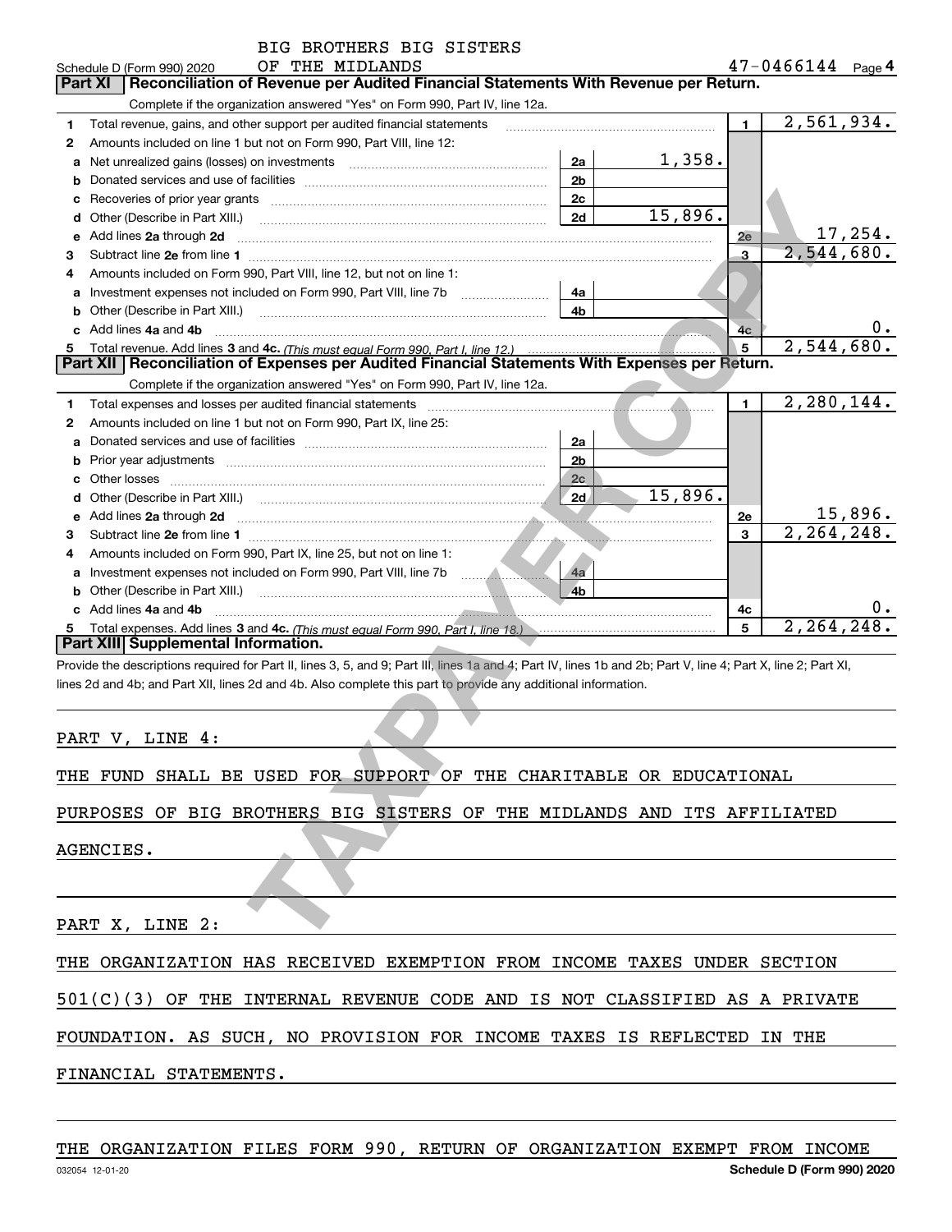Schedule D (Form 990) 2020 BIG BROTHERS BIG SISTERS OF THE MIDLANDS 47-0466144 Page 4

## Part XI Reconciliation of Revenue per Audited Financial Statements With Revenue per Return.

Complete if the organization answered "Yes" on Form 990, Part IV, line 12a.

| | | | | | |
|---|---|---|---|---|---|
| 1 | Total revenue, gains, and other support per audited financial statements | | | 1 | 2,561,934. |
| 2 | Amounts included on line 1 but not on Form 990, Part VIII, line 12: | | | | |
| a | Net unrealized gains (losses) on investments | 2a | 1,358. | | |
| b | Donated services and use of facilities | 2b | | | |
| c | Recoveries of prior year grants | 2c | | | |
| d | Other (Describe in Part XIII.) | 2d | 15,896. | | |
| e | Add lines 2a through 2d | | | 2e | 17,254. |
| 3 | Subtract line 2e from line 1 | | | 3 | 2,544,680. |
| 4 | Amounts included on Form 990, Part VIII, line 12, but not on line 1: | | | | |
| a | Investment expenses not included on Form 990, Part VIII, line 7b | 4a | | | |
| b | Other (Describe in Part XIII.) | 4b | | | |
| c | Add lines 4a and 4b | | | 4c | 0. |
| 5 | Total revenue. Add lines 3 and 4c. *(This must equal Form 990, Part I, line 12.)* | | | 5 | 2,544,680. |

## Part XII Reconciliation of Expenses per Audited Financial Statements With Expenses per Return.

Complete if the organization answered "Yes" on Form 990, Part IV, line 12a.

| | | | | | |
|---|---|---|---|---|---|
| 1 | Total expenses and losses per audited financial statements | | | 1 | 2,280,144. |
| 2 | Amounts included on line 1 but not on Form 990, Part IX, line 25: | | | | |
| a | Donated services and use of facilities | 2a | | | |
| b | Prior year adjustments | 2b | | | |
| c | Other losses | 2c | | | |
| d | Other (Describe in Part XIII.) | 2d | 15,896. | | |
| e | Add lines 2a through 2d | | | 2e | 15,896. |
| 3 | Subtract line 2e from line 1 | | | 3 | 2,264,248. |
| 4 | Amounts included on Form 990, Part IX, line 25, but not on line 1: | | | | |
| a | Investment expenses not included on Form 990, Part VIII, line 7b | 4a | | | |
| b | Other (Describe in Part XIII.) | 4b | | | |
| c | Add lines 4a and 4b | | | 4c | 0. |
| 5 | Total expenses. Add lines 3 and 4c. *(This must equal Form 990, Part I, line 18.)* | | | 5 | 2,264,248. |

## Part XIII Supplemental Information.

Provide the descriptions required for Part II, lines 3, 5, and 9; Part III, lines 1a and 4; Part IV, lines 1b and 2b; Part V, line 4; Part X, line 2; Part XI, lines 2d and 4b; and Part XII, lines 2d and 4b. Also complete this part to provide any additional information.

PART V, LINE 4:

THE FUND SHALL BE USED FOR SUPPORT OF THE CHARITABLE OR EDUCATIONAL PURPOSES OF BIG BROTHERS BIG SISTERS OF THE MIDLANDS AND ITS AFFILIATED AGENCIES.

PART X, LINE 2:

THE ORGANIZATION HAS RECEIVED EXEMPTION FROM INCOME TAXES UNDER SECTION 501(C)(3) OF THE INTERNAL REVENUE CODE AND IS NOT CLASSIFIED AS A PRIVATE FOUNDATION. AS SUCH, NO PROVISION FOR INCOME TAXES IS REFLECTED IN THE FINANCIAL STATEMENTS.

THE ORGANIZATION FILES FORM 990, RETURN OF ORGANIZATION EXEMPT FROM INCOME

032054 12-01-20 Schedule D (Form 990) 2020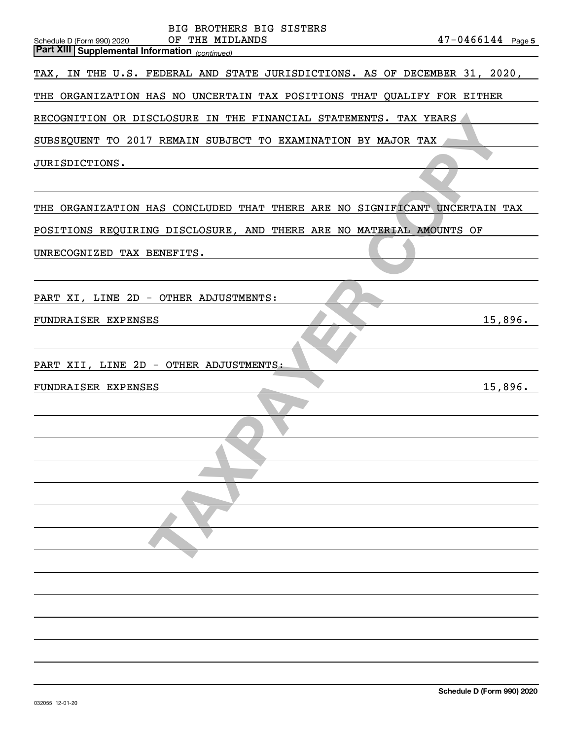BIG BROTHERS BIG SISTERS OF THE MIDLANDS 47-0466144

Schedule D (Form 990) 2020 Page 5

**Part XIII | Supplemental Information** *(continued)*

TAX, IN THE U.S. FEDERAL AND STATE JURISDICTIONS. AS OF DECEMBER 31, 2020, THE ORGANIZATION HAS NO UNCERTAIN TAX POSITIONS THAT QUALIFY FOR EITHER RECOGNITION OR DISCLOSURE IN THE FINANCIAL STATEMENTS. TAX YEARS SUBSEQUENT TO 2017 REMAIN SUBJECT TO EXAMINATION BY MAJOR TAX JURISDICTIONS.

THE ORGANIZATION HAS CONCLUDED THAT THERE ARE NO SIGNIFICANT UNCERTAIN TAX POSITIONS REQUIRING DISCLOSURE, AND THERE ARE NO MATERIAL AMOUNTS OF UNRECOGNIZED TAX BENEFITS.

PART XI, LINE 2D - OTHER ADJUSTMENTS:

| | |
|---|---|
| FUNDRAISER EXPENSES | 15,896. |

PART XII, LINE 2D - OTHER ADJUSTMENTS:

| | |
|---|---|
| FUNDRAISER EXPENSES | 15,896. |

Schedule D (Form 990) 2020

032055 12-01-20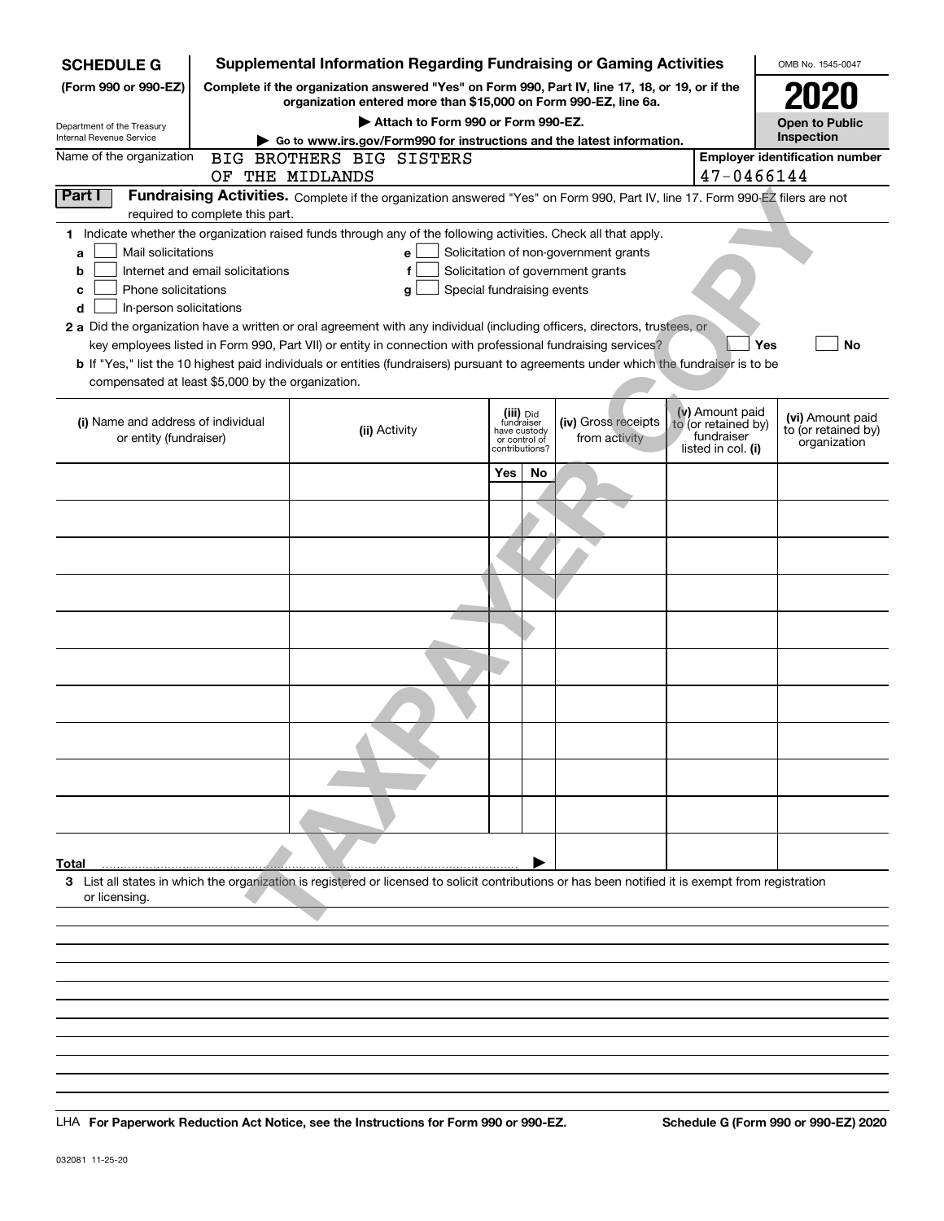**SCHEDULE G**
**(Form 990 or 990-EZ)**

Department of the Treasury
Internal Revenue Service

**Supplemental Information Regarding Fundraising or Gaming Activities**

**Complete if the organization answered "Yes" on Form 990, Part IV, line 17, 18, or 19, or if the organization entered more than $15,000 on Form 990-EZ, line 6a.**

▶ **Attach to Form 990 or Form 990-EZ.**

▶ **Go to www.irs.gov/Form990 for instructions and the latest information.**

OMB No. 1545-0047

**2020**

**Open to Public Inspection**

Name of the organization: BIG BROTHERS BIG SISTERS OF THE MIDLANDS

**Employer identification number:** 47-0466144

**Part I** **Fundraising Activities.** Complete if the organization answered "Yes" on Form 990, Part IV, line 17. Form 990-EZ filers are not required to complete this part.

**1** Indicate whether the organization raised funds through any of the following activities. Check all that apply.

- **a** ☐ Mail solicitations
- **b** ☐ Internet and email solicitations
- **c** ☐ Phone solicitations
- **d** ☐ In-person solicitations
- **e** ☐ Solicitation of non-government grants
- **f** ☐ Solicitation of government grants
- **g** ☐ Special fundraising events

**2 a** Did the organization have a written or oral agreement with any individual (including officers, directors, trustees, or key employees listed in Form 990, Part VII) or entity in connection with professional fundraising services? ☐ **Yes** ☐ **No**

**b** If "Yes," list the 10 highest paid individuals or entities (fundraisers) pursuant to agreements under which the fundraiser is to be compensated at least $5,000 by the organization.

| (i) Name and address of individual or entity (fundraiser) | (ii) Activity | (iii) Did fundraiser have custody or control of contributions? | | (iv) Gross receipts from activity | (v) Amount paid to (or retained by) fundraiser listed in col. (i) | (vi) Amount paid to (or retained by) organization |
|---|---|---|---|---|---|---|
| | | Yes | No | | | |
| | | | | | | |
| | | | | | | |
| | | | | | | |
| | | | | | | |
| | | | | | | |
| | | | | | | |
| | | | | | | |
| | | | | | | |
| | | | | | | |
| | | | | | | |
| **Total** ▶ | | | | | | |

**3** List all states in which the organization is registered or licensed to solicit contributions or has been notified it is exempt from registration or licensing.

LHA **For Paperwork Reduction Act Notice, see the Instructions for Form 990 or 990-EZ.** **Schedule G (Form 990 or 990-EZ) 2020**

032081 11-25-20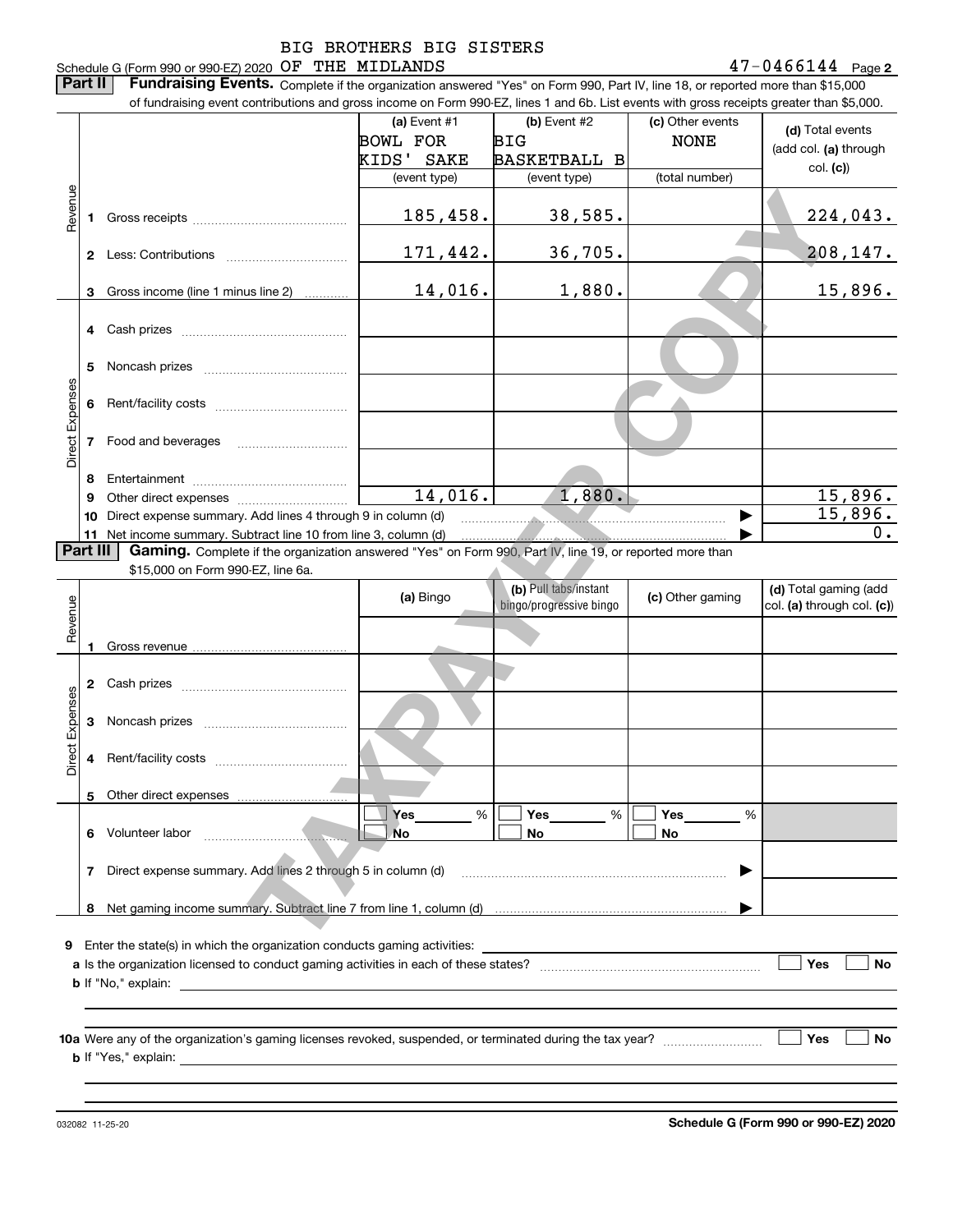BIG BROTHERS BIG SISTERS

Schedule G (Form 990 or 990-EZ) 2020 OF THE MIDLANDS 47-0466144 Page **2**

**Part II** **Fundraising Events.** Complete if the organization answered "Yes" on Form 990, Part IV, line 18, or reported more than $15,000 of fundraising event contributions and gross income on Form 990-EZ, lines 1 and 6b. List events with gross receipts greater than $5,000.

| | | (a) Event #1 BOWL FOR KIDS' SAKE (event type) | (b) Event #2 BIG BASKETBALL B (event type) | (c) Other events NONE (total number) | (d) Total events (add col. (a) through col. (c)) |
|---|---|---|---|---|---|
| Revenue | 1 Gross receipts | 185,458. | 38,585. | | 224,043. |
| | 2 Less: Contributions | 171,442. | 36,705. | | 208,147. |
| | 3 Gross income (line 1 minus line 2) | 14,016. | 1,880. | | 15,896. |
| Direct Expenses | 4 Cash prizes | | | | |
| | 5 Noncash prizes | | | | |
| | 6 Rent/facility costs | | | | |
| | 7 Food and beverages | | | | |
| | 8 Entertainment | | | | |
| | 9 Other direct expenses | 14,016. | 1,880. | | 15,896. |
| | 10 Direct expense summary. Add lines 4 through 9 in column (d) | | | ▶ | 15,896. |
| | 11 Net income summary. Subtract line 10 from line 3, column (d) | | | ▶ | 0. |

**Part III** **Gaming.** Complete if the organization answered "Yes" on Form 990, Part IV, line 19, or reported more than $15,000 on Form 990-EZ, line 6a.

| | | (a) Bingo | (b) Pull tabs/instant bingo/progressive bingo | (c) Other gaming | (d) Total gaming (add col. (a) through col. (c)) |
|---|---|---|---|---|---|
| Revenue | 1 Gross revenue | | | | |
| Direct Expenses | 2 Cash prizes | | | | |
| | 3 Noncash prizes | | | | |
| | 4 Rent/facility costs | | | | |
| | 5 Other direct expenses | | | | |
| | 6 Volunteer labor | ☐ Yes ___ % ☐ No | ☐ Yes ___ % ☐ No | ☐ Yes ___ % ☐ No | |
| | 7 Direct expense summary. Add lines 2 through 5 in column (d) | | | ▶ | |
| | 8 Net gaming income summary. Subtract line 7 from line 1, column (d) | | | ▶ | |

**9** Enter the state(s) in which the organization conducts gaming activities: ____________

**a** Is the organization licensed to conduct gaming activities in each of these states? ☐ Yes ☐ No

**b** If "No," explain: ____________

**10a** Were any of the organization's gaming licenses revoked, suspended, or terminated during the tax year? ☐ Yes ☐ No

**b** If "Yes," explain: ____________

032082 11-25-20 **Schedule G (Form 990 or 990-EZ) 2020**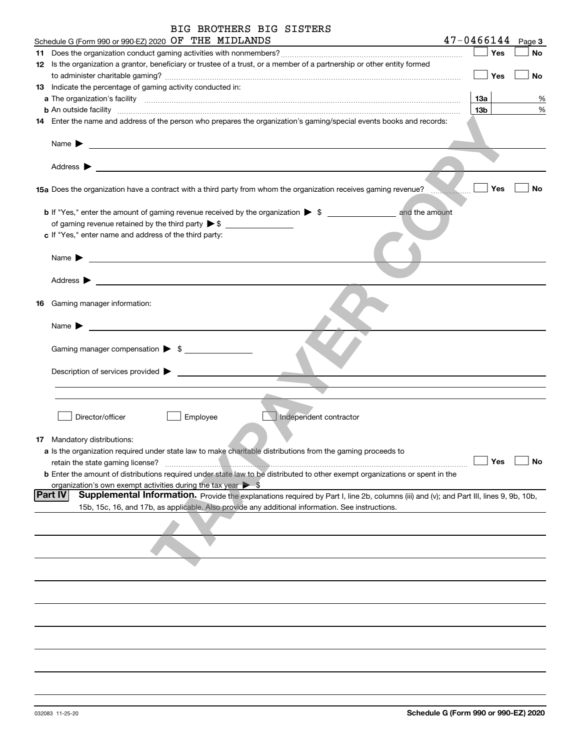BIG BROTHERS BIG SISTERS

Schedule G (Form 990 or 990-EZ) 2020 OF THE MIDLANDS 47-0466144 Page **3**

**11** Does the organization conduct gaming activities with nonmembers? ☐ Yes ☐ No

**12** Is the organization a grantor, beneficiary or trustee of a trust, or a member of a partnership or other entity formed to administer charitable gaming? ☐ Yes ☐ No

**13** Indicate the percentage of gaming activity conducted in:

**a** The organization's facility **13a** %

**b** An outside facility **13b** %

**14** Enter the name and address of the person who prepares the organization's gaming/special events books and records:

Name ▶

Address ▶

**15a** Does the organization have a contract with a third party from whom the organization receives gaming revenue? ☐ Yes ☐ No

**b** If "Yes," enter the amount of gaming revenue received by the organization ▶ $ ______ and the amount of gaming revenue retained by the third party ▶ $ ______

**c** If "Yes," enter name and address of the third party:

Name ▶

Address ▶

**16** Gaming manager information:

Name ▶

Gaming manager compensation ▶ $

Description of services provided ▶

☐ Director/officer ☐ Employee ☐ Independent contractor

**17** Mandatory distributions:

**a** Is the organization required under state law to make charitable distributions from the gaming proceeds to retain the state gaming license? ☐ Yes ☐ No

**b** Enter the amount of distributions required under state law to be distributed to other exempt organizations or spent in the organization's own exempt activities during the tax year ▶ $

**Part IV** **Supplemental Information.** Provide the explanations required by Part I, line 2b, columns (iii) and (v); and Part III, lines 9, 9b, 10b, 15b, 15c, 16, and 17b, as applicable. Also provide any additional information. See instructions.

032083 11-25-20 **Schedule G (Form 990 or 990-EZ) 2020**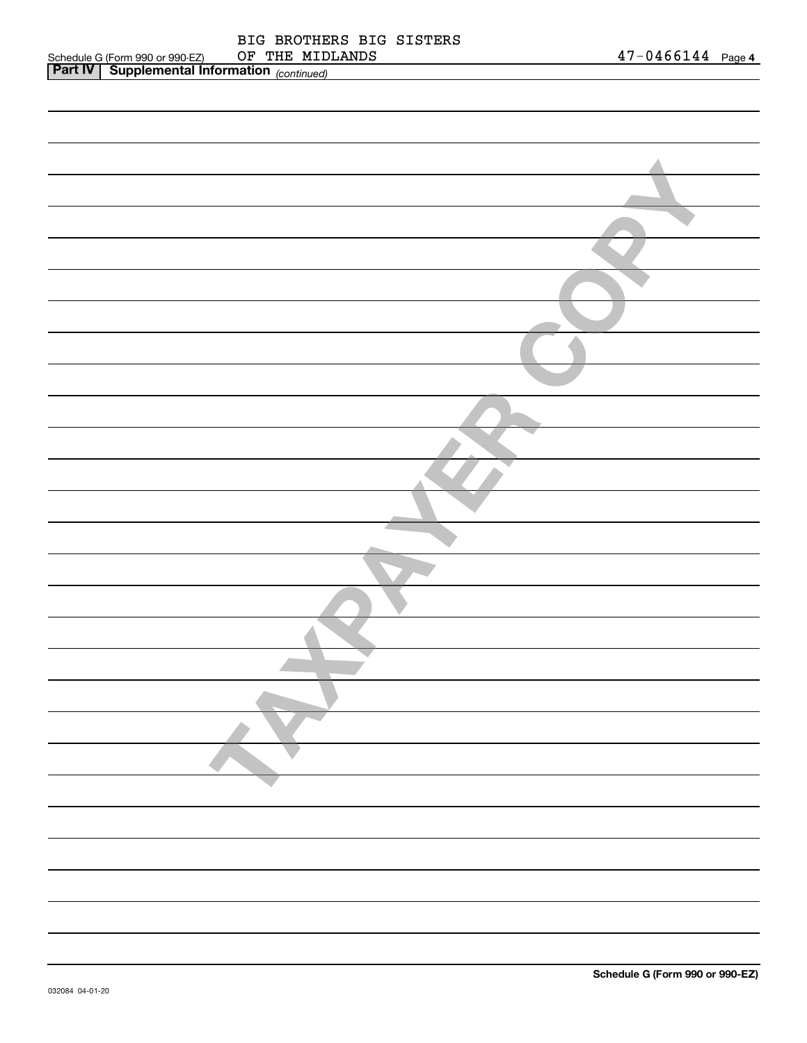BIG BROTHERS BIG SISTERS OF THE MIDLANDS

47-0466144

**Part IV | Supplemental Information** *(continued)*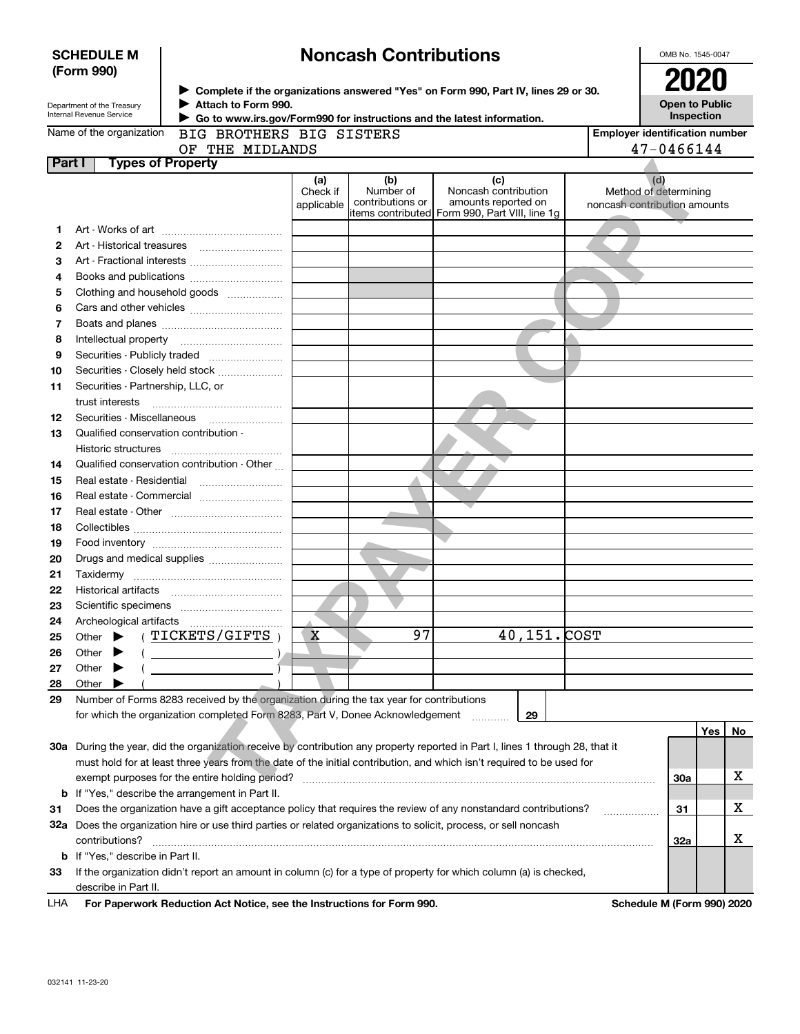**SCHEDULE M (Form 990)**

Department of the Treasury
Internal Revenue Service

# Noncash Contributions

▶ Complete if the organizations answered "Yes" on Form 990, Part IV, lines 29 or 30.
▶ Attach to Form 990.
▶ Go to www.irs.gov/Form990 for instructions and the latest information.

OMB No. 1545-0047

**2020**

**Open to Public Inspection**

Name of the organization: BIG BROTHERS BIG SISTERS OF THE MIDLANDS

Employer identification number: 47-0466144

## Part I Types of Property

| | | (a) Check if applicable | (b) Number of contributions or items contributed | (c) Noncash contribution amounts reported on Form 990, Part VIII, line 1g | (d) Method of determining noncash contribution amounts |
|---|---|---|---|---|---|
| 1 | Art - Works of art | | | | |
| 2 | Art - Historical treasures | | | | |
| 3 | Art - Fractional interests | | | | |
| 4 | Books and publications | | | | |
| 5 | Clothing and household goods | | | | |
| 6 | Cars and other vehicles | | | | |
| 7 | Boats and planes | | | | |
| 8 | Intellectual property | | | | |
| 9 | Securities - Publicly traded | | | | |
| 10 | Securities - Closely held stock | | | | |
| 11 | Securities - Partnership, LLC, or trust interests | | | | |
| 12 | Securities - Miscellaneous | | | | |
| 13 | Qualified conservation contribution - Historic structures | | | | |
| 14 | Qualified conservation contribution - Other | | | | |
| 15 | Real estate - Residential | | | | |
| 16 | Real estate - Commercial | | | | |
| 17 | Real estate - Other | | | | |
| 18 | Collectibles | | | | |
| 19 | Food inventory | | | | |
| 20 | Drugs and medical supplies | | | | |
| 21 | Taxidermy | | | | |
| 22 | Historical artifacts | | | | |
| 23 | Scientific specimens | | | | |
| 24 | Archeological artifacts | | | | |
| 25 | Other ▶ ( TICKETS/GIFTS ) | X | 97 | 40,151. | COST |
| 26 | Other ▶ ( ) | | | | |
| 27 | Other ▶ ( ) | | | | |
| 28 | Other ▶ ( ) | | | | |

29 Number of Forms 8283 received by the organization during the tax year for contributions for which the organization completed Form 8283, Part V, Donee Acknowledgement ..... 29

| | | | Yes | No |
|---|---|---|---|---|
| 30a | During the year, did the organization receive by contribution any property reported in Part I, lines 1 through 28, that it must hold for at least three years from the date of the initial contribution, and which isn't required to be used for exempt purposes for the entire holding period? | 30a | | X |
| b | If "Yes," describe the arrangement in Part II. | | | |
| 31 | Does the organization have a gift acceptance policy that requires the review of any nonstandard contributions? | 31 | | X |
| 32a | Does the organization hire or use third parties or related organizations to solicit, process, or sell noncash contributions? | 32a | | X |
| b | If "Yes," describe in Part II. | | | |
| 33 | If the organization didn't report an amount in column (c) for a type of property for which column (a) is checked, describe in Part II. | | | |

LHA For Paperwork Reduction Act Notice, see the Instructions for Form 990. Schedule M (Form 990) 2020

032141 11-23-20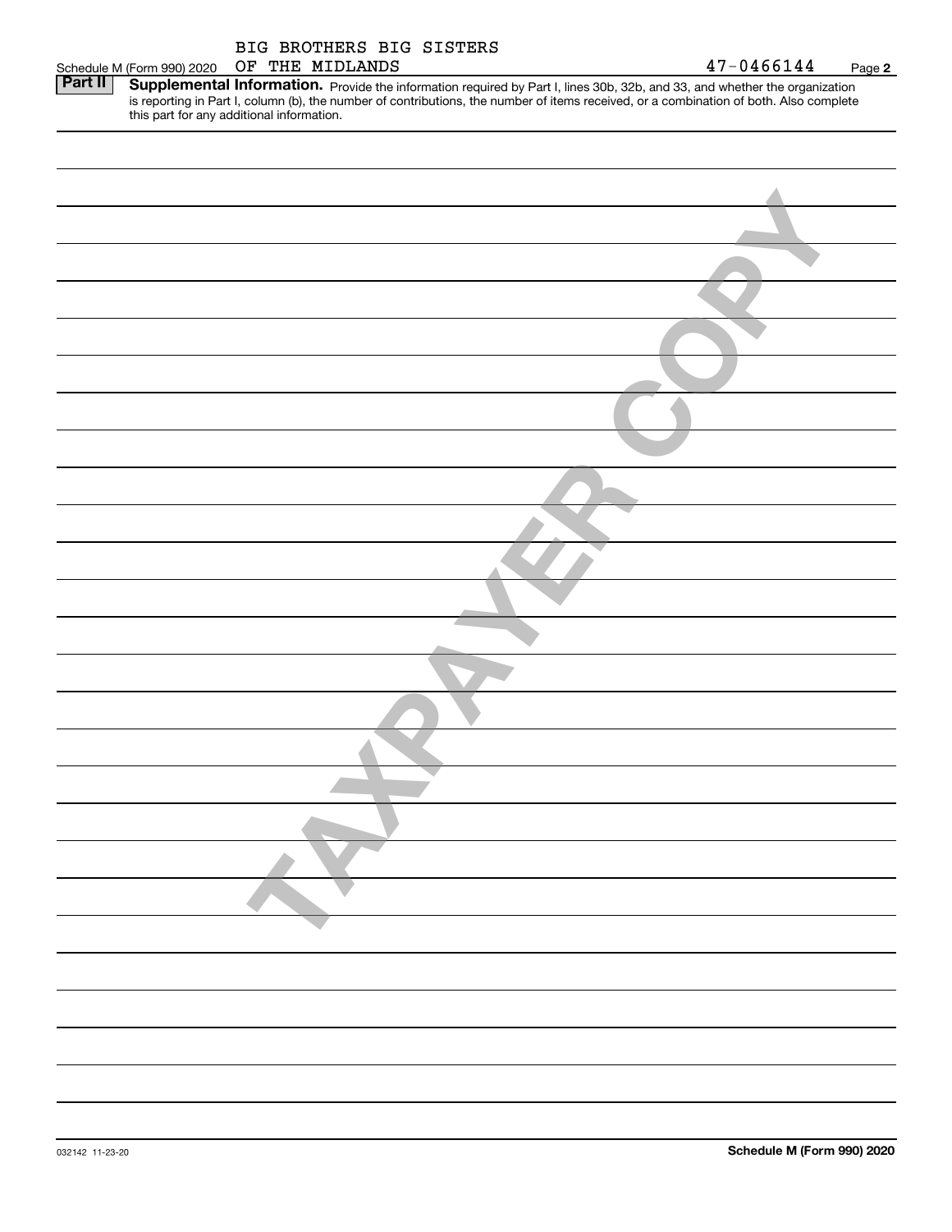BIG BROTHERS BIG SISTERS
Schedule M (Form 990) 2020 OF THE MIDLANDS 47-0466144 Page 2

**Part II** **Supplemental Information.** Provide the information required by Part I, lines 30b, 32b, and 33, and whether the organization is reporting in Part I, column (b), the number of contributions, the number of items received, or a combination of both. Also complete this part for any additional information.

TAXPAYER COPY

032142 11-23-20 **Schedule M (Form 990) 2020**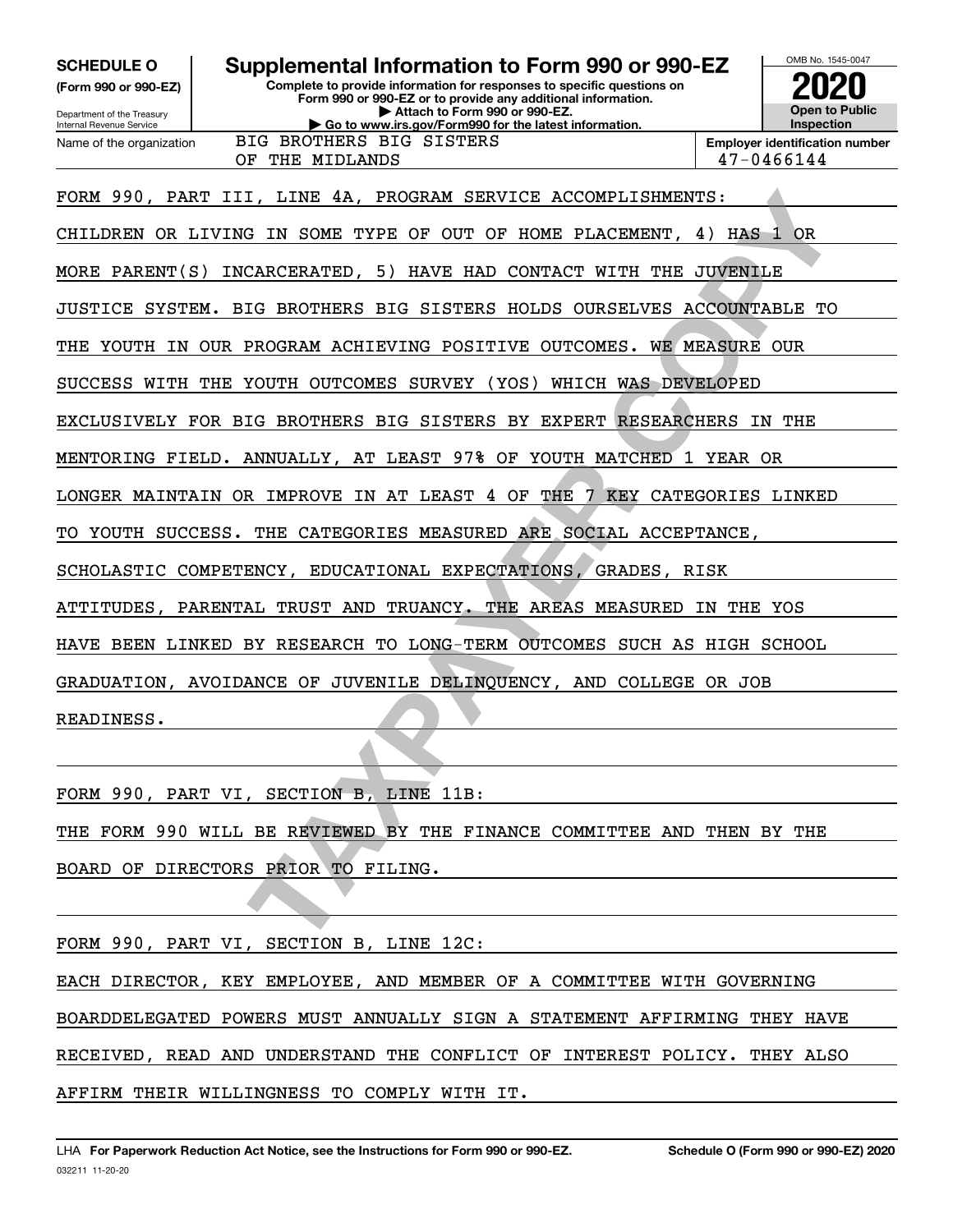**SCHEDULE O** (Form 990 or 990-EZ)

Department of the Treasury
Internal Revenue Service

# Supplemental Information to Form 990 or 990-EZ

**Complete to provide information for responses to specific questions on Form 990 or 990-EZ or to provide any additional information.**
**▶ Attach to Form 990 or 990-EZ.**
**▶ Go to www.irs.gov/Form990 for the latest information.**

OMB No. 1545-0047

**2020**

**Open to Public Inspection**

| Name of the organization | Employer identification number |
| --- | --- |
| BIG BROTHERS BIG SISTERS OF THE MIDLANDS | 47-0466144 |

FORM 990, PART III, LINE 4A, PROGRAM SERVICE ACCOMPLISHMENTS:

CHILDREN OR LIVING IN SOME TYPE OF OUT OF HOME PLACEMENT, 4) HAS 1 OR MORE PARENT(S) INCARCERATED, 5) HAVE HAD CONTACT WITH THE JUVENILE JUSTICE SYSTEM. BIG BROTHERS BIG SISTERS HOLDS OURSELVES ACCOUNTABLE TO THE YOUTH IN OUR PROGRAM ACHIEVING POSITIVE OUTCOMES. WE MEASURE OUR SUCCESS WITH THE YOUTH OUTCOMES SURVEY (YOS) WHICH WAS DEVELOPED EXCLUSIVELY FOR BIG BROTHERS BIG SISTERS BY EXPERT RESEARCHERS IN THE MENTORING FIELD. ANNUALLY, AT LEAST 97% OF YOUTH MATCHED 1 YEAR OR LONGER MAINTAIN OR IMPROVE IN AT LEAST 4 OF THE 7 KEY CATEGORIES LINKED TO YOUTH SUCCESS. THE CATEGORIES MEASURED ARE SOCIAL ACCEPTANCE, SCHOLASTIC COMPETENCY, EDUCATIONAL EXPECTATIONS, GRADES, RISK ATTITUDES, PARENTAL TRUST AND TRUANCY. THE AREAS MEASURED IN THE YOS HAVE BEEN LINKED BY RESEARCH TO LONG-TERM OUTCOMES SUCH AS HIGH SCHOOL GRADUATION, AVOIDANCE OF JUVENILE DELINQUENCY, AND COLLEGE OR JOB READINESS.

FORM 990, PART VI, SECTION B, LINE 11B:

THE FORM 990 WILL BE REVIEWED BY THE FINANCE COMMITTEE AND THEN BY THE BOARD OF DIRECTORS PRIOR TO FILING.

FORM 990, PART VI, SECTION B, LINE 12C:

EACH DIRECTOR, KEY EMPLOYEE, AND MEMBER OF A COMMITTEE WITH GOVERNING BOARDDELEGATED POWERS MUST ANNUALLY SIGN A STATEMENT AFFIRMING THEY HAVE RECEIVED, READ AND UNDERSTAND THE CONFLICT OF INTEREST POLICY. THEY ALSO AFFIRM THEIR WILLINGNESS TO COMPLY WITH IT.

LHA **For Paperwork Reduction Act Notice, see the Instructions for Form 990 or 990-EZ.** **Schedule O (Form 990 or 990-EZ) 2020**

032211 11-20-20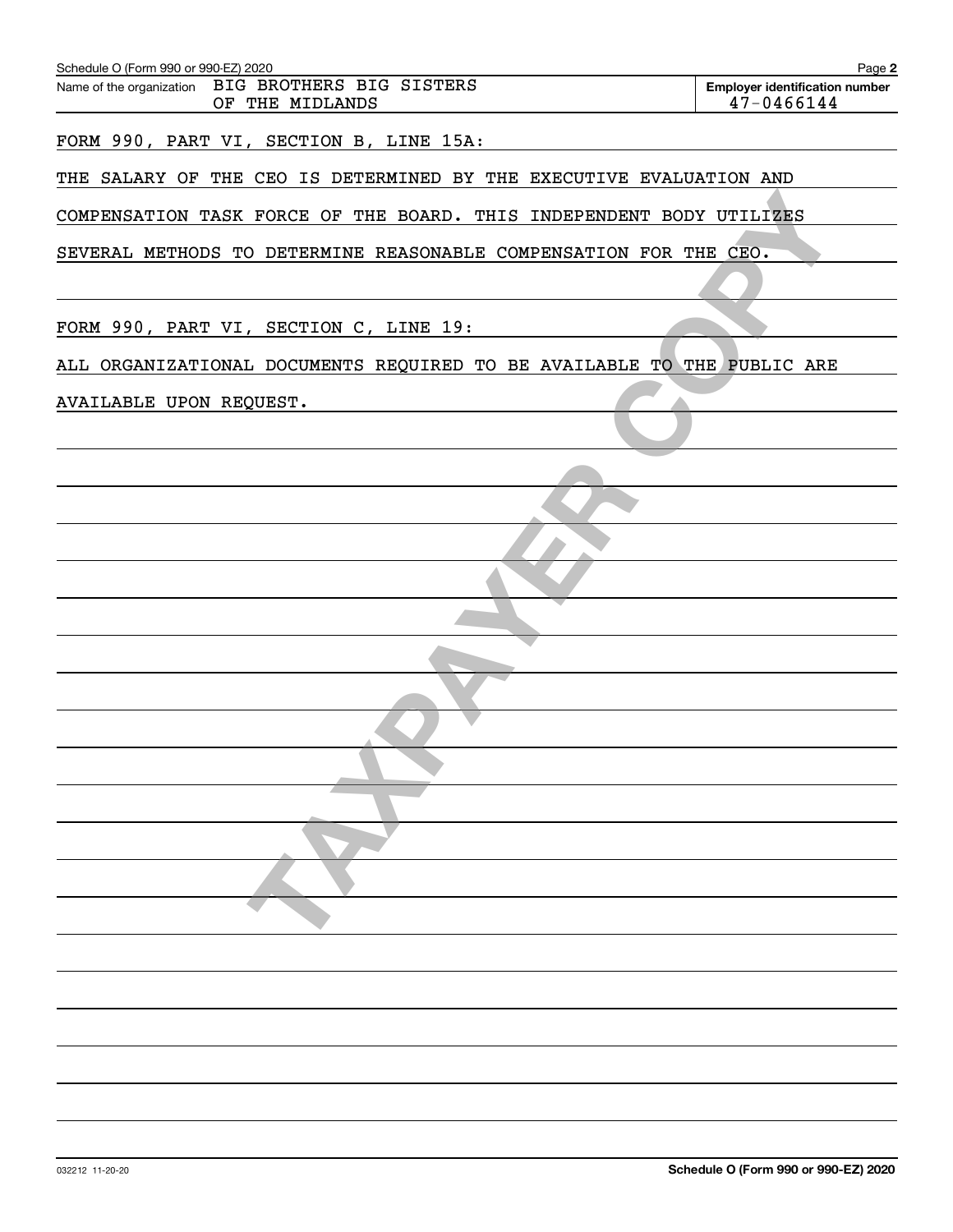Schedule O (Form 990 or 990-EZ) 2020

Name of the organization: BIG BROTHERS BIG SISTERS OF THE MIDLANDS

Employer identification number: 47-0466144

FORM 990, PART VI, SECTION B, LINE 15A:

THE SALARY OF THE CEO IS DETERMINED BY THE EXECUTIVE EVALUATION AND COMPENSATION TASK FORCE OF THE BOARD. THIS INDEPENDENT BODY UTILIZES SEVERAL METHODS TO DETERMINE REASONABLE COMPENSATION FOR THE CEO.

FORM 990, PART VI, SECTION C, LINE 19:

ALL ORGANIZATIONAL DOCUMENTS REQUIRED TO BE AVAILABLE TO THE PUBLIC ARE AVAILABLE UPON REQUEST.

032212 11-20-20

Schedule O (Form 990 or 990-EZ) 2020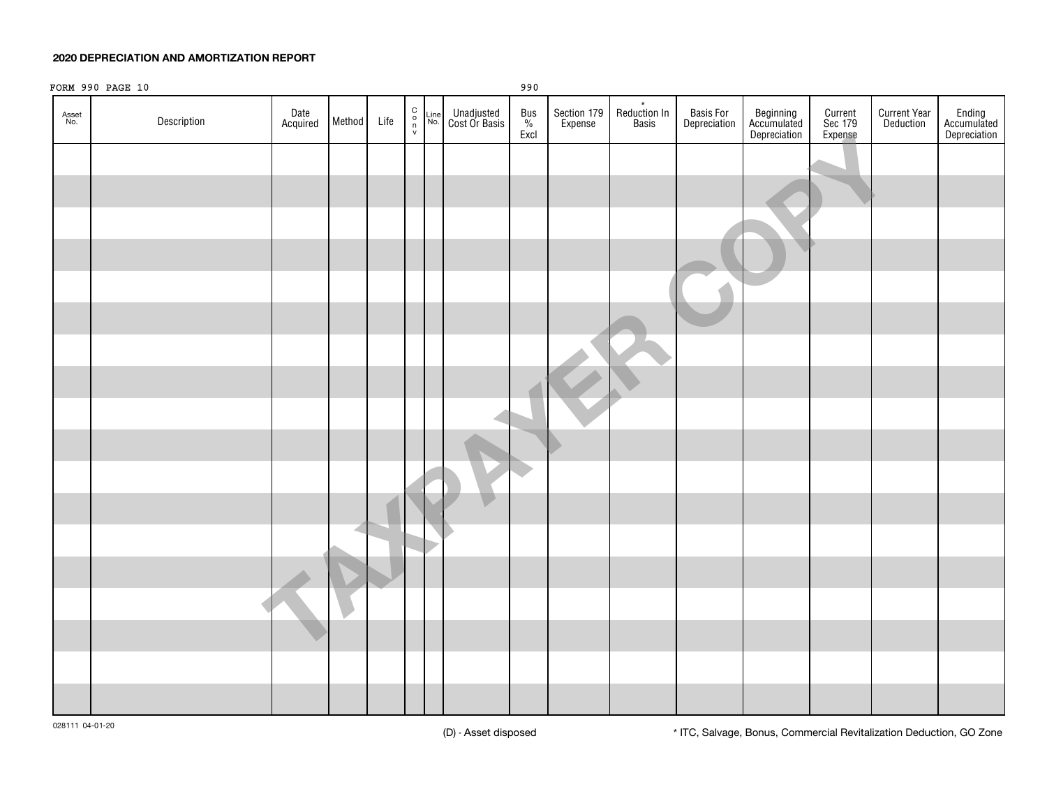## 2020 DEPRECIATION AND AMORTIZATION REPORT

FORM 990 PAGE 10 990

| Asset No. | Description | Date Acquired | Method | Life | Conv | Line No. | Unadjusted Cost Or Basis | Bus % Excl | Section 179 Expense | * Reduction In Basis | Basis For Depreciation | Beginning Accumulated Depreciation | Current Sec 179 Expense | Current Year Deduction | Ending Accumulated Depreciation |
|---|---|---|---|---|---|---|---|---|---|---|---|---|---|---|---|
| | | | | | | | | | | | | | | | |

TAXPAYER COPY

028111 04-01-20

(D) - Asset disposed

* ITC, Salvage, Bonus, Commercial Revitalization Deduction, GO Zone